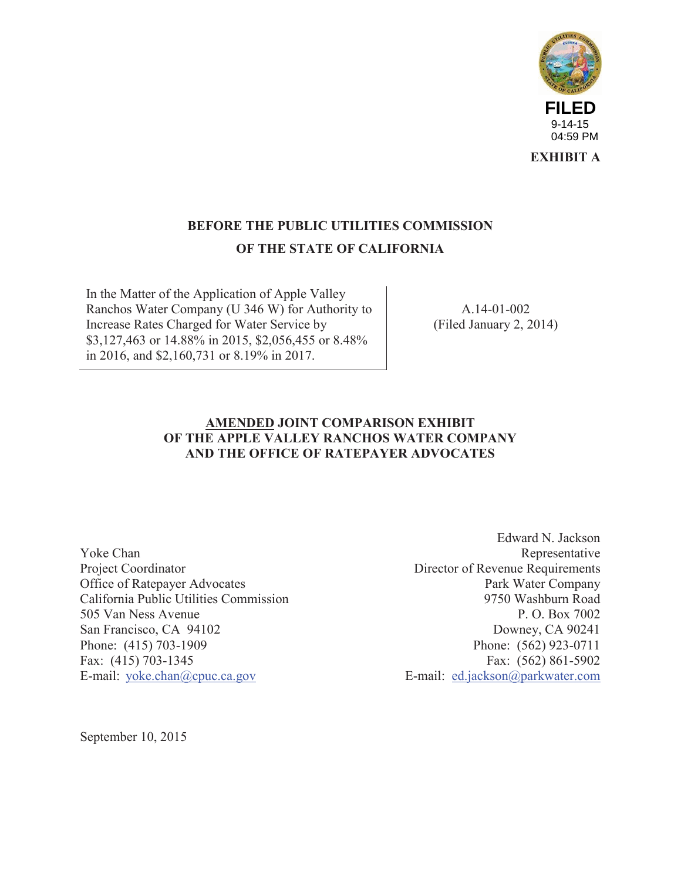FILED
9-14-15
04:59 PM

**EXHIBIT A**

**BEFORE THE PUBLIC UTILITIES COMMISSION**
**OF THE STATE OF CALIFORNIA**

| In the Matter of the Application of Apple Valley Ranchos Water Company (U 346 W) for Authority to Increase Rates Charged for Water Service by $3,127,463 or 14.88% in 2015, $2,056,455 or 8.48% in 2016, and $2,160,731 or 8.19% in 2017. | A.14-01-002 (Filed January 2, 2014) |
|---|---|

**AMENDED JOINT COMPARISON EXHIBIT**
**OF THE APPLE VALLEY RANCHOS WATER COMPANY**
**AND THE OFFICE OF RATEPAYER ADVOCATES**

Yoke Chan
Project Coordinator
Office of Ratepayer Advocates
California Public Utilities Commission
505 Van Ness Avenue
San Francisco, CA 94102
Phone: (415) 703-1909
Fax: (415) 703-1345
E-mail: yoke.chan@cpuc.ca.gov

Edward N. Jackson
Representative
Director of Revenue Requirements
Park Water Company
9750 Washburn Road
P. O. Box 7002
Downey, CA 90241
Phone: (562) 923-0711
Fax: (562) 861-5902
E-mail: ed.jackson@parkwater.com

September 10, 2015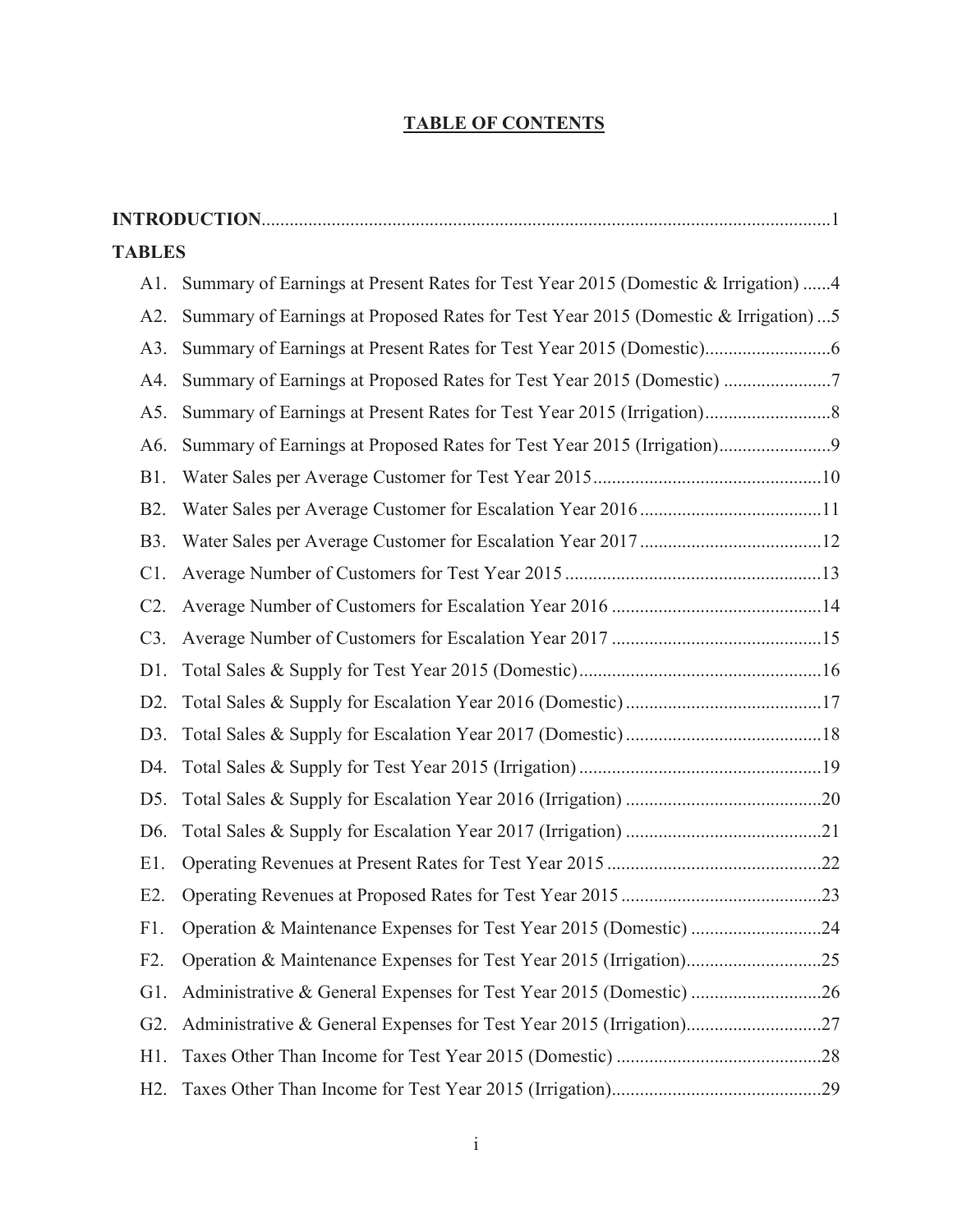# TABLE OF CONTENTS

**INTRODUCTION**.........................................................................................................................1

**TABLES**

A1. Summary of Earnings at Present Rates for Test Year 2015 (Domestic & Irrigation) ......4

A2. Summary of Earnings at Proposed Rates for Test Year 2015 (Domestic & Irrigation) ...5

A3. Summary of Earnings at Present Rates for Test Year 2015 (Domestic)...........................6

A4. Summary of Earnings at Proposed Rates for Test Year 2015 (Domestic) .......................7

A5. Summary of Earnings at Present Rates for Test Year 2015 (Irrigation)...........................8

A6. Summary of Earnings at Proposed Rates for Test Year 2015 (Irrigation)........................9

B1. Water Sales per Average Customer for Test Year 2015.................................................10

B2. Water Sales per Average Customer for Escalation Year 2016.......................................11

B3. Water Sales per Average Customer for Escalation Year 2017.......................................12

C1. Average Number of Customers for Test Year 2015.......................................................13

C2. Average Number of Customers for Escalation Year 2016 .............................................14

C3. Average Number of Customers for Escalation Year 2017 .............................................15

D1. Total Sales & Supply for Test Year 2015 (Domestic)....................................................16

D2. Total Sales & Supply for Escalation Year 2016 (Domestic)..........................................17

D3. Total Sales & Supply for Escalation Year 2017 (Domestic)..........................................18

D4. Total Sales & Supply for Test Year 2015 (Irrigation)....................................................19

D5. Total Sales & Supply for Escalation Year 2016 (Irrigation) ..........................................20

D6. Total Sales & Supply for Escalation Year 2017 (Irrigation) ..........................................21

E1. Operating Revenues at Present Rates for Test Year 2015 ..............................................22

E2. Operating Revenues at Proposed Rates for Test Year 2015...........................................23

F1. Operation & Maintenance Expenses for Test Year 2015 (Domestic) ............................24

F2. Operation & Maintenance Expenses for Test Year 2015 (Irrigation).............................25

G1. Administrative & General Expenses for Test Year 2015 (Domestic) ............................26

G2. Administrative & General Expenses for Test Year 2015 (Irrigation).............................27

H1. Taxes Other Than Income for Test Year 2015 (Domestic) ............................................28

H2. Taxes Other Than Income for Test Year 2015 (Irrigation).............................................29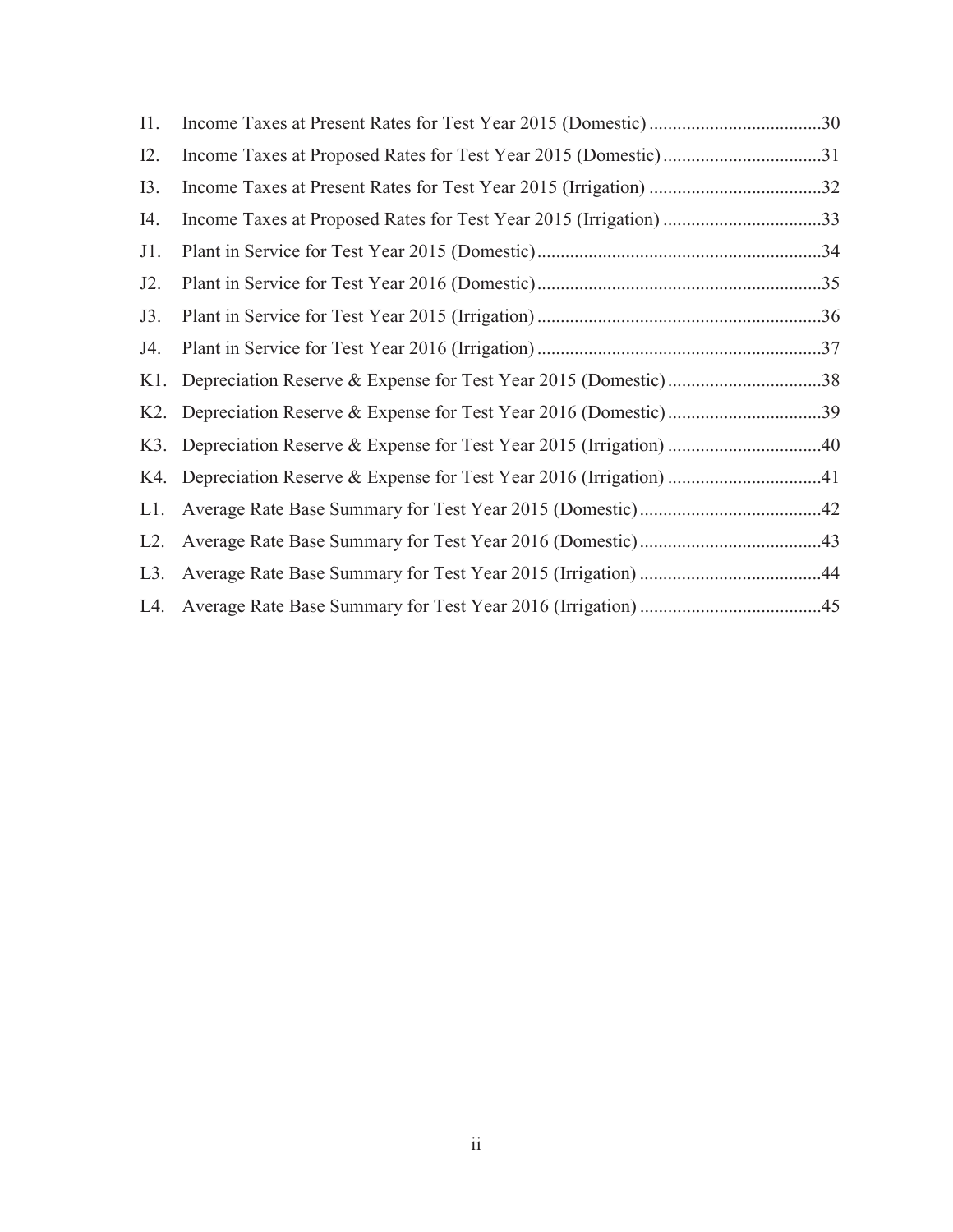I1. Income Taxes at Present Rates for Test Year 2015 (Domestic) .....................................30

I2. Income Taxes at Proposed Rates for Test Year 2015 (Domestic) ..................................31

I3. Income Taxes at Present Rates for Test Year 2015 (Irrigation) .....................................32

I4. Income Taxes at Proposed Rates for Test Year 2015 (Irrigation) ..................................33

J1. Plant in Service for Test Year 2015 (Domestic).............................................................34

J2. Plant in Service for Test Year 2016 (Domestic).............................................................35

J3. Plant in Service for Test Year 2015 (Irrigation).............................................................36

J4. Plant in Service for Test Year 2016 (Irrigation).............................................................37

K1. Depreciation Reserve & Expense for Test Year 2015 (Domestic).................................38

K2. Depreciation Reserve & Expense for Test Year 2016 (Domestic).................................39

K3. Depreciation Reserve & Expense for Test Year 2015 (Irrigation) .................................40

K4. Depreciation Reserve & Expense for Test Year 2016 (Irrigation) .................................41

L1. Average Rate Base Summary for Test Year 2015 (Domestic).......................................42

L2. Average Rate Base Summary for Test Year 2016 (Domestic).......................................43

L3. Average Rate Base Summary for Test Year 2015 (Irrigation) .......................................44

L4. Average Rate Base Summary for Test Year 2016 (Irrigation) .......................................45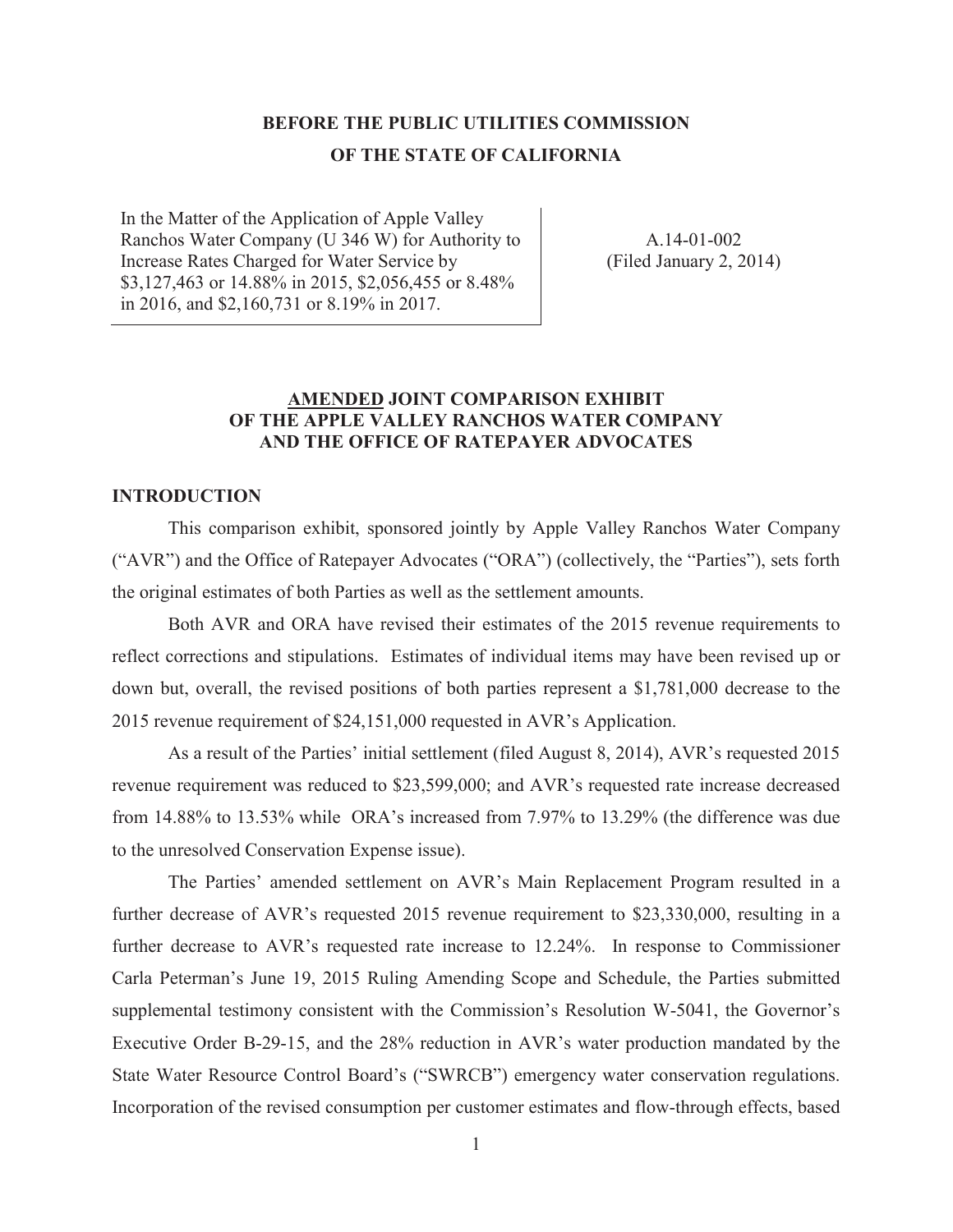**BEFORE THE PUBLIC UTILITIES COMMISSION**
**OF THE STATE OF CALIFORNIA**

| In the Matter of the Application of Apple Valley Ranchos Water Company (U 346 W) for Authority to Increase Rates Charged for Water Service by $3,127,463 or 14.88% in 2015, $2,056,455 or 8.48% in 2016, and $2,160,731 or 8.19% in 2017. | A.14-01-002 (Filed January 2, 2014) |
|---|---|

## <u>AMENDED</u> JOINT COMPARISON EXHIBIT OF THE APPLE VALLEY RANCHOS WATER COMPANY AND THE OFFICE OF RATEPAYER ADVOCATES

### INTRODUCTION

This comparison exhibit, sponsored jointly by Apple Valley Ranchos Water Company ("AVR") and the Office of Ratepayer Advocates ("ORA") (collectively, the "Parties"), sets forth the original estimates of both Parties as well as the settlement amounts.

Both AVR and ORA have revised their estimates of the 2015 revenue requirements to reflect corrections and stipulations. Estimates of individual items may have been revised up or down but, overall, the revised positions of both parties represent a $1,781,000 decrease to the 2015 revenue requirement of $24,151,000 requested in AVR's Application.

As a result of the Parties' initial settlement (filed August 8, 2014), AVR's requested 2015 revenue requirement was reduced to $23,599,000; and AVR's requested rate increase decreased from 14.88% to 13.53% while ORA's increased from 7.97% to 13.29% (the difference was due to the unresolved Conservation Expense issue).

The Parties' amended settlement on AVR's Main Replacement Program resulted in a further decrease of AVR's requested 2015 revenue requirement to $23,330,000, resulting in a further decrease to AVR's requested rate increase to 12.24%. In response to Commissioner Carla Peterman's June 19, 2015 Ruling Amending Scope and Schedule, the Parties submitted supplemental testimony consistent with the Commission's Resolution W-5041, the Governor's Executive Order B-29-15, and the 28% reduction in AVR's water production mandated by the State Water Resource Control Board's ("SWRCB") emergency water conservation regulations. Incorporation of the revised consumption per customer estimates and flow-through effects, based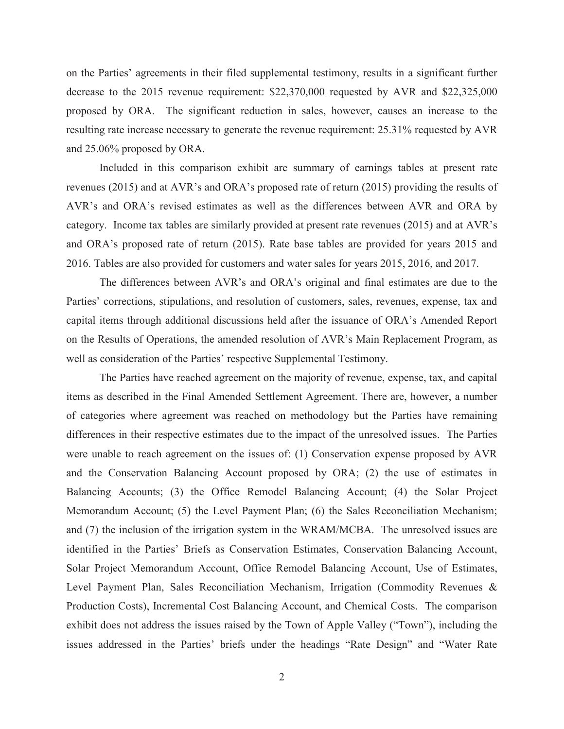on the Parties' agreements in their filed supplemental testimony, results in a significant further decrease to the 2015 revenue requirement: $22,370,000 requested by AVR and $22,325,000 proposed by ORA. The significant reduction in sales, however, causes an increase to the resulting rate increase necessary to generate the revenue requirement: 25.31% requested by AVR and 25.06% proposed by ORA.

Included in this comparison exhibit are summary of earnings tables at present rate revenues (2015) and at AVR's and ORA's proposed rate of return (2015) providing the results of AVR's and ORA's revised estimates as well as the differences between AVR and ORA by category. Income tax tables are similarly provided at present rate revenues (2015) and at AVR's and ORA's proposed rate of return (2015). Rate base tables are provided for years 2015 and 2016. Tables are also provided for customers and water sales for years 2015, 2016, and 2017.

The differences between AVR's and ORA's original and final estimates are due to the Parties' corrections, stipulations, and resolution of customers, sales, revenues, expense, tax and capital items through additional discussions held after the issuance of ORA's Amended Report on the Results of Operations, the amended resolution of AVR's Main Replacement Program, as well as consideration of the Parties' respective Supplemental Testimony.

The Parties have reached agreement on the majority of revenue, expense, tax, and capital items as described in the Final Amended Settlement Agreement. There are, however, a number of categories where agreement was reached on methodology but the Parties have remaining differences in their respective estimates due to the impact of the unresolved issues. The Parties were unable to reach agreement on the issues of: (1) Conservation expense proposed by AVR and the Conservation Balancing Account proposed by ORA; (2) the use of estimates in Balancing Accounts; (3) the Office Remodel Balancing Account; (4) the Solar Project Memorandum Account; (5) the Level Payment Plan; (6) the Sales Reconciliation Mechanism; and (7) the inclusion of the irrigation system in the WRAM/MCBA. The unresolved issues are identified in the Parties' Briefs as Conservation Estimates, Conservation Balancing Account, Solar Project Memorandum Account, Office Remodel Balancing Account, Use of Estimates, Level Payment Plan, Sales Reconciliation Mechanism, Irrigation (Commodity Revenues & Production Costs), Incremental Cost Balancing Account, and Chemical Costs. The comparison exhibit does not address the issues raised by the Town of Apple Valley ("Town"), including the issues addressed in the Parties' briefs under the headings "Rate Design" and "Water Rate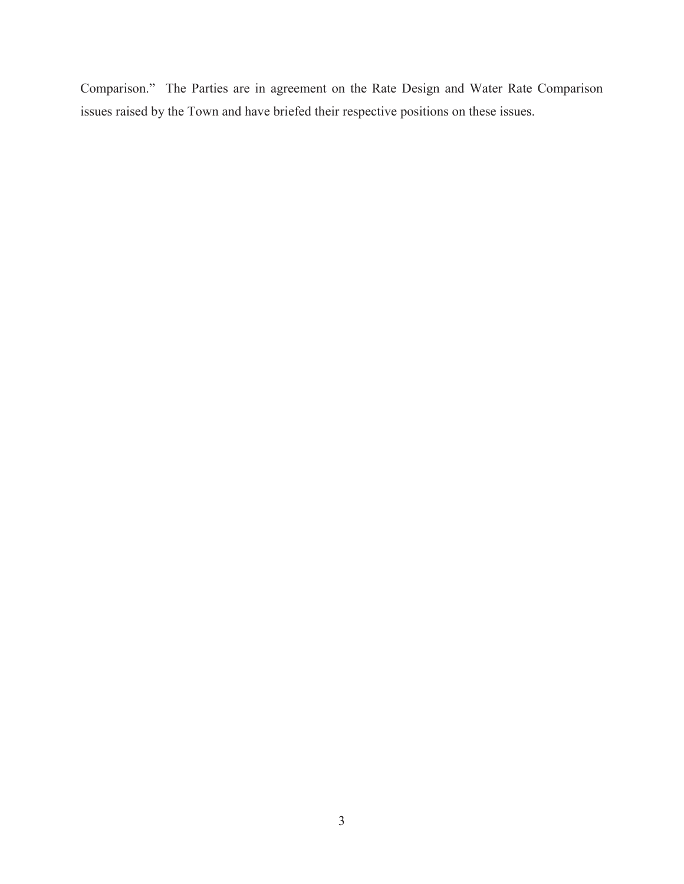Comparison." The Parties are in agreement on the Rate Design and Water Rate Comparison issues raised by the Town and have briefed their respective positions on these issues.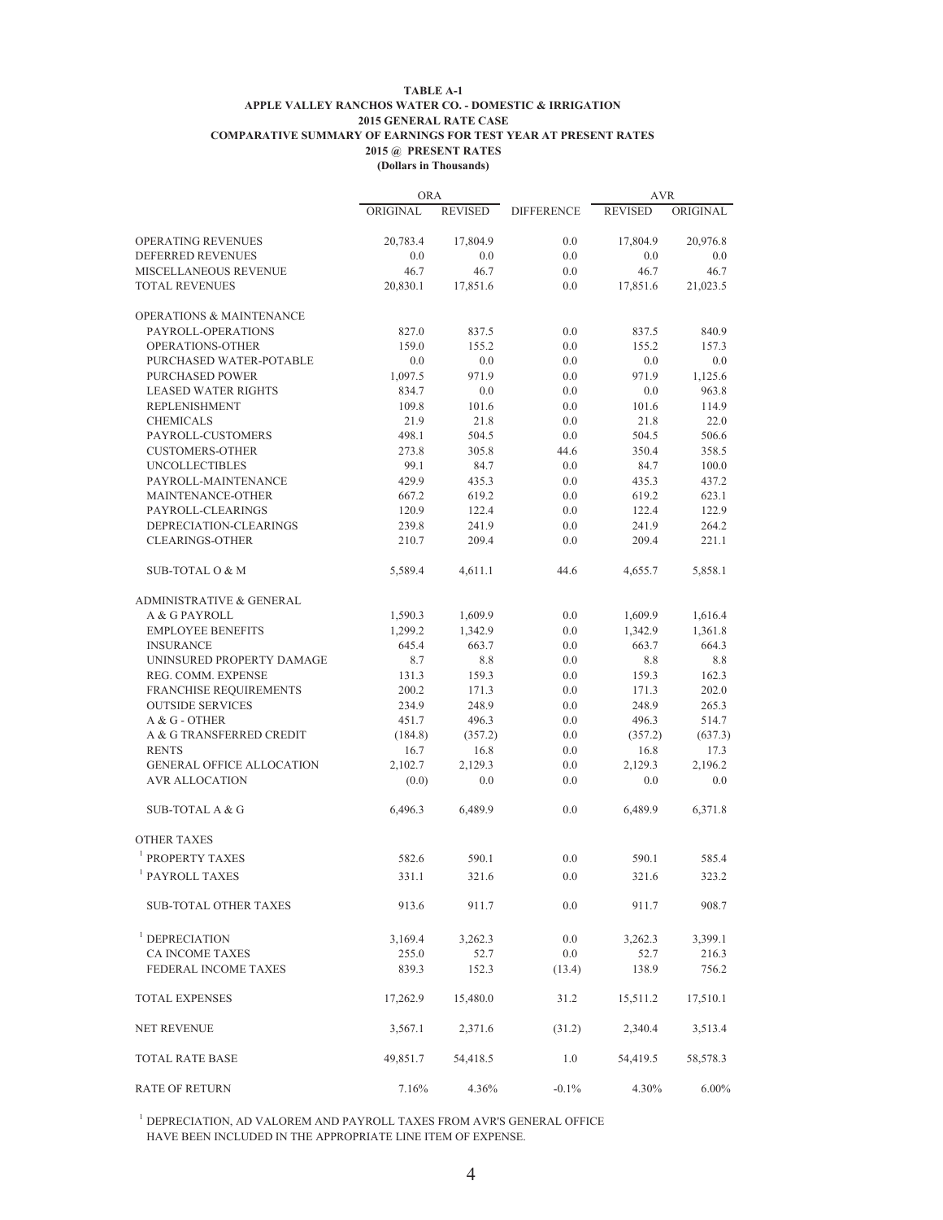**TABLE A-1**
**APPLE VALLEY RANCHOS WATER CO. - DOMESTIC & IRRIGATION**
**2015 GENERAL RATE CASE**
**COMPARATIVE SUMMARY OF EARNINGS FOR TEST YEAR AT PRESENT RATES**
**2015 @ PRESENT RATES**
**(Dollars in Thousands)**

| | ORA | | | AVR | |
|---|---|---|---|---|---|
| | ORIGINAL | REVISED | DIFFERENCE | REVISED | ORIGINAL |
| OPERATING REVENUES | 20,783.4 | 17,804.9 | 0.0 | 17,804.9 | 20,976.8 |
| DEFERRED REVENUES | 0.0 | 0.0 | 0.0 | 0.0 | 0.0 |
| MISCELLANEOUS REVENUE | 46.7 | 46.7 | 0.0 | 46.7 | 46.7 |
| TOTAL REVENUES | 20,830.1 | 17,851.6 | 0.0 | 17,851.6 | 21,023.5 |
| OPERATIONS & MAINTENANCE | | | | | |
| PAYROLL-OPERATIONS | 827.0 | 837.5 | 0.0 | 837.5 | 840.9 |
| OPERATIONS-OTHER | 159.0 | 155.2 | 0.0 | 155.2 | 157.3 |
| PURCHASED WATER-POTABLE | 0.0 | 0.0 | 0.0 | 0.0 | 0.0 |
| PURCHASED POWER | 1,097.5 | 971.9 | 0.0 | 971.9 | 1,125.6 |
| LEASED WATER RIGHTS | 834.7 | 0.0 | 0.0 | 0.0 | 963.8 |
| REPLENISHMENT | 109.8 | 101.6 | 0.0 | 101.6 | 114.9 |
| CHEMICALS | 21.9 | 21.8 | 0.0 | 21.8 | 22.0 |
| PAYROLL-CUSTOMERS | 498.1 | 504.5 | 0.0 | 504.5 | 506.6 |
| CUSTOMERS-OTHER | 273.8 | 305.8 | 44.6 | 350.4 | 358.5 |
| UNCOLLECTIBLES | 99.1 | 84.7 | 0.0 | 84.7 | 100.0 |
| PAYROLL-MAINTENANCE | 429.9 | 435.3 | 0.0 | 435.3 | 437.2 |
| MAINTENANCE-OTHER | 667.2 | 619.2 | 0.0 | 619.2 | 623.1 |
| PAYROLL-CLEARINGS | 120.9 | 122.4 | 0.0 | 122.4 | 122.9 |
| DEPRECIATION-CLEARINGS | 239.8 | 241.9 | 0.0 | 241.9 | 264.2 |
| CLEARINGS-OTHER | 210.7 | 209.4 | 0.0 | 209.4 | 221.1 |
| SUB-TOTAL O & M | 5,589.4 | 4,611.1 | 44.6 | 4,655.7 | 5,858.1 |
| ADMINISTRATIVE & GENERAL | | | | | |
| A & G PAYROLL | 1,590.3 | 1,609.9 | 0.0 | 1,609.9 | 1,616.4 |
| EMPLOYEE BENEFITS | 1,299.2 | 1,342.9 | 0.0 | 1,342.9 | 1,361.8 |
| INSURANCE | 645.4 | 663.7 | 0.0 | 663.7 | 664.3 |
| UNINSURED PROPERTY DAMAGE | 8.7 | 8.8 | 0.0 | 8.8 | 8.8 |
| REG. COMM. EXPENSE | 131.3 | 159.3 | 0.0 | 159.3 | 162.3 |
| FRANCHISE REQUIREMENTS | 200.2 | 171.3 | 0.0 | 171.3 | 202.0 |
| OUTSIDE SERVICES | 234.9 | 248.9 | 0.0 | 248.9 | 265.3 |
| A & G - OTHER | 451.7 | 496.3 | 0.0 | 496.3 | 514.7 |
| A & G TRANSFERRED CREDIT | (184.8) | (357.2) | 0.0 | (357.2) | (637.3) |
| RENTS | 16.7 | 16.8 | 0.0 | 16.8 | 17.3 |
| GENERAL OFFICE ALLOCATION | 2,102.7 | 2,129.3 | 0.0 | 2,129.3 | 2,196.2 |
| AVR ALLOCATION | (0.0) | 0.0 | 0.0 | 0.0 | 0.0 |
| SUB-TOTAL A & G | 6,496.3 | 6,489.9 | 0.0 | 6,489.9 | 6,371.8 |
| OTHER TAXES | | | | | |
| [1] PROPERTY TAXES | 582.6 | 590.1 | 0.0 | 590.1 | 585.4 |
| [1] PAYROLL TAXES | 331.1 | 321.6 | 0.0 | 321.6 | 323.2 |
| SUB-TOTAL OTHER TAXES | 913.6 | 911.7 | 0.0 | 911.7 | 908.7 |
| [1] DEPRECIATION | 3,169.4 | 3,262.3 | 0.0 | 3,262.3 | 3,399.1 |
| CA INCOME TAXES | 255.0 | 52.7 | 0.0 | 52.7 | 216.3 |
| FEDERAL INCOME TAXES | 839.3 | 152.3 | (13.4) | 138.9 | 756.2 |
| TOTAL EXPENSES | 17,262.9 | 15,480.0 | 31.2 | 15,511.2 | 17,510.1 |
| NET REVENUE | 3,567.1 | 2,371.6 | (31.2) | 2,340.4 | 3,513.4 |
| TOTAL RATE BASE | 49,851.7 | 54,418.5 | 1.0 | 54,419.5 | 58,578.3 |
| RATE OF RETURN | 7.16% | 4.36% | -0.1% | 4.30% | 6.00% |

[1] DEPRECIATION, AD VALOREM AND PAYROLL TAXES FROM AVR'S GENERAL OFFICE HAVE BEEN INCLUDED IN THE APPROPRIATE LINE ITEM OF EXPENSE.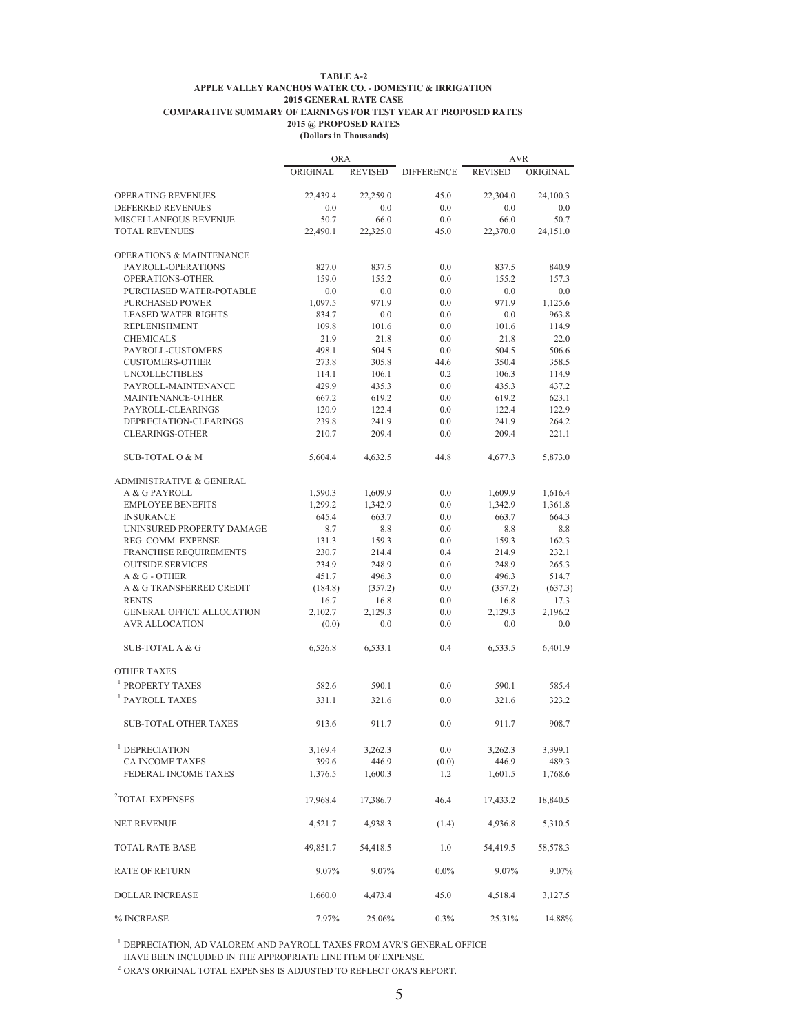**TABLE A-2**
**APPLE VALLEY RANCHOS WATER CO. - DOMESTIC & IRRIGATION**
**2015 GENERAL RATE CASE**
**COMPARATIVE SUMMARY OF EARNINGS FOR TEST YEAR AT PROPOSED RATES**
**2015 @ PROPOSED RATES**
**(Dollars in Thousands)**

| | ORA | | | AVR | |
|---|---|---|---|---|---|
| | ORIGINAL | REVISED | DIFFERENCE | REVISED | ORIGINAL |
| OPERATING REVENUES | 22,439.4 | 22,259.0 | 45.0 | 22,304.0 | 24,100.3 |
| DEFERRED REVENUES | 0.0 | 0.0 | 0.0 | 0.0 | 0.0 |
| MISCELLANEOUS REVENUE | 50.7 | 66.0 | 0.0 | 66.0 | 50.7 |
| TOTAL REVENUES | 22,490.1 | 22,325.0 | 45.0 | 22,370.0 | 24,151.0 |
| OPERATIONS & MAINTENANCE | | | | | |
| PAYROLL-OPERATIONS | 827.0 | 837.5 | 0.0 | 837.5 | 840.9 |
| OPERATIONS-OTHER | 159.0 | 155.2 | 0.0 | 155.2 | 157.3 |
| PURCHASED WATER-POTABLE | 0.0 | 0.0 | 0.0 | 0.0 | 0.0 |
| PURCHASED POWER | 1,097.5 | 971.9 | 0.0 | 971.9 | 1,125.6 |
| LEASED WATER RIGHTS | 834.7 | 0.0 | 0.0 | 0.0 | 963.8 |
| REPLENISHMENT | 109.8 | 101.6 | 0.0 | 101.6 | 114.9 |
| CHEMICALS | 21.9 | 21.8 | 0.0 | 21.8 | 22.0 |
| PAYROLL-CUSTOMERS | 498.1 | 504.5 | 0.0 | 504.5 | 506.6 |
| CUSTOMERS-OTHER | 273.8 | 305.8 | 44.6 | 350.4 | 358.5 |
| UNCOLLECTIBLES | 114.1 | 106.1 | 0.2 | 106.3 | 114.9 |
| PAYROLL-MAINTENANCE | 429.9 | 435.3 | 0.0 | 435.3 | 437.2 |
| MAINTENANCE-OTHER | 667.2 | 619.2 | 0.0 | 619.2 | 623.1 |
| PAYROLL-CLEARINGS | 120.9 | 122.4 | 0.0 | 122.4 | 122.9 |
| DEPRECIATION-CLEARINGS | 239.8 | 241.9 | 0.0 | 241.9 | 264.2 |
| CLEARINGS-OTHER | 210.7 | 209.4 | 0.0 | 209.4 | 221.1 |
| SUB-TOTAL O & M | 5,604.4 | 4,632.5 | 44.8 | 4,677.3 | 5,873.0 |
| ADMINISTRATIVE & GENERAL | | | | | |
| A & G PAYROLL | 1,590.3 | 1,609.9 | 0.0 | 1,609.9 | 1,616.4 |
| EMPLOYEE BENEFITS | 1,299.2 | 1,342.9 | 0.0 | 1,342.9 | 1,361.8 |
| INSURANCE | 645.4 | 663.7 | 0.0 | 663.7 | 664.3 |
| UNINSURED PROPERTY DAMAGE | 8.7 | 8.8 | 0.0 | 8.8 | 8.8 |
| REG. COMM. EXPENSE | 131.3 | 159.3 | 0.0 | 159.3 | 162.3 |
| FRANCHISE REQUIREMENTS | 230.7 | 214.4 | 0.4 | 214.9 | 232.1 |
| OUTSIDE SERVICES | 234.9 | 248.9 | 0.0 | 248.9 | 265.3 |
| A & G - OTHER | 451.7 | 496.3 | 0.0 | 496.3 | 514.7 |
| A & G TRANSFERRED CREDIT | (184.8) | (357.2) | 0.0 | (357.2) | (637.3) |
| RENTS | 16.7 | 16.8 | 0.0 | 16.8 | 17.3 |
| GENERAL OFFICE ALLOCATION | 2,102.7 | 2,129.3 | 0.0 | 2,129.3 | 2,196.2 |
| AVR ALLOCATION | (0.0) | 0.0 | 0.0 | 0.0 | 0.0 |
| SUB-TOTAL A & G | 6,526.8 | 6,533.1 | 0.4 | 6,533.5 | 6,401.9 |
| OTHER TAXES | | | | | |
| [1] PROPERTY TAXES | 582.6 | 590.1 | 0.0 | 590.1 | 585.4 |
| [1] PAYROLL TAXES | 331.1 | 321.6 | 0.0 | 321.6 | 323.2 |
| SUB-TOTAL OTHER TAXES | 913.6 | 911.7 | 0.0 | 911.7 | 908.7 |
| [1] DEPRECIATION | 3,169.4 | 3,262.3 | 0.0 | 3,262.3 | 3,399.1 |
| CA INCOME TAXES | 399.6 | 446.9 | (0.0) | 446.9 | 489.3 |
| FEDERAL INCOME TAXES | 1,376.5 | 1,600.3 | 1.2 | 1,601.5 | 1,768.6 |
| [2] TOTAL EXPENSES | 17,968.4 | 17,386.7 | 46.4 | 17,433.2 | 18,840.5 |
| NET REVENUE | 4,521.7 | 4,938.3 | (1.4) | 4,936.8 | 5,310.5 |
| TOTAL RATE BASE | 49,851.7 | 54,418.5 | 1.0 | 54,419.5 | 58,578.3 |
| RATE OF RETURN | 9.07% | 9.07% | 0.0% | 9.07% | 9.07% |
| DOLLAR INCREASE | 1,660.0 | 4,473.4 | 45.0 | 4,518.4 | 3,127.5 |
| % INCREASE | 7.97% | 25.06% | 0.3% | 25.31% | 14.88% |

[1] DEPRECIATION, AD VALOREM AND PAYROLL TAXES FROM AVR'S GENERAL OFFICE HAVE BEEN INCLUDED IN THE APPROPRIATE LINE ITEM OF EXPENSE.

[2] ORA'S ORIGINAL TOTAL EXPENSES IS ADJUSTED TO REFLECT ORA'S REPORT.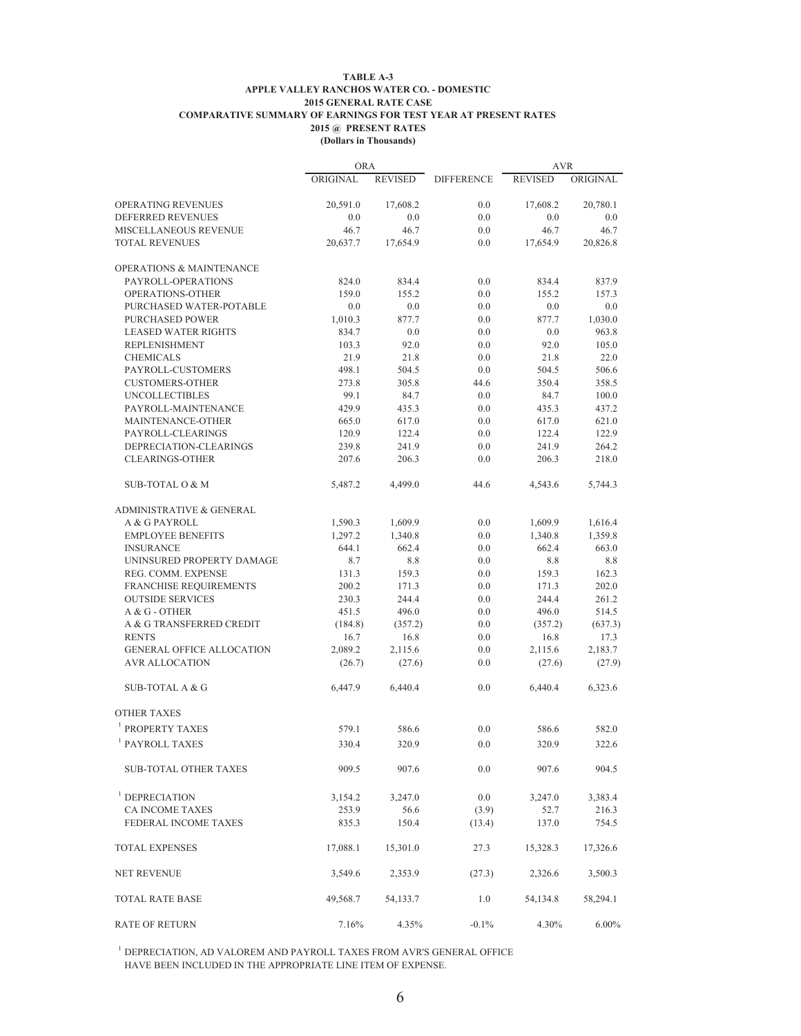**TABLE A-3**
**APPLE VALLEY RANCHOS WATER CO. - DOMESTIC**
**2015 GENERAL RATE CASE**
**COMPARATIVE SUMMARY OF EARNINGS FOR TEST YEAR AT PRESENT RATES**
**2015 @ PRESENT RATES**
**(Dollars in Thousands)**

| | ORA | | | AVR | |
|---|---|---|---|---|---|
| | ORIGINAL | REVISED | DIFFERENCE | REVISED | ORIGINAL |
| OPERATING REVENUES | 20,591.0 | 17,608.2 | 0.0 | 17,608.2 | 20,780.1 |
| DEFERRED REVENUES | 0.0 | 0.0 | 0.0 | 0.0 | 0.0 |
| MISCELLANEOUS REVENUE | 46.7 | 46.7 | 0.0 | 46.7 | 46.7 |
| TOTAL REVENUES | 20,637.7 | 17,654.9 | 0.0 | 17,654.9 | 20,826.8 |
| OPERATIONS & MAINTENANCE | | | | | |
| PAYROLL-OPERATIONS | 824.0 | 834.4 | 0.0 | 834.4 | 837.9 |
| OPERATIONS-OTHER | 159.0 | 155.2 | 0.0 | 155.2 | 157.3 |
| PURCHASED WATER-POTABLE | 0.0 | 0.0 | 0.0 | 0.0 | 0.0 |
| PURCHASED POWER | 1,010.3 | 877.7 | 0.0 | 877.7 | 1,030.0 |
| LEASED WATER RIGHTS | 834.7 | 0.0 | 0.0 | 0.0 | 963.8 |
| REPLENISHMENT | 103.3 | 92.0 | 0.0 | 92.0 | 105.0 |
| CHEMICALS | 21.9 | 21.8 | 0.0 | 21.8 | 22.0 |
| PAYROLL-CUSTOMERS | 498.1 | 504.5 | 0.0 | 504.5 | 506.6 |
| CUSTOMERS-OTHER | 273.8 | 305.8 | 44.6 | 350.4 | 358.5 |
| UNCOLLECTIBLES | 99.1 | 84.7 | 0.0 | 84.7 | 100.0 |
| PAYROLL-MAINTENANCE | 429.9 | 435.3 | 0.0 | 435.3 | 437.2 |
| MAINTENANCE-OTHER | 665.0 | 617.0 | 0.0 | 617.0 | 621.0 |
| PAYROLL-CLEARINGS | 120.9 | 122.4 | 0.0 | 122.4 | 122.9 |
| DEPRECIATION-CLEARINGS | 239.8 | 241.9 | 0.0 | 241.9 | 264.2 |
| CLEARINGS-OTHER | 207.6 | 206.3 | 0.0 | 206.3 | 218.0 |
| SUB-TOTAL O & M | 5,487.2 | 4,499.0 | 44.6 | 4,543.6 | 5,744.3 |
| ADMINISTRATIVE & GENERAL | | | | | |
| A & G PAYROLL | 1,590.3 | 1,609.9 | 0.0 | 1,609.9 | 1,616.4 |
| EMPLOYEE BENEFITS | 1,297.2 | 1,340.8 | 0.0 | 1,340.8 | 1,359.8 |
| INSURANCE | 644.1 | 662.4 | 0.0 | 662.4 | 663.0 |
| UNINSURED PROPERTY DAMAGE | 8.7 | 8.8 | 0.0 | 8.8 | 8.8 |
| REG. COMM. EXPENSE | 131.3 | 159.3 | 0.0 | 159.3 | 162.3 |
| FRANCHISE REQUIREMENTS | 200.2 | 171.3 | 0.0 | 171.3 | 202.0 |
| OUTSIDE SERVICES | 230.3 | 244.4 | 0.0 | 244.4 | 261.2 |
| A & G - OTHER | 451.5 | 496.0 | 0.0 | 496.0 | 514.5 |
| A & G TRANSFERRED CREDIT | (184.8) | (357.2) | 0.0 | (357.2) | (637.3) |
| RENTS | 16.7 | 16.8 | 0.0 | 16.8 | 17.3 |
| GENERAL OFFICE ALLOCATION | 2,089.2 | 2,115.6 | 0.0 | 2,115.6 | 2,183.7 |
| AVR ALLOCATION | (26.7) | (27.6) | 0.0 | (27.6) | (27.9) |
| SUB-TOTAL A & G | 6,447.9 | 6,440.4 | 0.0 | 6,440.4 | 6,323.6 |
| OTHER TAXES | | | | | |
| [1] PROPERTY TAXES | 579.1 | 586.6 | 0.0 | 586.6 | 582.0 |
| [1] PAYROLL TAXES | 330.4 | 320.9 | 0.0 | 320.9 | 322.6 |
| SUB-TOTAL OTHER TAXES | 909.5 | 907.6 | 0.0 | 907.6 | 904.5 |
| [1] DEPRECIATION | 3,154.2 | 3,247.0 | 0.0 | 3,247.0 | 3,383.4 |
| CA INCOME TAXES | 253.9 | 56.6 | (3.9) | 52.7 | 216.3 |
| FEDERAL INCOME TAXES | 835.3 | 150.4 | (13.4) | 137.0 | 754.5 |
| TOTAL EXPENSES | 17,088.1 | 15,301.0 | 27.3 | 15,328.3 | 17,326.6 |
| NET REVENUE | 3,549.6 | 2,353.9 | (27.3) | 2,326.6 | 3,500.3 |
| TOTAL RATE BASE | 49,568.7 | 54,133.7 | 1.0 | 54,134.8 | 58,294.1 |
| RATE OF RETURN | 7.16% | 4.35% | -0.1% | 4.30% | 6.00% |

[1] DEPRECIATION, AD VALOREM AND PAYROLL TAXES FROM AVR'S GENERAL OFFICE HAVE BEEN INCLUDED IN THE APPROPRIATE LINE ITEM OF EXPENSE.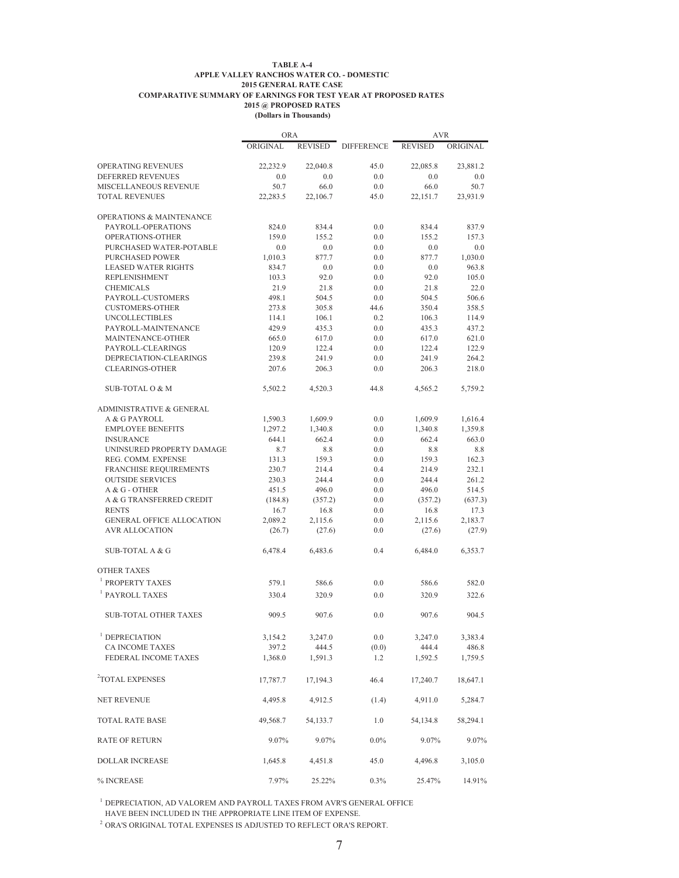**TABLE A-4**
**APPLE VALLEY RANCHOS WATER CO. - DOMESTIC**
**2015 GENERAL RATE CASE**
**COMPARATIVE SUMMARY OF EARNINGS FOR TEST YEAR AT PROPOSED RATES**
**2015 @ PROPOSED RATES**
**(Dollars in Thousands)**

| | ORA | | | AVR | |
|---|---|---|---|---|---|
| | ORIGINAL | REVISED | DIFFERENCE | REVISED | ORIGINAL |
| OPERATING REVENUES | 22,232.9 | 22,040.8 | 45.0 | 22,085.8 | 23,881.2 |
| DEFERRED REVENUES | 0.0 | 0.0 | 0.0 | 0.0 | 0.0 |
| MISCELLANEOUS REVENUE | 50.7 | 66.0 | 0.0 | 66.0 | 50.7 |
| TOTAL REVENUES | 22,283.5 | 22,106.7 | 45.0 | 22,151.7 | 23,931.9 |
| OPERATIONS & MAINTENANCE | | | | | |
| PAYROLL-OPERATIONS | 824.0 | 834.4 | 0.0 | 834.4 | 837.9 |
| OPERATIONS-OTHER | 159.0 | 155.2 | 0.0 | 155.2 | 157.3 |
| PURCHASED WATER-POTABLE | 0.0 | 0.0 | 0.0 | 0.0 | 0.0 |
| PURCHASED POWER | 1,010.3 | 877.7 | 0.0 | 877.7 | 1,030.0 |
| LEASED WATER RIGHTS | 834.7 | 0.0 | 0.0 | 0.0 | 963.8 |
| REPLENISHMENT | 103.3 | 92.0 | 0.0 | 92.0 | 105.0 |
| CHEMICALS | 21.9 | 21.8 | 0.0 | 21.8 | 22.0 |
| PAYROLL-CUSTOMERS | 498.1 | 504.5 | 0.0 | 504.5 | 506.6 |
| CUSTOMERS-OTHER | 273.8 | 305.8 | 44.6 | 350.4 | 358.5 |
| UNCOLLECTIBLES | 114.1 | 106.1 | 0.2 | 106.3 | 114.9 |
| PAYROLL-MAINTENANCE | 429.9 | 435.3 | 0.0 | 435.3 | 437.2 |
| MAINTENANCE-OTHER | 665.0 | 617.0 | 0.0 | 617.0 | 621.0 |
| PAYROLL-CLEARINGS | 120.9 | 122.4 | 0.0 | 122.4 | 122.9 |
| DEPRECIATION-CLEARINGS | 239.8 | 241.9 | 0.0 | 241.9 | 264.2 |
| CLEARINGS-OTHER | 207.6 | 206.3 | 0.0 | 206.3 | 218.0 |
| SUB-TOTAL O & M | 5,502.2 | 4,520.3 | 44.8 | 4,565.2 | 5,759.2 |
| ADMINISTRATIVE & GENERAL | | | | | |
| A & G PAYROLL | 1,590.3 | 1,609.9 | 0.0 | 1,609.9 | 1,616.4 |
| EMPLOYEE BENEFITS | 1,297.2 | 1,340.8 | 0.0 | 1,340.8 | 1,359.8 |
| INSURANCE | 644.1 | 662.4 | 0.0 | 662.4 | 663.0 |
| UNINSURED PROPERTY DAMAGE | 8.7 | 8.8 | 0.0 | 8.8 | 8.8 |
| REG. COMM. EXPENSE | 131.3 | 159.3 | 0.0 | 159.3 | 162.3 |
| FRANCHISE REQUIREMENTS | 230.7 | 214.4 | 0.4 | 214.9 | 232.1 |
| OUTSIDE SERVICES | 230.3 | 244.4 | 0.0 | 244.4 | 261.2 |
| A & G - OTHER | 451.5 | 496.0 | 0.0 | 496.0 | 514.5 |
| A & G TRANSFERRED CREDIT | (184.8) | (357.2) | 0.0 | (357.2) | (637.3) |
| RENTS | 16.7 | 16.8 | 0.0 | 16.8 | 17.3 |
| GENERAL OFFICE ALLOCATION | 2,089.2 | 2,115.6 | 0.0 | 2,115.6 | 2,183.7 |
| AVR ALLOCATION | (26.7) | (27.6) | 0.0 | (27.6) | (27.9) |
| SUB-TOTAL A & G | 6,478.4 | 6,483.6 | 0.4 | 6,484.0 | 6,353.7 |
| OTHER TAXES | | | | | |
| [1] PROPERTY TAXES | 579.1 | 586.6 | 0.0 | 586.6 | 582.0 |
| [1] PAYROLL TAXES | 330.4 | 320.9 | 0.0 | 320.9 | 322.6 |
| SUB-TOTAL OTHER TAXES | 909.5 | 907.6 | 0.0 | 907.6 | 904.5 |
| [1] DEPRECIATION | 3,154.2 | 3,247.0 | 0.0 | 3,247.0 | 3,383.4 |
| CA INCOME TAXES | 397.2 | 444.5 | (0.0) | 444.4 | 486.8 |
| FEDERAL INCOME TAXES | 1,368.0 | 1,591.3 | 1.2 | 1,592.5 | 1,759.5 |
| [2] TOTAL EXPENSES | 17,787.7 | 17,194.3 | 46.4 | 17,240.7 | 18,647.1 |
| NET REVENUE | 4,495.8 | 4,912.5 | (1.4) | 4,911.0 | 5,284.7 |
| TOTAL RATE BASE | 49,568.7 | 54,133.7 | 1.0 | 54,134.8 | 58,294.1 |
| RATE OF RETURN | 9.07% | 9.07% | 0.0% | 9.07% | 9.07% |
| DOLLAR INCREASE | 1,645.8 | 4,451.8 | 45.0 | 4,496.8 | 3,105.0 |
| % INCREASE | 7.97% | 25.22% | 0.3% | 25.47% | 14.91% |

[1] DEPRECIATION, AD VALOREM AND PAYROLL TAXES FROM AVR'S GENERAL OFFICE HAVE BEEN INCLUDED IN THE APPROPRIATE LINE ITEM OF EXPENSE.

[2] ORA'S ORIGINAL TOTAL EXPENSES IS ADJUSTED TO REFLECT ORA'S REPORT.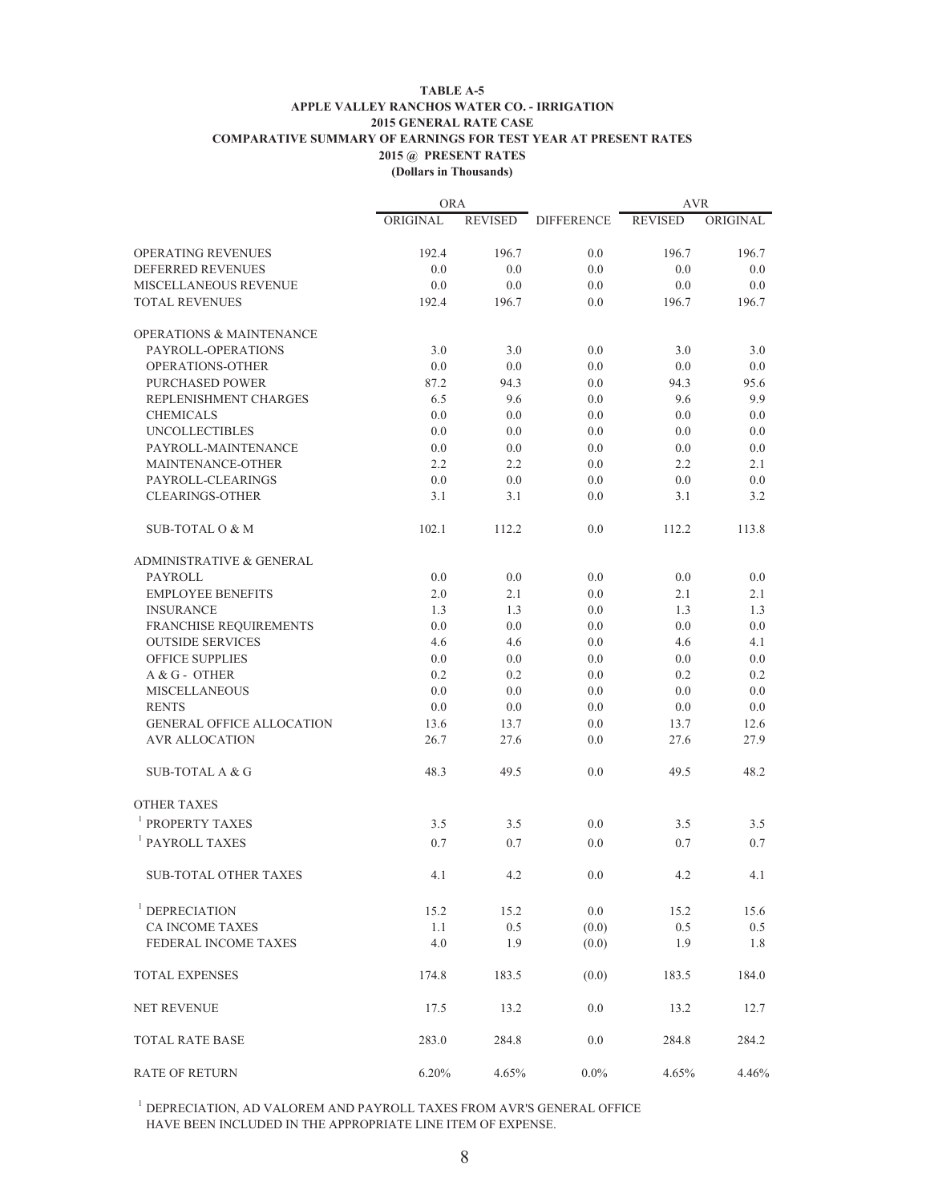**TABLE A-5**
**APPLE VALLEY RANCHOS WATER CO. - IRRIGATION**
**2015 GENERAL RATE CASE**
**COMPARATIVE SUMMARY OF EARNINGS FOR TEST YEAR AT PRESENT RATES**
**2015 @ PRESENT RATES**
**(Dollars in Thousands)**

| | ORA | | | AVR | |
|---|---|---|---|---|---|
| | ORIGINAL | REVISED | DIFFERENCE | REVISED | ORIGINAL |
| OPERATING REVENUES | 192.4 | 196.7 | 0.0 | 196.7 | 196.7 |
| DEFERRED REVENUES | 0.0 | 0.0 | 0.0 | 0.0 | 0.0 |
| MISCELLANEOUS REVENUE | 0.0 | 0.0 | 0.0 | 0.0 | 0.0 |
| TOTAL REVENUES | 192.4 | 196.7 | 0.0 | 196.7 | 196.7 |
| OPERATIONS & MAINTENANCE | | | | | |
| PAYROLL-OPERATIONS | 3.0 | 3.0 | 0.0 | 3.0 | 3.0 |
| OPERATIONS-OTHER | 0.0 | 0.0 | 0.0 | 0.0 | 0.0 |
| PURCHASED POWER | 87.2 | 94.3 | 0.0 | 94.3 | 95.6 |
| REPLENISHMENT CHARGES | 6.5 | 9.6 | 0.0 | 9.6 | 9.9 |
| CHEMICALS | 0.0 | 0.0 | 0.0 | 0.0 | 0.0 |
| UNCOLLECTIBLES | 0.0 | 0.0 | 0.0 | 0.0 | 0.0 |
| PAYROLL-MAINTENANCE | 0.0 | 0.0 | 0.0 | 0.0 | 0.0 |
| MAINTENANCE-OTHER | 2.2 | 2.2 | 0.0 | 2.2 | 2.1 |
| PAYROLL-CLEARINGS | 0.0 | 0.0 | 0.0 | 0.0 | 0.0 |
| CLEARINGS-OTHER | 3.1 | 3.1 | 0.0 | 3.1 | 3.2 |
| SUB-TOTAL O & M | 102.1 | 112.2 | 0.0 | 112.2 | 113.8 |
| ADMINISTRATIVE & GENERAL | | | | | |
| PAYROLL | 0.0 | 0.0 | 0.0 | 0.0 | 0.0 |
| EMPLOYEE BENEFITS | 2.0 | 2.1 | 0.0 | 2.1 | 2.1 |
| INSURANCE | 1.3 | 1.3 | 0.0 | 1.3 | 1.3 |
| FRANCHISE REQUIREMENTS | 0.0 | 0.0 | 0.0 | 0.0 | 0.0 |
| OUTSIDE SERVICES | 4.6 | 4.6 | 0.0 | 4.6 | 4.1 |
| OFFICE SUPPLIES | 0.0 | 0.0 | 0.0 | 0.0 | 0.0 |
| A & G - OTHER | 0.2 | 0.2 | 0.0 | 0.2 | 0.2 |
| MISCELLANEOUS | 0.0 | 0.0 | 0.0 | 0.0 | 0.0 |
| RENTS | 0.0 | 0.0 | 0.0 | 0.0 | 0.0 |
| GENERAL OFFICE ALLOCATION | 13.6 | 13.7 | 0.0 | 13.7 | 12.6 |
| AVR ALLOCATION | 26.7 | 27.6 | 0.0 | 27.6 | 27.9 |
| SUB-TOTAL A & G | 48.3 | 49.5 | 0.0 | 49.5 | 48.2 |
| OTHER TAXES | | | | | |
| [1] PROPERTY TAXES | 3.5 | 3.5 | 0.0 | 3.5 | 3.5 |
| [1] PAYROLL TAXES | 0.7 | 0.7 | 0.0 | 0.7 | 0.7 |
| SUB-TOTAL OTHER TAXES | 4.1 | 4.2 | 0.0 | 4.2 | 4.1 |
| [1] DEPRECIATION | 15.2 | 15.2 | 0.0 | 15.2 | 15.6 |
| CA INCOME TAXES | 1.1 | 0.5 | (0.0) | 0.5 | 0.5 |
| FEDERAL INCOME TAXES | 4.0 | 1.9 | (0.0) | 1.9 | 1.8 |
| TOTAL EXPENSES | 174.8 | 183.5 | (0.0) | 183.5 | 184.0 |
| NET REVENUE | 17.5 | 13.2 | 0.0 | 13.2 | 12.7 |
| TOTAL RATE BASE | 283.0 | 284.8 | 0.0 | 284.8 | 284.2 |
| RATE OF RETURN | 6.20% | 4.65% | 0.0% | 4.65% | 4.46% |

[1] DEPRECIATION, AD VALOREM AND PAYROLL TAXES FROM AVR'S GENERAL OFFICE HAVE BEEN INCLUDED IN THE APPROPRIATE LINE ITEM OF EXPENSE.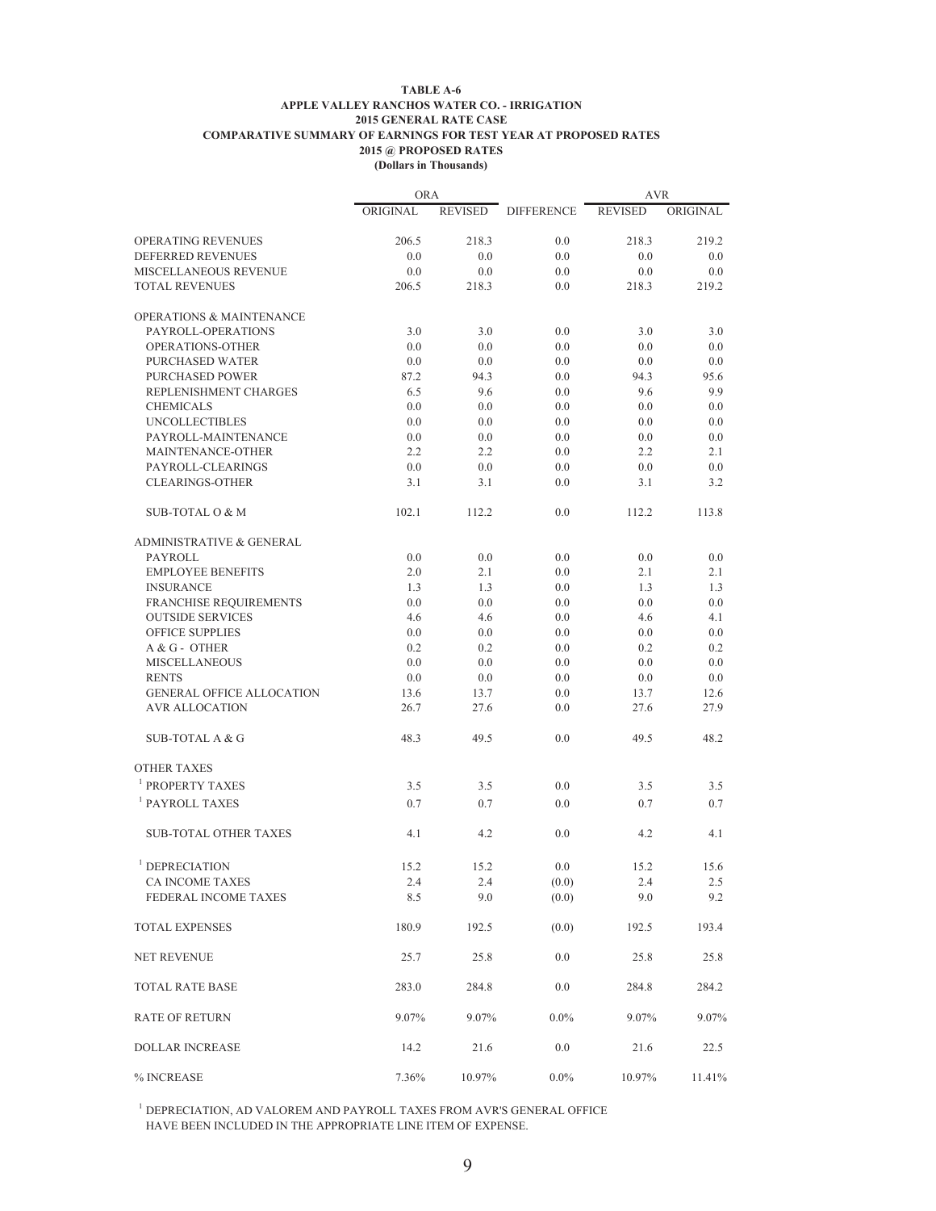**TABLE A-6**
**APPLE VALLEY RANCHOS WATER CO. - IRRIGATION**
**2015 GENERAL RATE CASE**
**COMPARATIVE SUMMARY OF EARNINGS FOR TEST YEAR AT PROPOSED RATES**
**2015 @ PROPOSED RATES**
**(Dollars in Thousands)**

| | ORA | | | AVR | |
|---|---|---|---|---|---|
| | ORIGINAL | REVISED | DIFFERENCE | REVISED | ORIGINAL |
| OPERATING REVENUES | 206.5 | 218.3 | 0.0 | 218.3 | 219.2 |
| DEFERRED REVENUES | 0.0 | 0.0 | 0.0 | 0.0 | 0.0 |
| MISCELLANEOUS REVENUE | 0.0 | 0.0 | 0.0 | 0.0 | 0.0 |
| TOTAL REVENUES | 206.5 | 218.3 | 0.0 | 218.3 | 219.2 |
| OPERATIONS & MAINTENANCE | | | | | |
| PAYROLL-OPERATIONS | 3.0 | 3.0 | 0.0 | 3.0 | 3.0 |
| OPERATIONS-OTHER | 0.0 | 0.0 | 0.0 | 0.0 | 0.0 |
| PURCHASED WATER | 0.0 | 0.0 | 0.0 | 0.0 | 0.0 |
| PURCHASED POWER | 87.2 | 94.3 | 0.0 | 94.3 | 95.6 |
| REPLENISHMENT CHARGES | 6.5 | 9.6 | 0.0 | 9.6 | 9.9 |
| CHEMICALS | 0.0 | 0.0 | 0.0 | 0.0 | 0.0 |
| UNCOLLECTIBLES | 0.0 | 0.0 | 0.0 | 0.0 | 0.0 |
| PAYROLL-MAINTENANCE | 0.0 | 0.0 | 0.0 | 0.0 | 0.0 |
| MAINTENANCE-OTHER | 2.2 | 2.2 | 0.0 | 2.2 | 2.1 |
| PAYROLL-CLEARINGS | 0.0 | 0.0 | 0.0 | 0.0 | 0.0 |
| CLEARINGS-OTHER | 3.1 | 3.1 | 0.0 | 3.1 | 3.2 |
| SUB-TOTAL O & M | 102.1 | 112.2 | 0.0 | 112.2 | 113.8 |
| ADMINISTRATIVE & GENERAL | | | | | |
| PAYROLL | 0.0 | 0.0 | 0.0 | 0.0 | 0.0 |
| EMPLOYEE BENEFITS | 2.0 | 2.1 | 0.0 | 2.1 | 2.1 |
| INSURANCE | 1.3 | 1.3 | 0.0 | 1.3 | 1.3 |
| FRANCHISE REQUIREMENTS | 0.0 | 0.0 | 0.0 | 0.0 | 0.0 |
| OUTSIDE SERVICES | 4.6 | 4.6 | 0.0 | 4.6 | 4.1 |
| OFFICE SUPPLIES | 0.0 | 0.0 | 0.0 | 0.0 | 0.0 |
| A & G - OTHER | 0.2 | 0.2 | 0.0 | 0.2 | 0.2 |
| MISCELLANEOUS | 0.0 | 0.0 | 0.0 | 0.0 | 0.0 |
| RENTS | 0.0 | 0.0 | 0.0 | 0.0 | 0.0 |
| GENERAL OFFICE ALLOCATION | 13.6 | 13.7 | 0.0 | 13.7 | 12.6 |
| AVR ALLOCATION | 26.7 | 27.6 | 0.0 | 27.6 | 27.9 |
| SUB-TOTAL A & G | 48.3 | 49.5 | 0.0 | 49.5 | 48.2 |
| OTHER TAXES | | | | | |
| [1] PROPERTY TAXES | 3.5 | 3.5 | 0.0 | 3.5 | 3.5 |
| [1] PAYROLL TAXES | 0.7 | 0.7 | 0.0 | 0.7 | 0.7 |
| SUB-TOTAL OTHER TAXES | 4.1 | 4.2 | 0.0 | 4.2 | 4.1 |
| [1] DEPRECIATION | 15.2 | 15.2 | 0.0 | 15.2 | 15.6 |
| CA INCOME TAXES | 2.4 | 2.4 | (0.0) | 2.4 | 2.5 |
| FEDERAL INCOME TAXES | 8.5 | 9.0 | (0.0) | 9.0 | 9.2 |
| TOTAL EXPENSES | 180.9 | 192.5 | (0.0) | 192.5 | 193.4 |
| NET REVENUE | 25.7 | 25.8 | 0.0 | 25.8 | 25.8 |
| TOTAL RATE BASE | 283.0 | 284.8 | 0.0 | 284.8 | 284.2 |
| RATE OF RETURN | 9.07% | 9.07% | 0.0% | 9.07% | 9.07% |
| DOLLAR INCREASE | 14.2 | 21.6 | 0.0 | 21.6 | 22.5 |
| % INCREASE | 7.36% | 10.97% | 0.0% | 10.97% | 11.41% |

[1] DEPRECIATION, AD VALOREM AND PAYROLL TAXES FROM AVR'S GENERAL OFFICE HAVE BEEN INCLUDED IN THE APPROPRIATE LINE ITEM OF EXPENSE.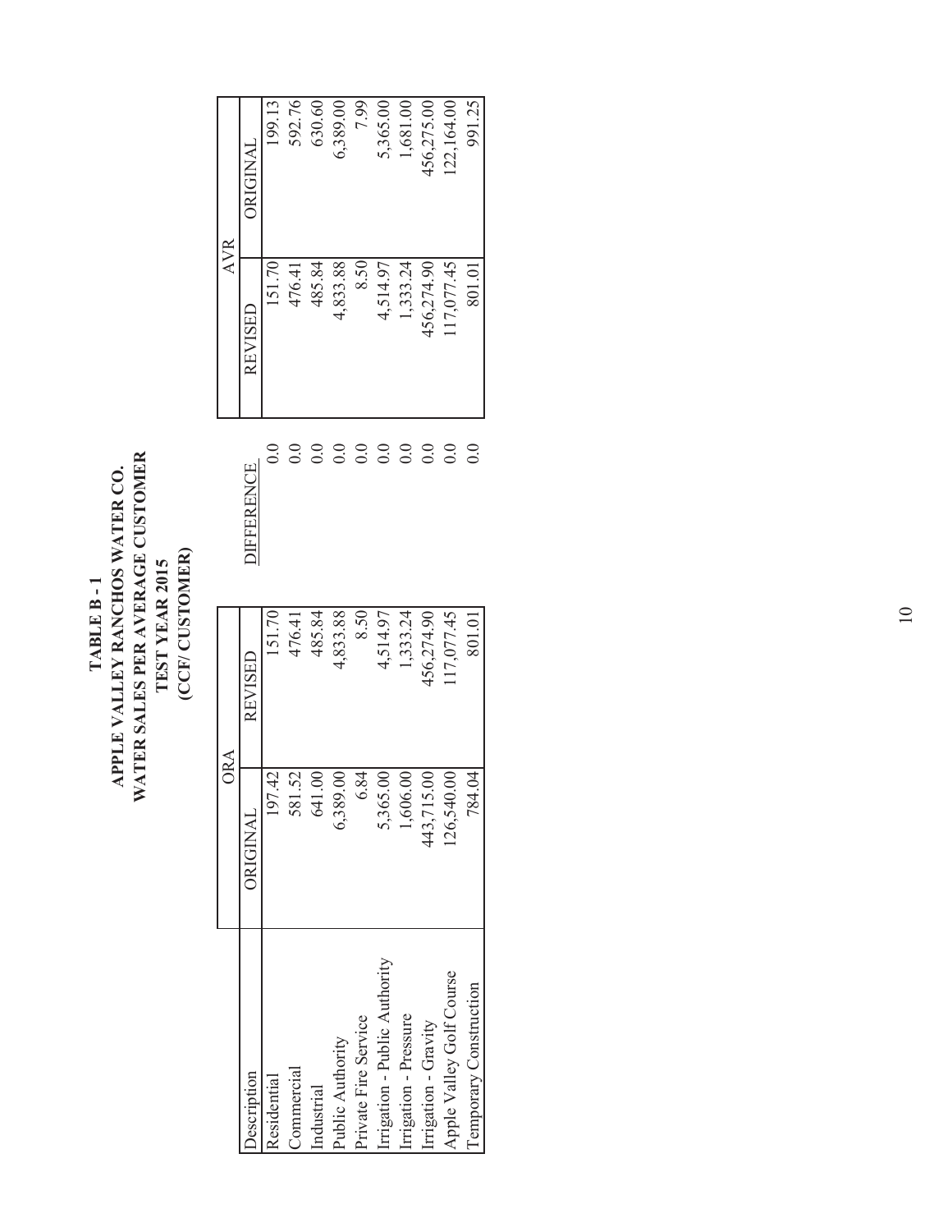**TABLE B - 1**
**APPLE VALLEY RANCHOS WATER CO.**
**WATER SALES PER AVERAGE CUSTOMER**
**TEST YEAR 2015**
**(CCF/ CUSTOMER)**

| Description | ORA | | DIFFERENCE | AVR | |
|---|---|---|---|---|---|
| | ORIGINAL | REVISED | | REVISED | ORIGINAL |
| Residential | 197.42 | 151.70 | 0.0 | 151.70 | 199.13 |
| Commercial | 581.52 | 476.41 | 0.0 | 476.41 | 592.76 |
| Industrial | 641.00 | 485.84 | 0.0 | 485.84 | 630.60 |
| Public Authority | 6,389.00 | 4,833.88 | 0.0 | 4,833.88 | 6,389.00 |
| Private Fire Service | 6.84 | 8.50 | 0.0 | 8.50 | 7.99 |
| Irrigation - Public Authority | 5,365.00 | 4,514.97 | 0.0 | 4,514.97 | 5,365.00 |
| Irrigation - Pressure | 1,606.00 | 1,333.24 | 0.0 | 1,333.24 | 1,681.00 |
| Irrigation - Gravity | 443,715.00 | 456,274.90 | 0.0 | 456,274.90 | 456,275.00 |
| Apple Valley Golf Course | 126,540.00 | 117,077.45 | 0.0 | 117,077.45 | 122,164.00 |
| Temporary Construction | 784.04 | 801.01 | 0.0 | 801.01 | 991.25 |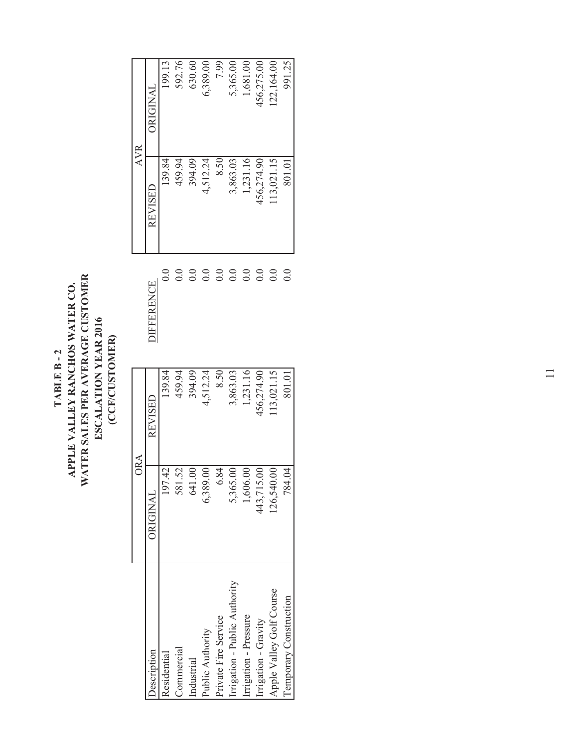# TABLE B - 2
# APPLE VALLEY RANCHOS WATER CO.
# WATER SALES PER AVERAGE CUSTOMER
# ESCALATION YEAR 2016
# (CCF/CUSTOMER)

| | ORA | | | AVR | |
|---|---|---|---|---|---|
| Description | ORIGINAL | REVISED | DIFFERENCE | REVISED | ORIGINAL |
| Residential | 197.42 | 139.84 | 0.0 | 139.84 | 199.13 |
| Commercial | 581.52 | 459.94 | 0.0 | 459.94 | 592.76 |
| Industrial | 641.00 | 394.09 | 0.0 | 394.09 | 630.60 |
| Public Authority | 6,389.00 | 4,512.24 | 0.0 | 4,512.24 | 6,389.00 |
| Private Fire Service | 6.84 | 8.50 | 0.0 | 8.50 | 7.99 |
| Irrigation - Public Authority | 5,365.00 | 3,863.03 | 0.0 | 3,863.03 | 5,365.00 |
| Irrigation - Pressure | 1,606.00 | 1,231.16 | 0.0 | 1,231.16 | 1,681.00 |
| Irrigation - Gravity | 443,715.00 | 456,274.90 | 0.0 | 456,274.90 | 456,275.00 |
| Apple Valley Golf Course | 126,540.00 | 113,021.15 | 0.0 | 113,021.15 | 122,164.00 |
| Temporary Construction | 784.04 | 801.01 | 0.0 | 801.01 | 991.25 |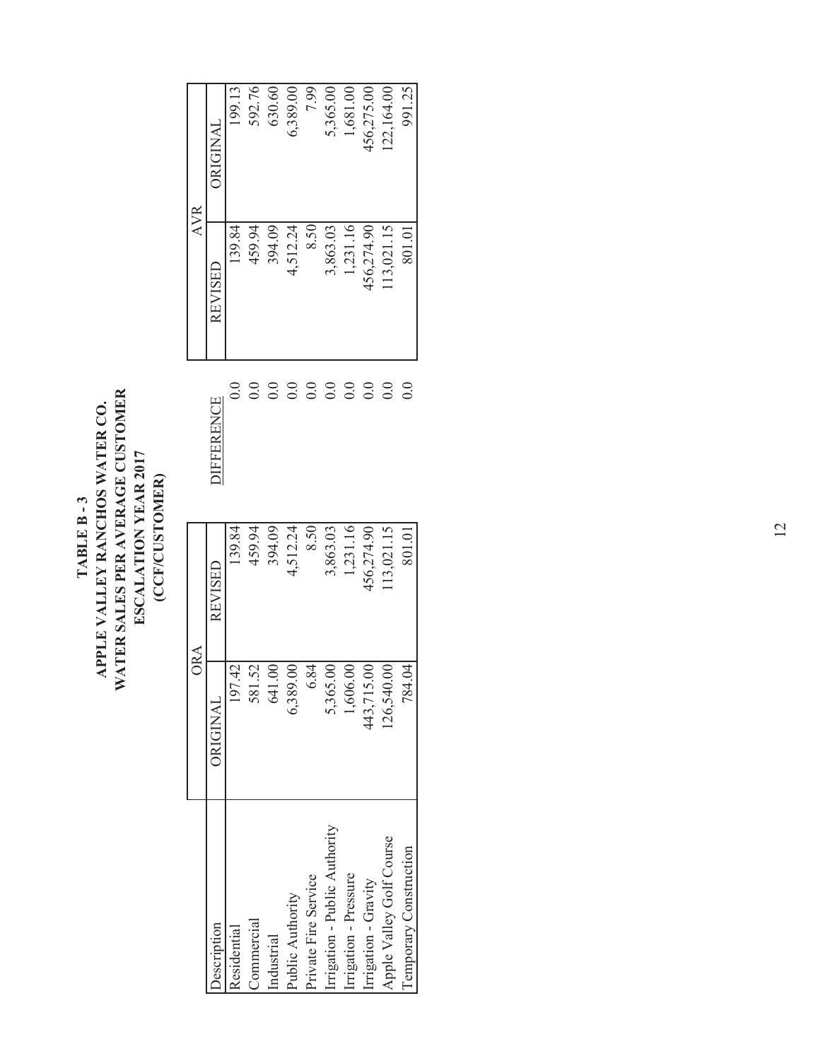# TABLE B - 3
## APPLE VALLEY RANCHOS WATER CO.
## WATER SALES PER AVERAGE CUSTOMER
## ESCALATION YEAR 2017
## (CCF/CUSTOMER)

| Description | ORA | | DIFFERENCE | AVR | |
|---|---|---|---|---|---|
| | ORIGINAL | REVISED | | REVISED | ORIGINAL |
| Residential | 197.42 | 139.84 | 0.0 | 139.84 | 199.13 |
| Commercial | 581.52 | 459.94 | 0.0 | 459.94 | 592.76 |
| Industrial | 641.00 | 394.09 | 0.0 | 394.09 | 630.60 |
| Public Authority | 6,389.00 | 4,512.24 | 0.0 | 4,512.24 | 6,389.00 |
| Private Fire Service | 6.84 | 8.50 | 0.0 | 8.50 | 7.99 |
| Irrigation - Public Authority | 5,365.00 | 3,863.03 | 0.0 | 3,863.03 | 5,365.00 |
| Irrigation - Pressure | 1,606.00 | 1,231.16 | 0.0 | 1,231.16 | 1,681.00 |
| Irrigation - Gravity | 443,715.00 | 456,274.90 | 0.0 | 456,274.90 | 456,275.00 |
| Apple Valley Golf Course | 126,540.00 | 113,021.15 | 0.0 | 113,021.15 | 122,164.00 |
| Temporary Construction | 784.04 | 801.01 | 0.0 | 801.01 | 991.25 |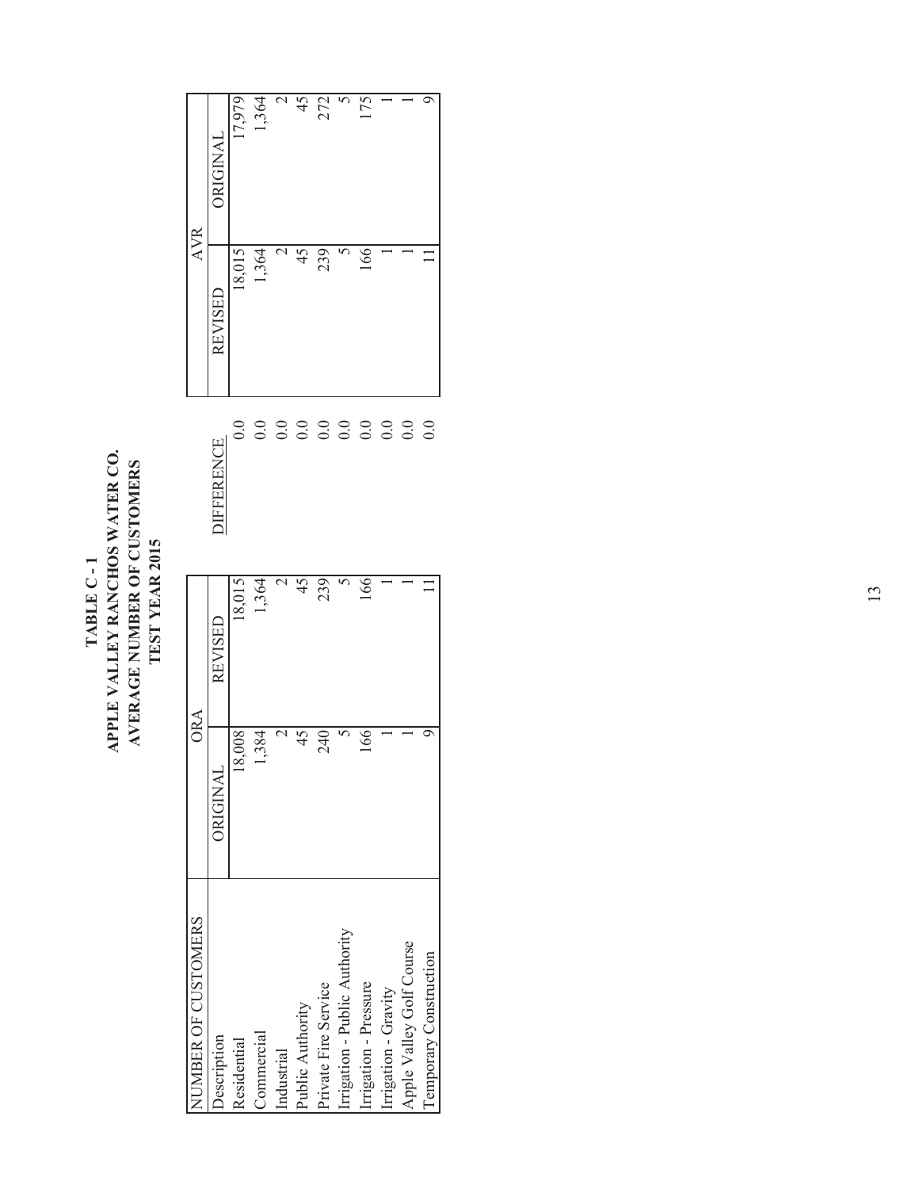**TABLE C - 1**
**APPLE VALLEY RANCHOS WATER CO.**
**AVERAGE NUMBER OF CUSTOMERS**
**TEST YEAR 2015**

| NUMBER OF CUSTOMERS | ORA | | | AVR | |
|---|---|---|---|---|---|
| Description | ORIGINAL | REVISED | DIFFERENCE | REVISED | ORIGINAL |
| Residential | 18,008 | 18,015 | 0.0 | 18,015 | 17,979 |
| Commercial | 1,384 | 1,364 | 0.0 | 1,364 | 1,364 |
| Industrial | 2 | 2 | 0.0 | 2 | 2 |
| Public Authority | 45 | 45 | 0.0 | 45 | 45 |
| Private Fire Service | 240 | 239 | 0.0 | 239 | 272 |
| Irrigation - Public Authority | 5 | 5 | 0.0 | 5 | 5 |
| Irrigation - Pressure | 166 | 166 | 0.0 | 166 | 175 |
| Irrigation - Gravity | 1 | 1 | 0.0 | 1 | 1 |
| Apple Valley Golf Course | 1 | 1 | 0.0 | 1 | 1 |
| Temporary Construction | 9 | 11 | 0.0 | 11 | 9 |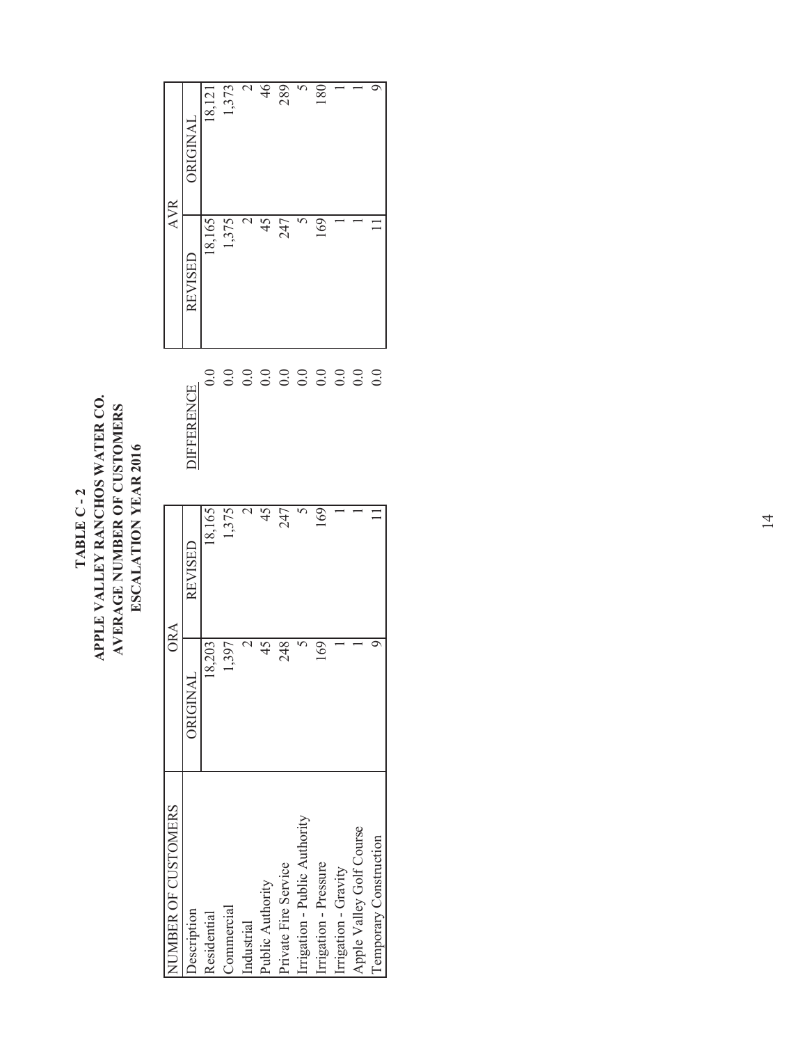# TABLE C - 2
# APPLE VALLEY RANCHOS WATER CO.
# AVERAGE NUMBER OF CUSTOMERS
# ESCALATION YEAR 2016

| NUMBER OF CUSTOMERS | ORA | | | AVR | |
|---|---|---|---|---|---|
| Description | ORIGINAL | REVISED | DIFFERENCE | REVISED | ORIGINAL |
| Residential | 18,203 | 18,165 | 0.0 | 18,165 | 18,121 |
| Commercial | 1,397 | 1,375 | 0.0 | 1,375 | 1,373 |
| Industrial | 2 | 2 | 0.0 | 2 | 2 |
| Public Authority | 45 | 45 | 0.0 | 45 | 46 |
| Private Fire Service | 248 | 247 | 0.0 | 247 | 289 |
| Irrigation - Public Authority | 5 | 5 | 0.0 | 5 | 5 |
| Irrigation - Pressure | 169 | 169 | 0.0 | 169 | 180 |
| Irrigation - Gravity | 1 | 1 | 0.0 | 1 | 1 |
| Apple Valley Golf Course | 1 | 1 | 0.0 | 1 | 1 |
| Temporary Construction | 9 | 11 | 0.0 | 11 | 9 |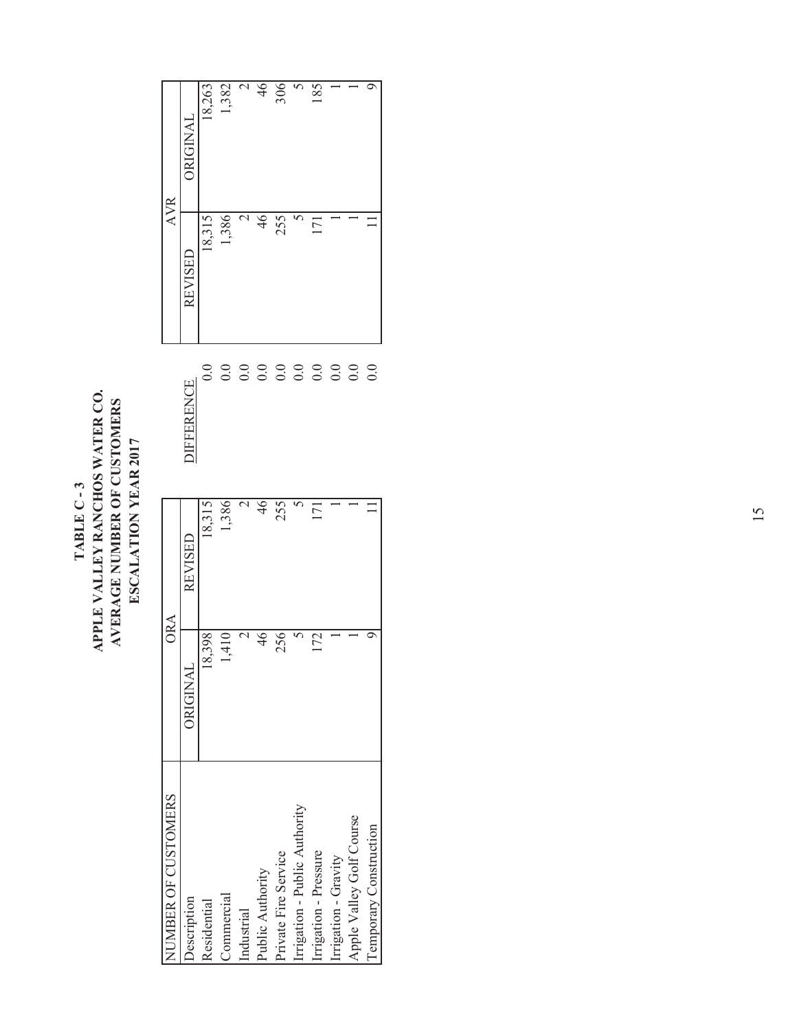**TABLE C - 3**
**APPLE VALLEY RANCHOS WATER CO.**
**AVERAGE NUMBER OF CUSTOMERS**
**ESCALATION YEAR 2017**

| NUMBER OF CUSTOMERS | ORA | | DIFFERENCE | AVR | |
|---|---|---|---|---|---|
| Description | ORIGINAL | REVISED | | REVISED | ORIGINAL |
| Residential | 18,398 | 18,315 | 0.0 | 18,315 | 18,263 |
| Commercial | 1,410 | 1,386 | 0.0 | 1,386 | 1,382 |
| Industrial | 2 | 2 | 0.0 | 2 | 2 |
| Public Authority | 46 | 46 | 0.0 | 46 | 46 |
| Private Fire Service | 256 | 255 | 0.0 | 255 | 306 |
| Irrigation - Public Authority | 5 | 5 | 0.0 | 5 | 5 |
| Irrigation - Pressure | 172 | 171 | 0.0 | 171 | 185 |
| Irrigation - Gravity | 1 | 1 | 0.0 | 1 | 1 |
| Apple Valley Golf Course | 1 | 1 | 0.0 | 1 | 1 |
| Temporary Construction | 9 | 11 | 0.0 | 11 | 9 |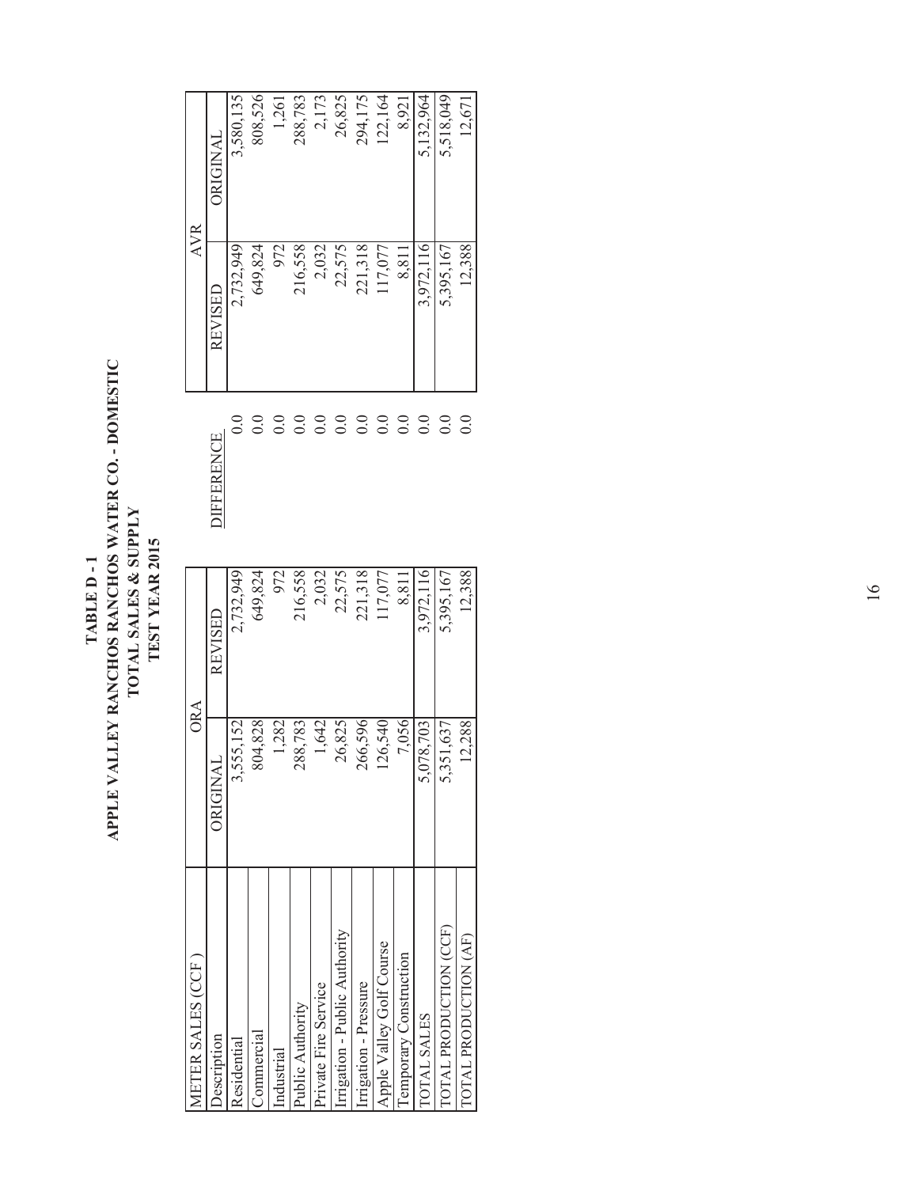**TABLE D - 1**
**APPLE VALLEY RANCHOS RANCHOS WATER CO. - DOMESTIC**
**TOTAL SALES & SUPPLY**
**TEST YEAR 2015**

| METER SALES (CCF) | ORA | | DIFFERENCE | AVR | |
|---|---|---|---|---|---|
| Description | ORIGINAL | REVISED | | REVISED | ORIGINAL |
| Residential | 3,555,152 | 2,732,949 | 0.0 | 2,732,949 | 3,580,135 |
| Commercial | 804,828 | 649,824 | 0.0 | 649,824 | 808,526 |
| Industrial | 1,282 | 972 | 0.0 | 972 | 1,261 |
| Public Authority | 288,783 | 216,558 | 0.0 | 216,558 | 288,783 |
| Private Fire Service | 1,642 | 2,032 | 0.0 | 2,032 | 2,173 |
| Irrigation - Public Authority | 26,825 | 22,575 | 0.0 | 22,575 | 26,825 |
| Irrigation - Pressure | 266,596 | 221,318 | 0.0 | 221,318 | 294,175 |
| Apple Valley Golf Course | 126,540 | 117,077 | 0.0 | 117,077 | 122,164 |
| Temporary Construction | 7,056 | 8,811 | 0.0 | 8,811 | 8,921 |
| TOTAL SALES | 5,078,703 | 3,972,116 | 0.0 | 3,972,116 | 5,132,964 |
| TOTAL PRODUCTION (CCF) | 5,351,637 | 5,395,167 | 0.0 | 5,395,167 | 5,518,049 |
| TOTAL PRODUCTION (AF) | 12,288 | 12,388 | 0.0 | 12,388 | 12,671 |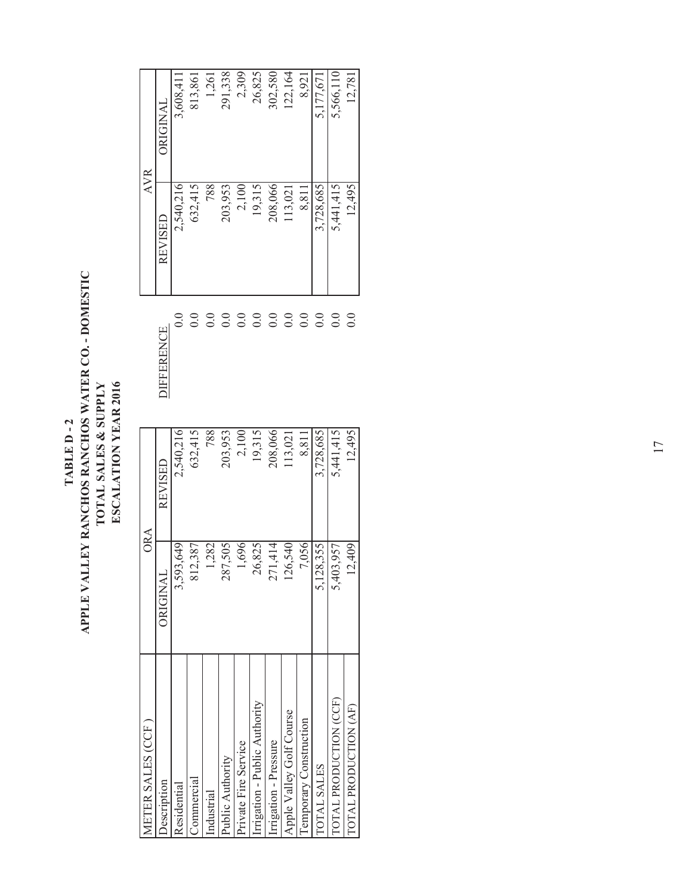# TABLE D - 2
# APPLE VALLEY RANCHOS RANCHOS WATER CO. - DOMESTIC
## TOTAL SALES & SUPPLY
## ESCALATION YEAR 2016

| METER SALES (CCF) | ORA | | DIFFERENCE | AVR | |
|---|---|---|---|---|---|
| Description | ORIGINAL | REVISED | | REVISED | ORIGINAL |
| Residential | 3,593,649 | 2,540,216 | 0.0 | 2,540,216 | 3,608,411 |
| Commercial | 812,387 | 632,415 | 0.0 | 632,415 | 813,861 |
| Industrial | 1,282 | 788 | 0.0 | 788 | 1,261 |
| Public Authority | 287,505 | 203,953 | 0.0 | 203,953 | 291,338 |
| Private Fire Service | 1,696 | 2,100 | 0.0 | 2,100 | 2,309 |
| Irrigation - Public Authority | 26,825 | 19,315 | 0.0 | 19,315 | 26,825 |
| Irrigation - Pressure | 271,414 | 208,066 | 0.0 | 208,066 | 302,580 |
| Apple Valley Golf Course | 126,540 | 113,021 | 0.0 | 113,021 | 122,164 |
| Temporary Construction | 7,056 | 8,811 | 0.0 | 8,811 | 8,921 |
| TOTAL SALES | 5,128,355 | 3,728,685 | 0.0 | 3,728,685 | 5,177,671 |
| TOTAL PRODUCTION (CCF) | 5,403,957 | 5,441,415 | 0.0 | 5,441,415 | 5,566,110 |
| TOTAL PRODUCTION (AF) | 12,409 | 12,495 | 0.0 | 12,495 | 12,781 |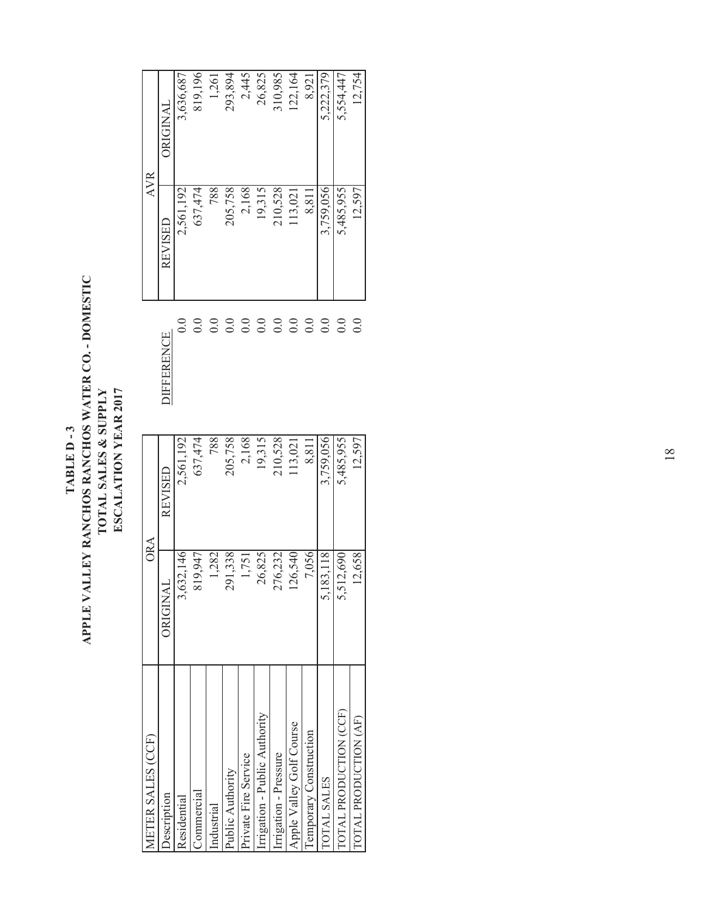# TABLE D - 3
## APPLE VALLEY RANCHOS RANCHOS WATER CO. - DOMESTIC
## TOTAL SALES & SUPPLY
## ESCALATION YEAR 2017

| METER SALES (CCF) | ORA | | DIFFERENCE | AVR | |
|---|---|---|---|---|---|
| Description | ORIGINAL | REVISED | | REVISED | ORIGINAL |
| Residential | 3,632,146 | 2,561,192 | 0.0 | 2,561,192 | 3,636,687 |
| Commercial | 819,947 | 637,474 | 0.0 | 637,474 | 819,196 |
| Industrial | 1,282 | 788 | 0.0 | 788 | 1,261 |
| Public Authority | 291,338 | 205,758 | 0.0 | 205,758 | 293,894 |
| Private Fire Service | 1,751 | 2,168 | 0.0 | 2,168 | 2,445 |
| Irrigation - Public Authority | 26,825 | 19,315 | 0.0 | 19,315 | 26,825 |
| Irrigation - Pressure | 276,232 | 210,528 | 0.0 | 210,528 | 310,985 |
| Apple Valley Golf Course | 126,540 | 113,021 | 0.0 | 113,021 | 122,164 |
| Temporary Construction | 7,056 | 8,811 | 0.0 | 8,811 | 8,921 |
| TOTAL SALES | 5,183,118 | 3,759,056 | 0.0 | 3,759,056 | 5,222,379 |
| TOTAL PRODUCTION (CCF) | 5,512,690 | 5,485,955 | 0.0 | 5,485,955 | 5,554,447 |
| TOTAL PRODUCTION (AF) | 12,658 | 12,597 | 0.0 | 12,597 | 12,754 |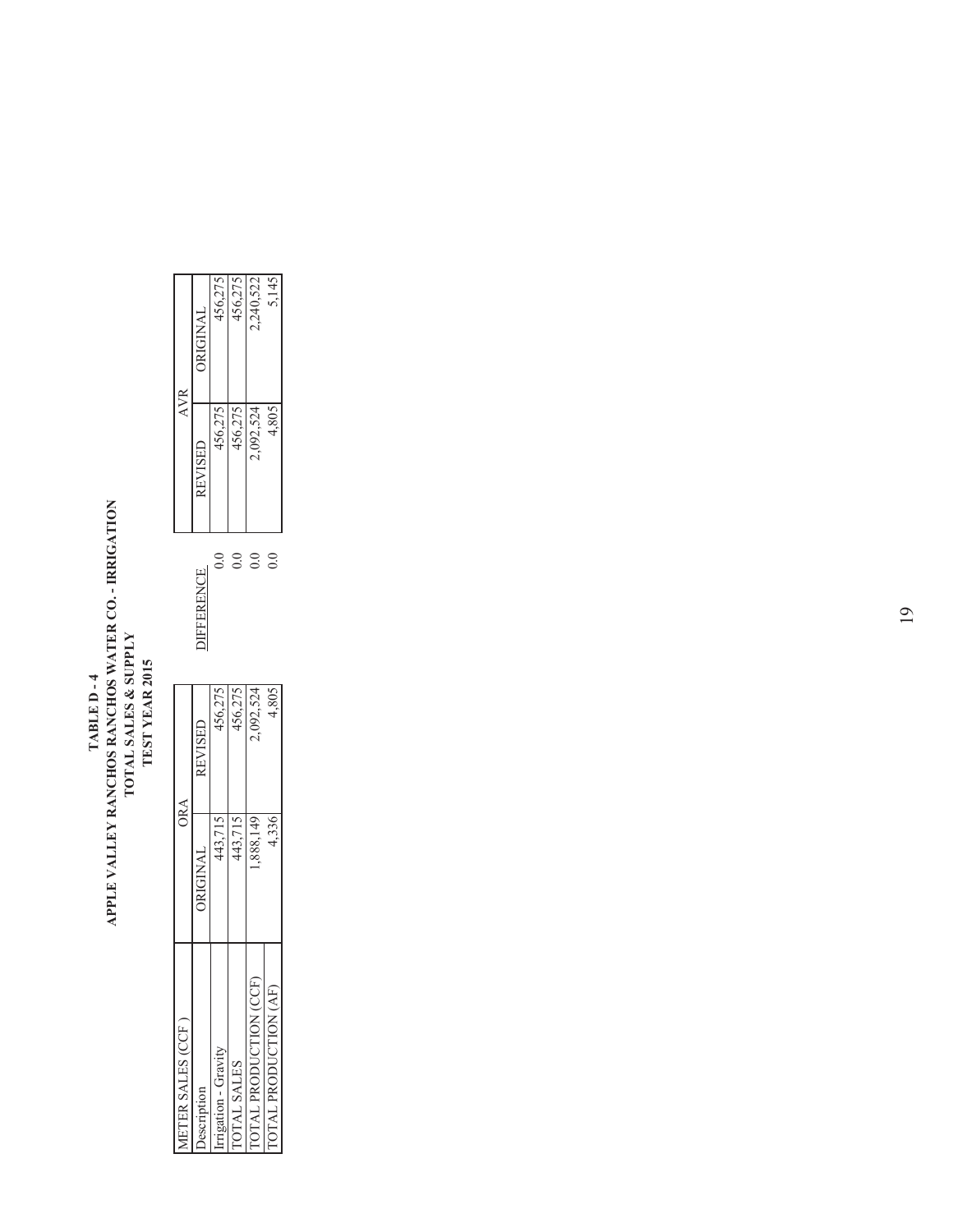# TABLE D - 4
## APPLE VALLEY RANCHOS RANCHOS WATER CO. - IRRIGATION
## TOTAL SALES & SUPPLY
## TEST YEAR 2015

| METER SALES (CCF) | ORA | | | AVR | |
|---|---|---|---|---|---|
| Description | ORIGINAL | REVISED | DIFFERENCE | REVISED | ORIGINAL |
| Irrigation - Gravity | 443,715 | 456,275 | 0.0 | 456,275 | 456,275 |
| TOTAL SALES | 443,715 | 456,275 | 0.0 | 456,275 | 456,275 |
| TOTAL PRODUCTION (CCF) | 1,888,149 | 2,092,524 | 0.0 | 2,092,524 | 2,240,522 |
| TOTAL PRODUCTION (AF) | 4,336 | 4,805 | 0.0 | 4,805 | 5,145 |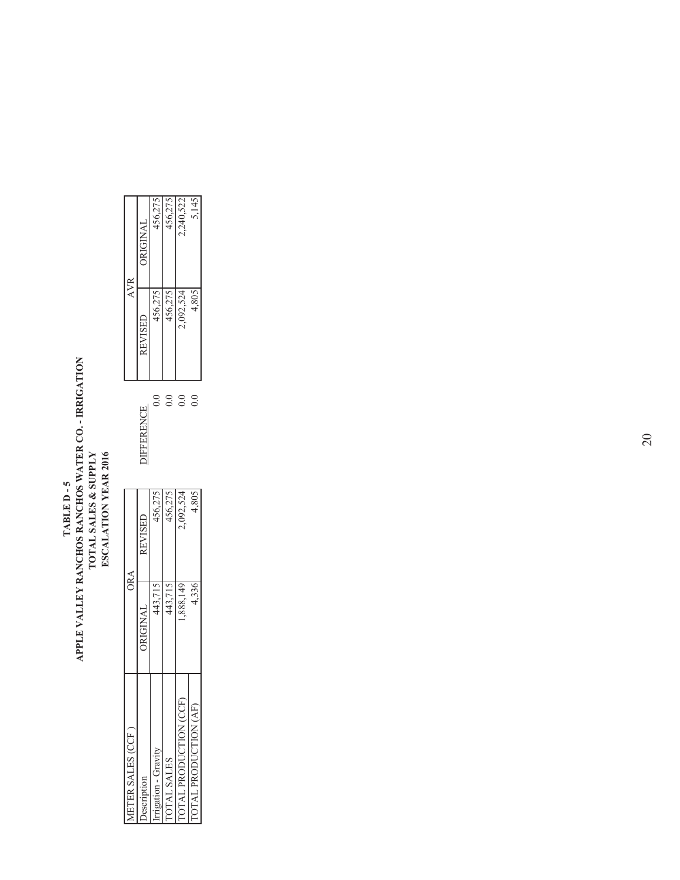**TABLE D - 5**
**APPLE VALLEY RANCHOS RANCHOS WATER CO. - IRRIGATION**
**TOTAL SALES & SUPPLY**
**ESCALATION YEAR 2016**

| METER SALES (CCF ) | ORA | | | AVR | |
|---|---|---|---|---|---|
| Description | ORIGINAL | REVISED | DIFFERENCE | REVISED | ORIGINAL |
| Irrigation - Gravity | 443,715 | 456,275 | 0.0 | 456,275 | 456,275 |
| TOTAL SALES | 443,715 | 456,275 | 0.0 | 456,275 | 456,275 |
| TOTAL PRODUCTION (CCF) | 1,888,149 | 2,092,524 | 0.0 | 2,092,524 | 2,240,522 |
| TOTAL PRODUCTION (AF) | 4,336 | 4,805 | 0.0 | 4,805 | 5,145 |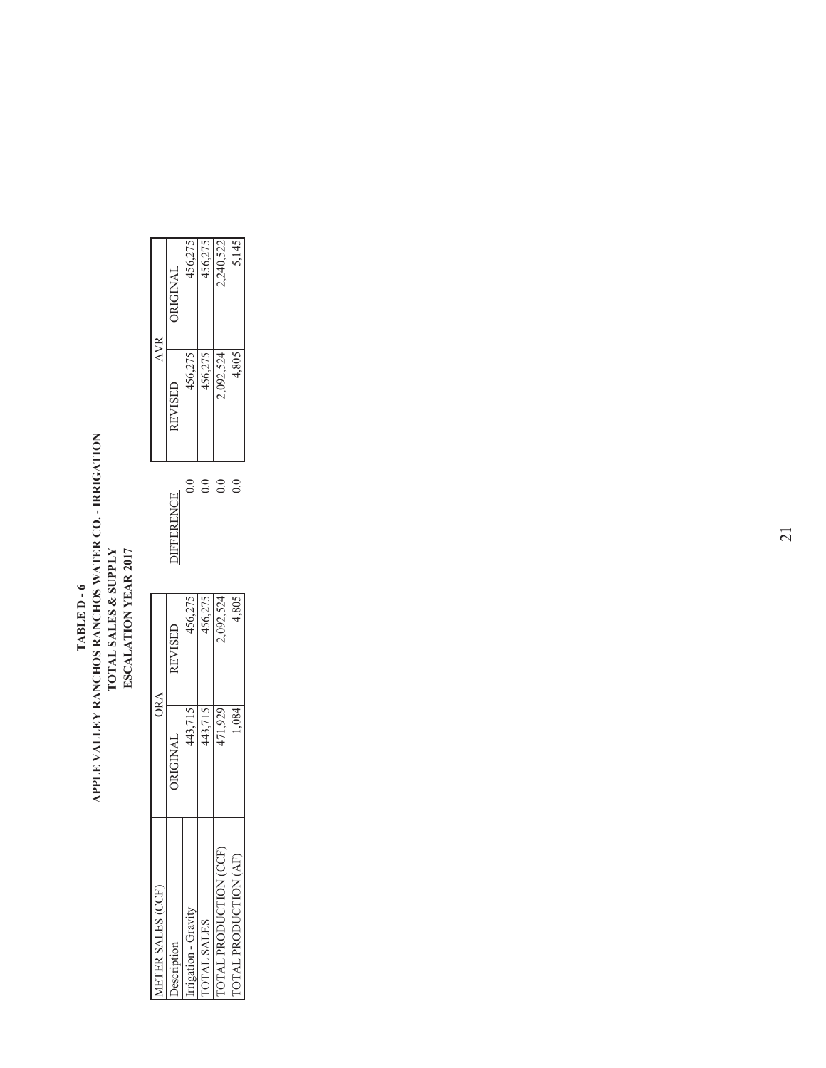**TABLE D - 6**
**APPLE VALLEY RANCHOS RANCHOS WATER CO. - IRRIGATION**
**TOTAL SALES & SUPPLY**
**ESCALATION YEAR 2017**

| METER SALES (CCF) | ORA | | | AVR | |
|---|---|---|---|---|---|
| Description | ORIGINAL | REVISED | DIFFERENCE | REVISED | ORIGINAL |
| Irrigation - Gravity | 443,715 | 456,275 | 0.0 | 456,275 | 456,275 |
| TOTAL SALES | 443,715 | 456,275 | 0.0 | 456,275 | 456,275 |
| TOTAL PRODUCTION (CCF) | 471,929 | 2,092,524 | 0.0 | 2,092,524 | 2,240,522 |
| TOTAL PRODUCTION (AF) | 1,084 | 4,805 | 0.0 | 4,805 | 5,145 |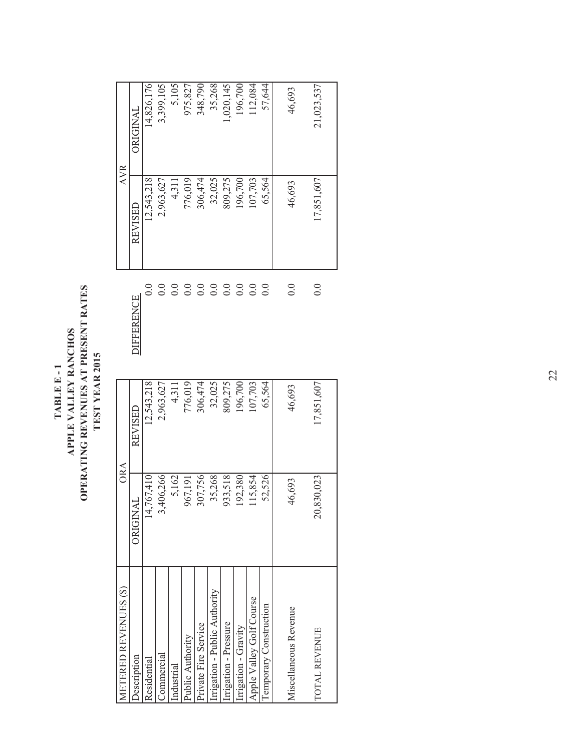**TABLE E - 1**
**APPLE VALLEY RANCHOS**
**OPERATING REVENUES AT PRESENT RATES**
**TEST YEAR 2015**

| METERED REVENUES ($) | ORA | | | AVR | |
|---|---|---|---|---|---|
| Description | ORIGINAL | REVISED | DIFFERENCE | REVISED | ORIGINAL |
| Residential | 14,767,410 | 12,543,218 | 0.0 | 12,543,218 | 14,826,176 |
| Commercial | 3,406,266 | 2,963,627 | 0.0 | 2,963,627 | 3,399,105 |
| Industrial | 5,162 | 4,311 | 0.0 | 4,311 | 5,105 |
| Public Authority | 967,191 | 776,019 | 0.0 | 776,019 | 975,827 |
| Private Fire Service | 307,756 | 306,474 | 0.0 | 306,474 | 348,790 |
| Irrigation - Public Authority | 35,268 | 32,025 | 0.0 | 32,025 | 35,268 |
| Irrigation - Pressure | 933,518 | 809,275 | 0.0 | 809,275 | 1,020,145 |
| Irrigation - Gravity | 192,380 | 196,700 | 0.0 | 196,700 | 196,700 |
| Apple Valley Golf Course | 115,854 | 107,703 | 0.0 | 107,703 | 112,084 |
| Temporary Construction | 52,526 | 65,564 | 0.0 | 65,564 | 57,644 |
| Miscellaneous Revenue | 46,693 | 46,693 | 0.0 | 46,693 | 46,693 |
| TOTAL REVENUE | 20,830,023 | 17,851,607 | 0.0 | 17,851,607 | 21,023,537 |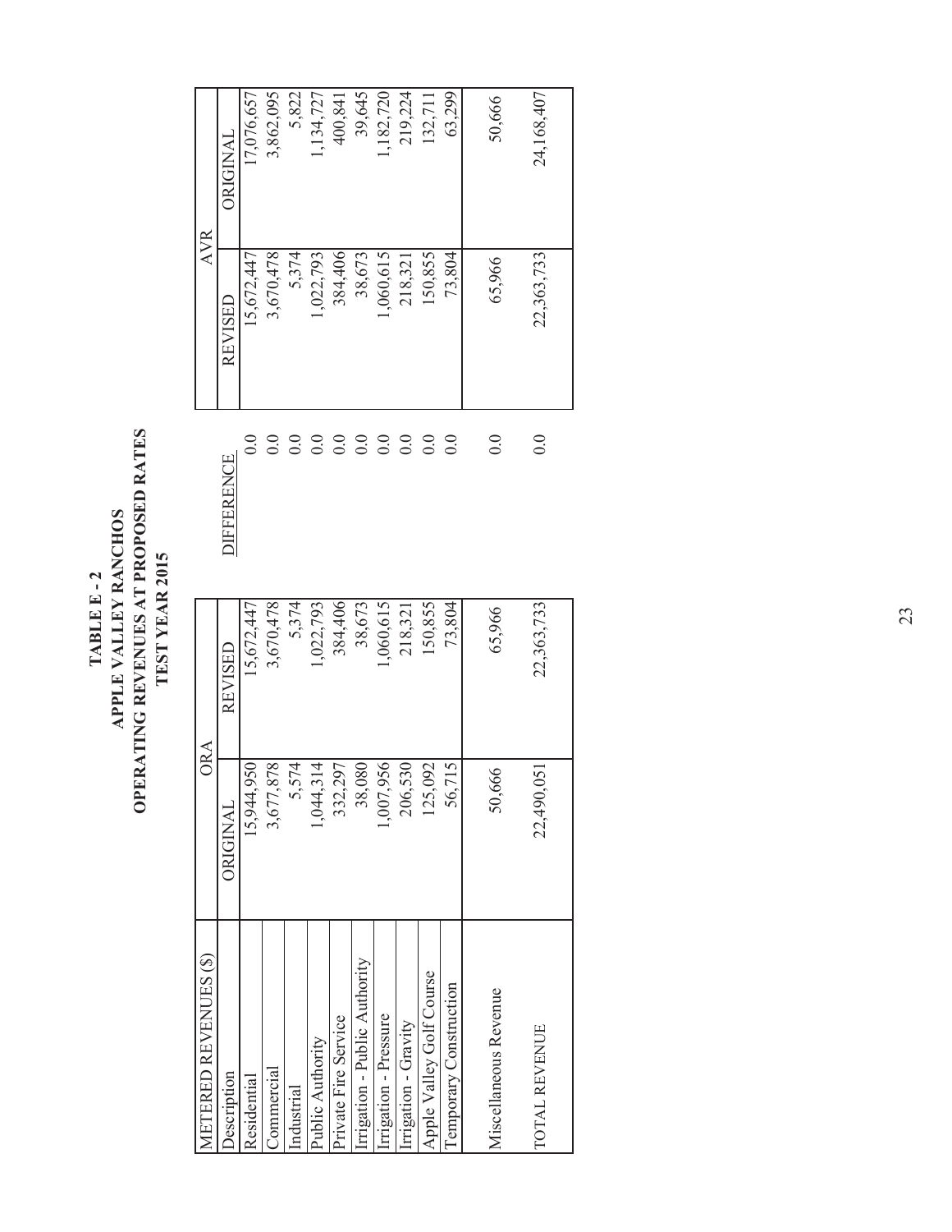# TABLE E - 2
## APPLE VALLEY RANCHOS
## OPERATING REVENUES AT PROPOSED RATES
## TEST YEAR 2015

| METERED REVENUES ($) | ORA | | DIFFERENCE | AVR | |
|---|---|---|---|---|---|
| Description | ORIGINAL | REVISED | | REVISED | ORIGINAL |
| Residential | 15,944,950 | 15,672,447 | 0.0 | 15,672,447 | 17,076,657 |
| Commercial | 3,677,878 | 3,670,478 | 0.0 | 3,670,478 | 3,862,095 |
| Industrial | 5,574 | 5,374 | 0.0 | 5,374 | 5,822 |
| Public Authority | 1,044,314 | 1,022,793 | 0.0 | 1,022,793 | 1,134,727 |
| Private Fire Service | 332,297 | 384,406 | 0.0 | 384,406 | 400,841 |
| Irrigation - Public Authority | 38,080 | 38,673 | 0.0 | 38,673 | 39,645 |
| Irrigation - Pressure | 1,007,956 | 1,060,615 | 0.0 | 1,060,615 | 1,182,720 |
| Irrigation - Gravity | 206,530 | 218,321 | 0.0 | 218,321 | 219,224 |
| Apple Valley Golf Course | 125,092 | 150,855 | 0.0 | 150,855 | 132,711 |
| Temporary Construction | 56,715 | 73,804 | 0.0 | 73,804 | 63,299 |
| Miscellaneous Revenue | 50,666 | 65,966 | 0.0 | 65,966 | 50,666 |
| TOTAL REVENUE | 22,490,051 | 22,363,733 | 0.0 | 22,363,733 | 24,168,407 |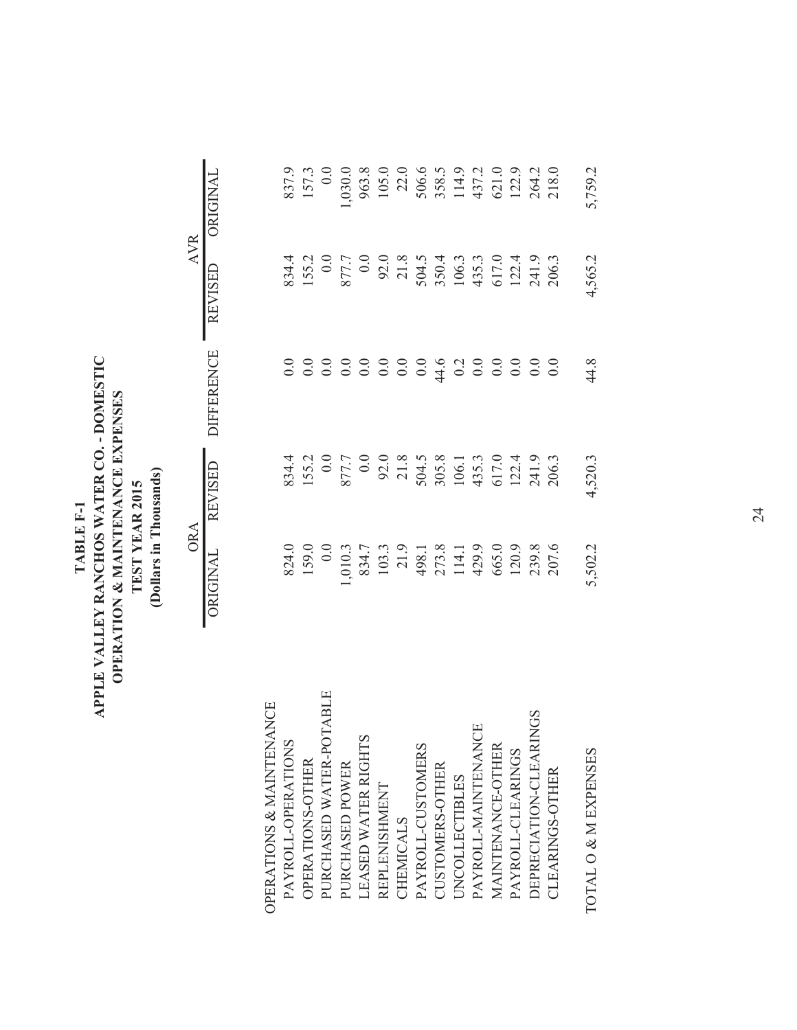**TABLE F-1**
**APPLE VALLEY RANCHOS WATER CO. - DOMESTIC**
**OPERATION & MAINTENANCE EXPENSES**
**TEST YEAR 2015**
**(Dollars in Thousands)**

| | ORA | | | AVR | |
|---|---|---|---|---|---|
| | ORIGINAL | REVISED | DIFFERENCE | REVISED | ORIGINAL |
| OPERATIONS & MAINTENANCE | | | | | |
| PAYROLL-OPERATIONS | 824.0 | 834.4 | 0.0 | 834.4 | 837.9 |
| OPERATIONS-OTHER | 159.0 | 155.2 | 0.0 | 155.2 | 157.3 |
| PURCHASED WATER-POTABLE | 0.0 | 0.0 | 0.0 | 0.0 | 0.0 |
| PURCHASED POWER | 1,010.3 | 877.7 | 0.0 | 877.7 | 1,030.0 |
| LEASED WATER RIGHTS | 834.7 | 0.0 | 0.0 | 0.0 | 963.8 |
| REPLENISHMENT | 103.3 | 92.0 | 0.0 | 92.0 | 105.0 |
| CHEMICALS | 21.9 | 21.8 | 0.0 | 21.8 | 22.0 |
| PAYROLL-CUSTOMERS | 498.1 | 504.5 | 0.0 | 504.5 | 506.6 |
| CUSTOMERS-OTHER | 273.8 | 305.8 | 44.6 | 350.4 | 358.5 |
| UNCOLLECTIBLES | 114.1 | 106.1 | 0.2 | 106.3 | 114.9 |
| PAYROLL-MAINTENANCE | 429.9 | 435.3 | 0.0 | 435.3 | 437.2 |
| MAINTENANCE-OTHER | 665.0 | 617.0 | 0.0 | 617.0 | 621.0 |
| PAYROLL-CLEARINGS | 120.9 | 122.4 | 0.0 | 122.4 | 122.9 |
| DEPRECIATION-CLEARINGS | 239.8 | 241.9 | 0.0 | 241.9 | 264.2 |
| CLEARINGS-OTHER | 207.6 | 206.3 | 0.0 | 206.3 | 218.0 |
| TOTAL O & M EXPENSES | 5,502.2 | 4,520.3 | 44.8 | 4,565.2 | 5,759.2 |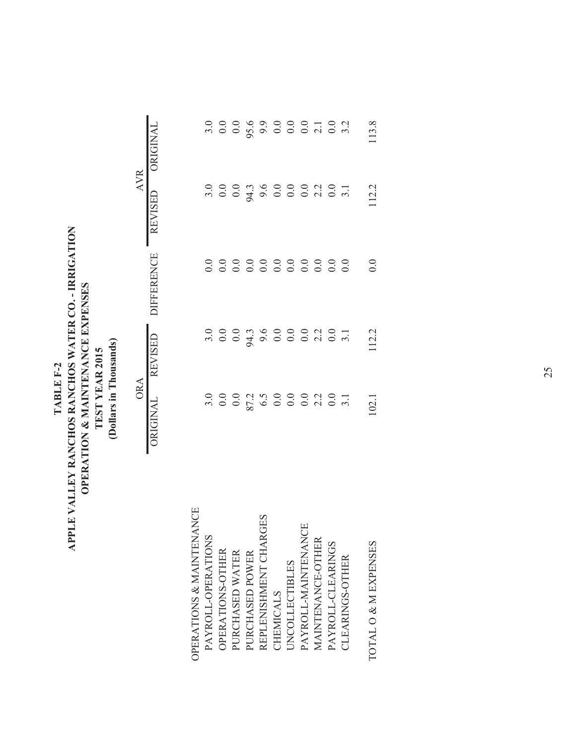# TABLE F-2
## APPLE VALLEY RANCHOS RANCHOS WATER CO. - IRRIGATION
## OPERATION & MAINTENANCE EXPENSES
## TEST YEAR 2015
## (Dollars in Thousands)

| | ORA | | | AVR | |
|---|---|---|---|---|---|
| | ORIGINAL | REVISED | DIFFERENCE | REVISED | ORIGINAL |
| OPERATIONS & MAINTENANCE | | | | | |
| PAYROLL-OPERATIONS | 3.0 | 3.0 | 0.0 | 3.0 | 3.0 |
| OPERATIONS-OTHER | 0.0 | 0.0 | 0.0 | 0.0 | 0.0 |
| PURCHASED WATER | 0.0 | 0.0 | 0.0 | 0.0 | 0.0 |
| PURCHASED POWER | 87.2 | 94.3 | 0.0 | 94.3 | 95.6 |
| REPLENISHMENT CHARGES | 6.5 | 9.6 | 0.0 | 9.6 | 9.9 |
| CHEMICALS | 0.0 | 0.0 | 0.0 | 0.0 | 0.0 |
| UNCOLLECTIBLES | 0.0 | 0.0 | 0.0 | 0.0 | 0.0 |
| PAYROLL-MAINTENANCE | 0.0 | 0.0 | 0.0 | 0.0 | 0.0 |
| MAINTENANCE-OTHER | 2.2 | 2.2 | 0.0 | 2.2 | 2.1 |
| PAYROLL-CLEARINGS | 0.0 | 0.0 | 0.0 | 0.0 | 0.0 |
| CLEARINGS-OTHER | 3.1 | 3.1 | 0.0 | 3.1 | 3.2 |
| TOTAL O & M EXPENSES | 102.1 | 112.2 | 0.0 | 112.2 | 113.8 |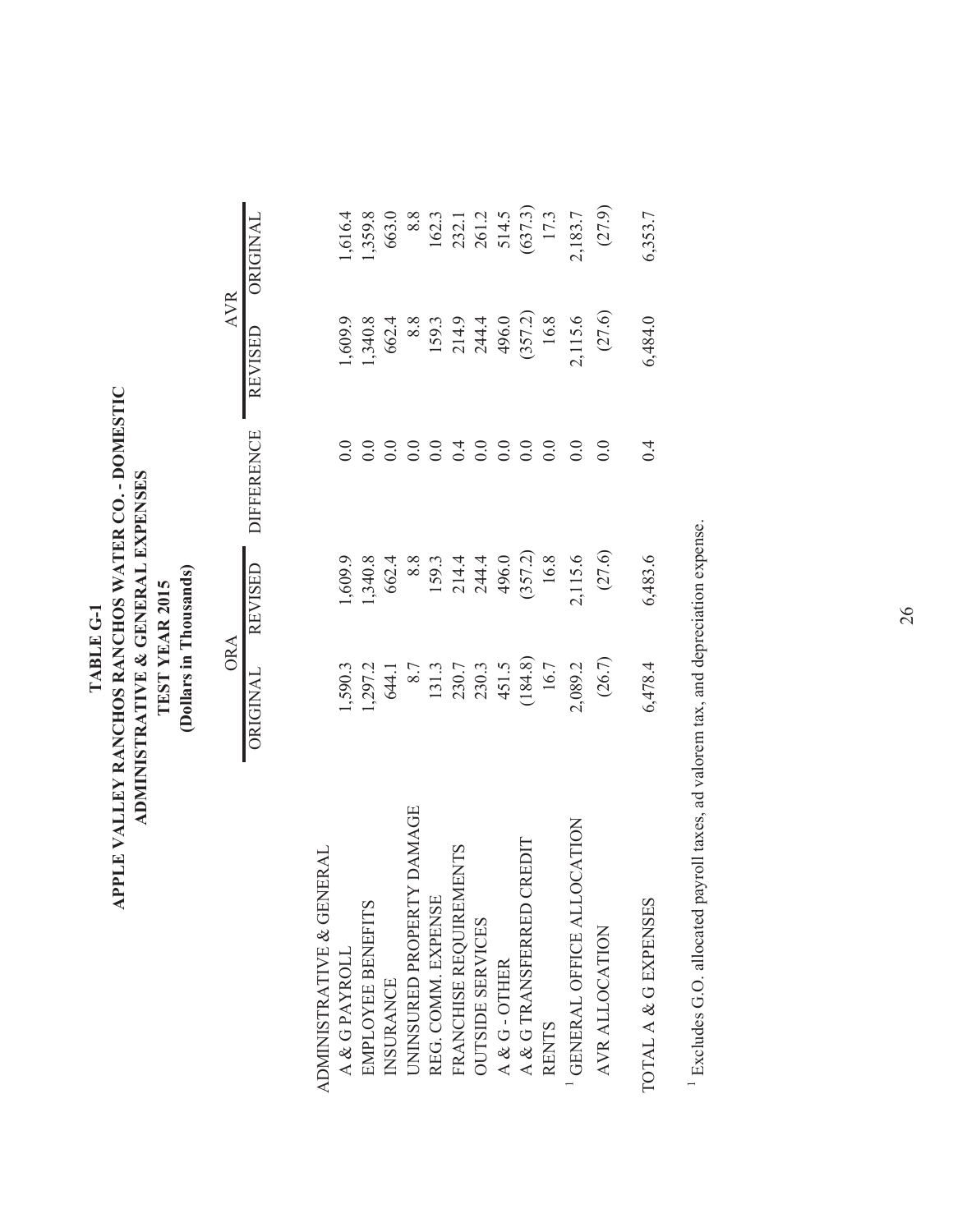# TABLE G-1
## APPLE VALLEY RANCHOS RANCHOS WATER CO. - DOMESTIC
## ADMINISTRATIVE & GENERAL EXPENSES
## TEST YEAR 2015
## (Dollars in Thousands)

| | ORA | | | AVR | |
|---|---|---|---|---|---|
| | ORIGINAL | REVISED | DIFFERENCE | REVISED | ORIGINAL |
| ADMINISTRATIVE & GENERAL | | | | | |
| A & G PAYROLL | 1,590.3 | 1,609.9 | 0.0 | 1,609.9 | 1,616.4 |
| EMPLOYEE BENEFITS | 1,297.2 | 1,340.8 | 0.0 | 1,340.8 | 1,359.8 |
| INSURANCE | 644.1 | 662.4 | 0.0 | 662.4 | 663.0 |
| UNINSURED PROPERTY DAMAGE | 8.7 | 8.8 | 0.0 | 8.8 | 8.8 |
| REG. COMM. EXPENSE | 131.3 | 159.3 | 0.0 | 159.3 | 162.3 |
| FRANCHISE REQUIREMENTS | 230.7 | 214.4 | 0.4 | 214.9 | 232.1 |
| OUTSIDE SERVICES | 230.3 | 244.4 | 0.0 | 244.4 | 261.2 |
| A & G - OTHER | 451.5 | 496.0 | 0.0 | 496.0 | 514.5 |
| A & G TRANSFERRED CREDIT | (184.8) | (357.2) | 0.0 | (357.2) | (637.3) |
| RENTS | 16.7 | 16.8 | 0.0 | 16.8 | 17.3 |
| [1] GENERAL OFFICE ALLOCATION | 2,089.2 | 2,115.6 | 0.0 | 2,115.6 | 2,183.7 |
| AVR ALLOCATION | (26.7) | (27.6) | 0.0 | (27.6) | (27.9) |
| TOTAL A & G EXPENSES | 6,478.4 | 6,483.6 | 0.4 | 6,484.0 | 6,353.7 |

[1] Excludes G.O. allocated payroll taxes, ad valorem tax, and depreciation expense.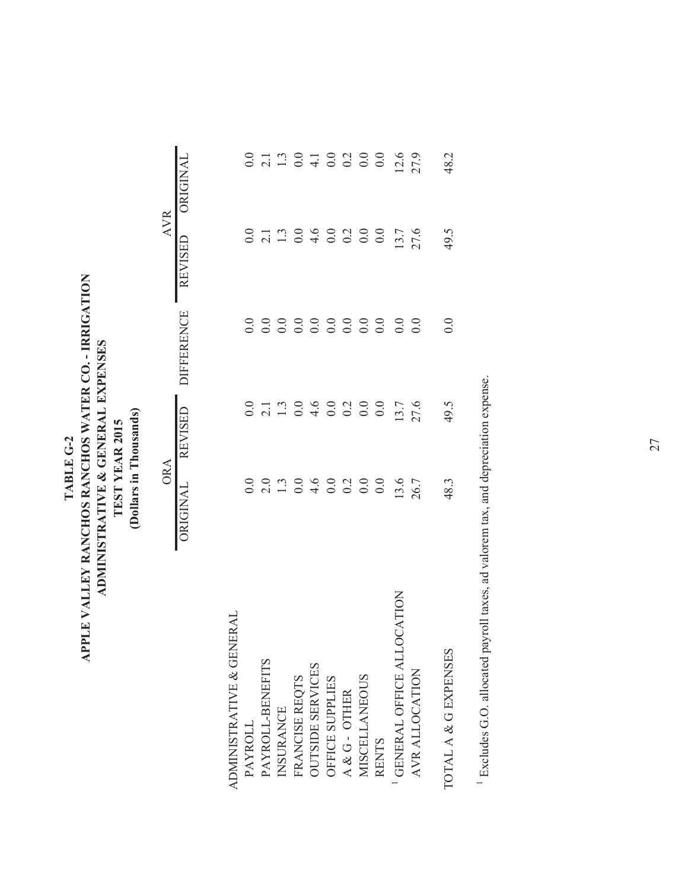# TABLE G-2
## APPLE VALLEY RANCHOS RANCHOS WATER CO. - IRRIGATION
## ADMINISTRATIVE & GENERAL EXPENSES
## TEST YEAR 2015
## (Dollars in Thousands)

| | ORA | | | AVR | |
|---|---|---|---|---|---|
| | ORIGINAL | REVISED | DIFFERENCE | REVISED | ORIGINAL |
| ADMINISTRATIVE & GENERAL | | | | | |
| PAYROLL | 0.0 | 0.0 | 0.0 | 0.0 | 0.0 |
| PAYROLL-BENEFITS | 2.0 | 2.1 | 0.0 | 2.1 | 2.1 |
| INSURANCE | 1.3 | 1.3 | 0.0 | 1.3 | 1.3 |
| FRANCISE REQTS | 0.0 | 0.0 | 0.0 | 0.0 | 0.0 |
| OUTSIDE SERVICES | 4.6 | 4.6 | 0.0 | 4.6 | 4.1 |
| OFFICE SUPPLIES | 0.0 | 0.0 | 0.0 | 0.0 | 0.0 |
| A & G - OTHER | 0.2 | 0.2 | 0.0 | 0.2 | 0.2 |
| MISCELLANEOUS | 0.0 | 0.0 | 0.0 | 0.0 | 0.0 |
| RENTS | 0.0 | 0.0 | 0.0 | 0.0 | 0.0 |
| [1] GENERAL OFFICE ALLOCATION | 13.6 | 13.7 | 0.0 | 13.7 | 12.6 |
| AVR ALLOCATION | 26.7 | 27.6 | 0.0 | 27.6 | 27.9 |
| TOTAL A & G EXPENSES | 48.3 | 49.5 | 0.0 | 49.5 | 48.2 |

[1] Excludes G.O. allocated payroll taxes, ad valorem tax, and depreciation expense.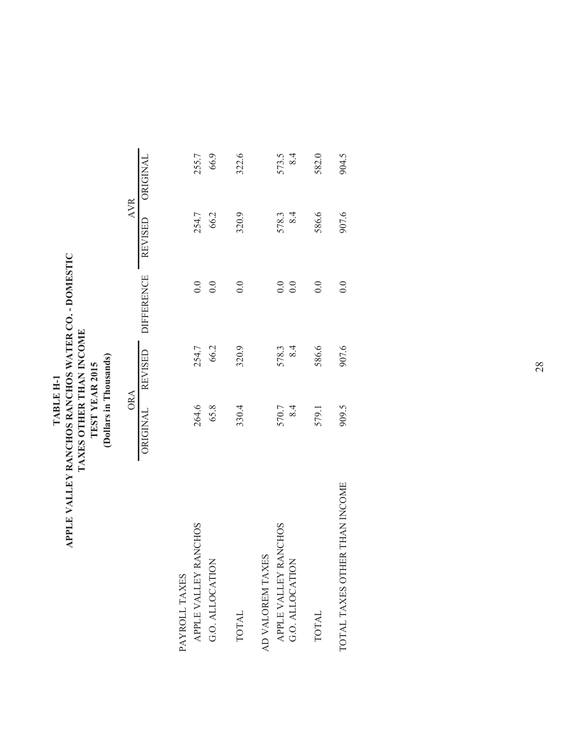**TABLE H-1**
**APPLE VALLEY RANCHOS RANCHOS WATER CO. - DOMESTIC**
**TAXES OTHER THAN INCOME**
**TEST YEAR 2015**
**(Dollars in Thousands)**

| | ORA | | | AVR | |
|---|---|---|---|---|---|
| | ORIGINAL | REVISED | DIFFERENCE | REVISED | ORIGINAL |
| PAYROLL TAXES | | | | | |
| APPLE VALLEY RANCHOS | 264.6 | 254.7 | 0.0 | 254.7 | 255.7 |
| G.O. ALLOCATION | 65.8 | 66.2 | 0.0 | 66.2 | 66.9 |
| TOTAL | 330.4 | 320.9 | 0.0 | 320.9 | 322.6 |
| AD VALOREM TAXES | | | | | |
| APPLE VALLEY RANCHOS | 570.7 | 578.3 | 0.0 | 578.3 | 573.5 |
| G.O. ALLOCATION | 8.4 | 8.4 | 0.0 | 8.4 | 8.4 |
| TOTAL | 579.1 | 586.6 | 0.0 | 586.6 | 582.0 |
| TOTAL TAXES OTHER THAN INCOME | 909.5 | 907.6 | 0.0 | 907.6 | 904.5 |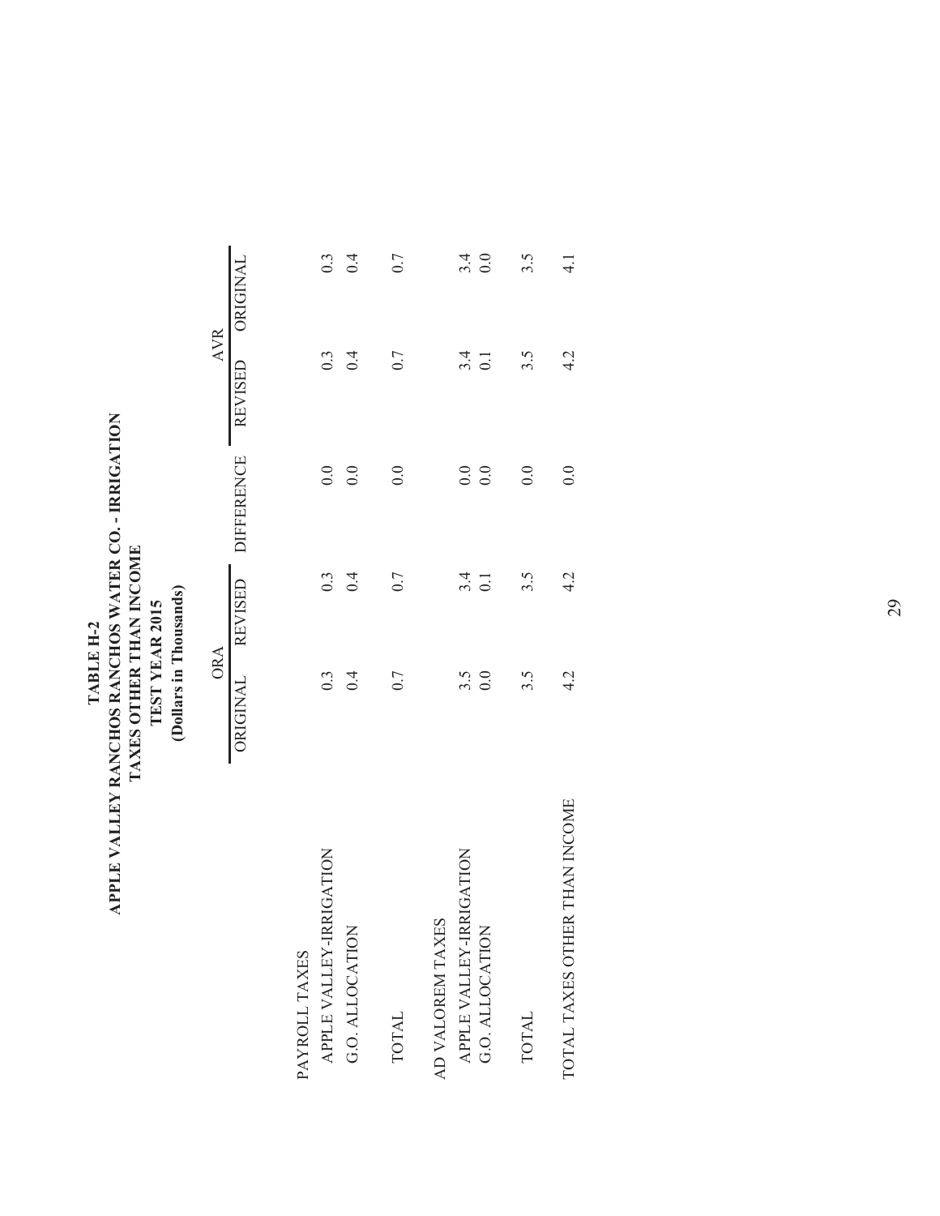# TABLE H-2
## APPLE VALLEY RANCHOS RANCHOS WATER CO. - IRRIGATION
## TAXES OTHER THAN INCOME
## TEST YEAR 2015
## (Dollars in Thousands)

| | ORA | | | AVR | |
|---|---|---|---|---|---|
| | ORIGINAL | REVISED | DIFFERENCE | REVISED | ORIGINAL |
| PAYROLL TAXES | | | | | |
| APPLE VALLEY-IRRIGATION | 0.3 | 0.3 | 0.0 | 0.3 | 0.3 |
| G.O. ALLOCATION | 0.4 | 0.4 | 0.0 | 0.4 | 0.4 |
| TOTAL | 0.7 | 0.7 | 0.0 | 0.7 | 0.7 |
| AD VALOREM TAXES | | | | | |
| APPLE VALLEY-IRRIGATION | 3.5 | 3.4 | 0.0 | 3.4 | 3.4 |
| G.O. ALLOCATION | 0.0 | 0.1 | 0.0 | 0.1 | 0.0 |
| TOTAL | 3.5 | 3.5 | 0.0 | 3.5 | 3.5 |
| TOTAL TAXES OTHER THAN INCOME | 4.2 | 4.2 | 0.0 | 4.2 | 4.1 |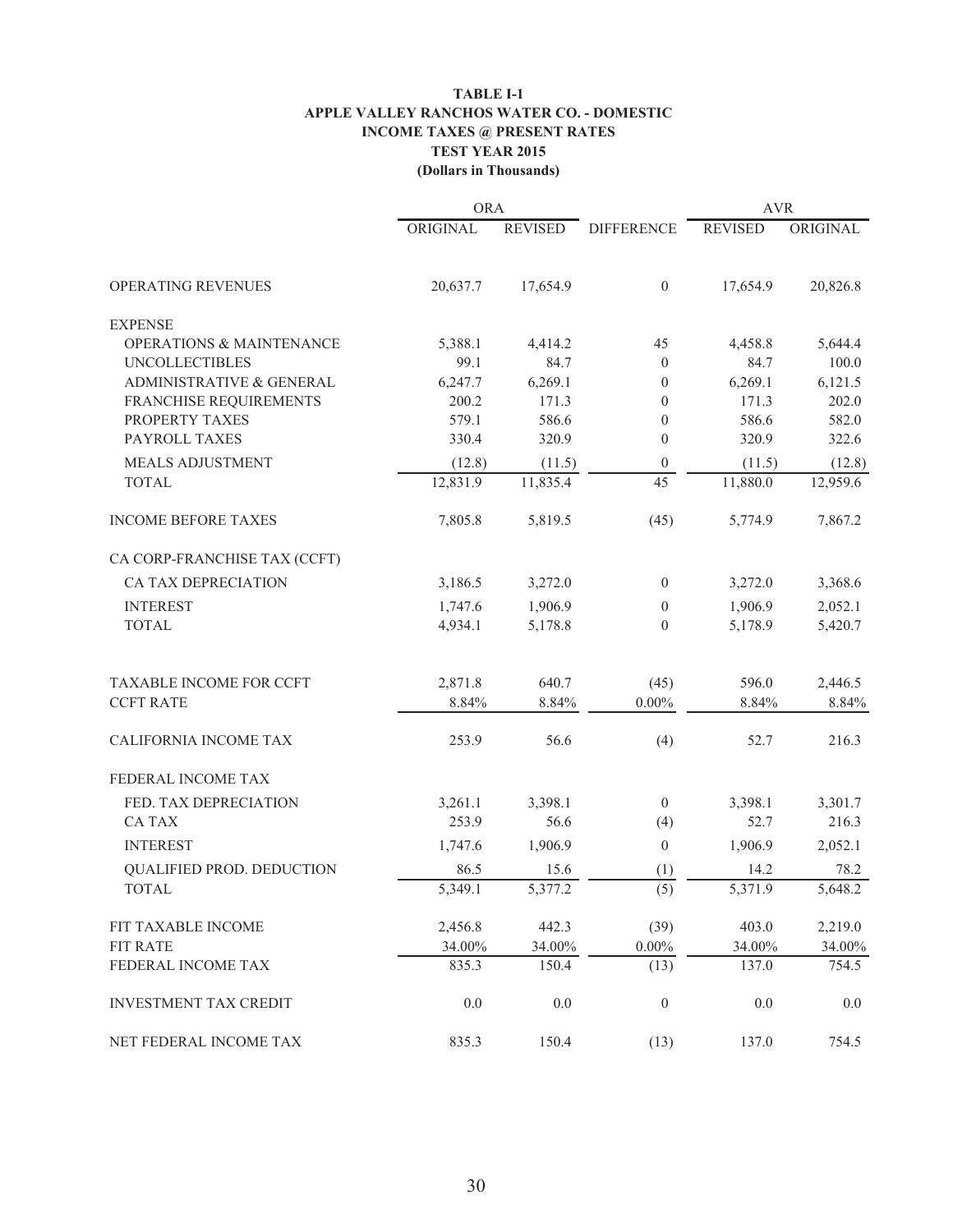**TABLE I-1**
**APPLE VALLEY RANCHOS WATER CO. - DOMESTIC**
**INCOME TAXES @ PRESENT RATES**
**TEST YEAR 2015**
**(Dollars in Thousands)**

| | ORA | | | AVR | |
|---|---|---|---|---|---|
| | ORIGINAL | REVISED | DIFFERENCE | REVISED | ORIGINAL |
| OPERATING REVENUES | 20,637.7 | 17,654.9 | 0 | 17,654.9 | 20,826.8 |
| EXPENSE | | | | | |
| OPERATIONS & MAINTENANCE | 5,388.1 | 4,414.2 | 45 | 4,458.8 | 5,644.4 |
| UNCOLLECTIBLES | 99.1 | 84.7 | 0 | 84.7 | 100.0 |
| ADMINISTRATIVE & GENERAL | 6,247.7 | 6,269.1 | 0 | 6,269.1 | 6,121.5 |
| FRANCHISE REQUIREMENTS | 200.2 | 171.3 | 0 | 171.3 | 202.0 |
| PROPERTY TAXES | 579.1 | 586.6 | 0 | 586.6 | 582.0 |
| PAYROLL TAXES | 330.4 | 320.9 | 0 | 320.9 | 322.6 |
| MEALS ADJUSTMENT | (12.8) | (11.5) | 0 | (11.5) | (12.8) |
| TOTAL | 12,831.9 | 11,835.4 | 45 | 11,880.0 | 12,959.6 |
| INCOME BEFORE TAXES | 7,805.8 | 5,819.5 | (45) | 5,774.9 | 7,867.2 |
| CA CORP-FRANCHISE TAX (CCFT) | | | | | |
| CA TAX DEPRECIATION | 3,186.5 | 3,272.0 | 0 | 3,272.0 | 3,368.6 |
| INTEREST | 1,747.6 | 1,906.9 | 0 | 1,906.9 | 2,052.1 |
| TOTAL | 4,934.1 | 5,178.8 | 0 | 5,178.9 | 5,420.7 |
| TAXABLE INCOME FOR CCFT | 2,871.8 | 640.7 | (45) | 596.0 | 2,446.5 |
| CCFT RATE | 8.84% | 8.84% | 0.00% | 8.84% | 8.84% |
| CALIFORNIA INCOME TAX | 253.9 | 56.6 | (4) | 52.7 | 216.3 |
| FEDERAL INCOME TAX | | | | | |
| FED. TAX DEPRECIATION | 3,261.1 | 3,398.1 | 0 | 3,398.1 | 3,301.7 |
| CA TAX | 253.9 | 56.6 | (4) | 52.7 | 216.3 |
| INTEREST | 1,747.6 | 1,906.9 | 0 | 1,906.9 | 2,052.1 |
| QUALIFIED PROD. DEDUCTION | 86.5 | 15.6 | (1) | 14.2 | 78.2 |
| TOTAL | 5,349.1 | 5,377.2 | (5) | 5,371.9 | 5,648.2 |
| FIT TAXABLE INCOME | 2,456.8 | 442.3 | (39) | 403.0 | 2,219.0 |
| FIT RATE | 34.00% | 34.00% | 0.00% | 34.00% | 34.00% |
| FEDERAL INCOME TAX | 835.3 | 150.4 | (13) | 137.0 | 754.5 |
| INVESTMENT TAX CREDIT | 0.0 | 0.0 | 0 | 0.0 | 0.0 |
| NET FEDERAL INCOME TAX | 835.3 | 150.4 | (13) | 137.0 | 754.5 |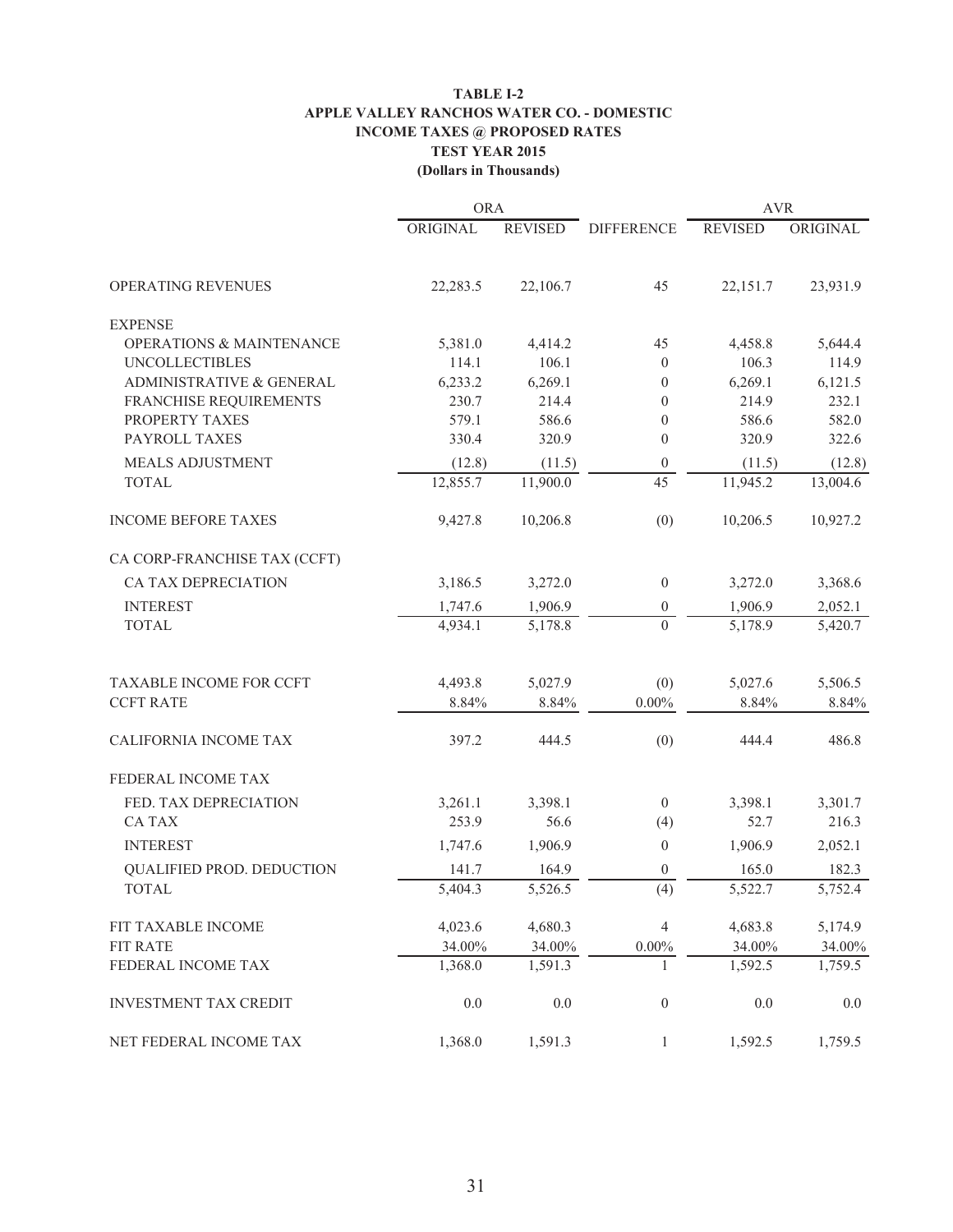**TABLE I-2**
**APPLE VALLEY RANCHOS WATER CO. - DOMESTIC**
**INCOME TAXES @ PROPOSED RATES**
**TEST YEAR 2015**
**(Dollars in Thousands)**

| | ORA | | | AVR | |
|---|---|---|---|---|---|
| | ORIGINAL | REVISED | DIFFERENCE | REVISED | ORIGINAL |
| OPERATING REVENUES | 22,283.5 | 22,106.7 | 45 | 22,151.7 | 23,931.9 |
| EXPENSE | | | | | |
| OPERATIONS & MAINTENANCE | 5,381.0 | 4,414.2 | 45 | 4,458.8 | 5,644.4 |
| UNCOLLECTIBLES | 114.1 | 106.1 | 0 | 106.3 | 114.9 |
| ADMINISTRATIVE & GENERAL | 6,233.2 | 6,269.1 | 0 | 6,269.1 | 6,121.5 |
| FRANCHISE REQUIREMENTS | 230.7 | 214.4 | 0 | 214.9 | 232.1 |
| PROPERTY TAXES | 579.1 | 586.6 | 0 | 586.6 | 582.0 |
| PAYROLL TAXES | 330.4 | 320.9 | 0 | 320.9 | 322.6 |
| MEALS ADJUSTMENT | (12.8) | (11.5) | 0 | (11.5) | (12.8) |
| TOTAL | 12,855.7 | 11,900.0 | 45 | 11,945.2 | 13,004.6 |
| INCOME BEFORE TAXES | 9,427.8 | 10,206.8 | (0) | 10,206.5 | 10,927.2 |
| CA CORP-FRANCHISE TAX (CCFT) | | | | | |
| CA TAX DEPRECIATION | 3,186.5 | 3,272.0 | 0 | 3,272.0 | 3,368.6 |
| INTEREST | 1,747.6 | 1,906.9 | 0 | 1,906.9 | 2,052.1 |
| TOTAL | 4,934.1 | 5,178.8 | 0 | 5,178.9 | 5,420.7 |
| TAXABLE INCOME FOR CCFT | 4,493.8 | 5,027.9 | (0) | 5,027.6 | 5,506.5 |
| CCFT RATE | 8.84% | 8.84% | 0.00% | 8.84% | 8.84% |
| CALIFORNIA INCOME TAX | 397.2 | 444.5 | (0) | 444.4 | 486.8 |
| FEDERAL INCOME TAX | | | | | |
| FED. TAX DEPRECIATION | 3,261.1 | 3,398.1 | 0 | 3,398.1 | 3,301.7 |
| CA TAX | 253.9 | 56.6 | (4) | 52.7 | 216.3 |
| INTEREST | 1,747.6 | 1,906.9 | 0 | 1,906.9 | 2,052.1 |
| QUALIFIED PROD. DEDUCTION | 141.7 | 164.9 | 0 | 165.0 | 182.3 |
| TOTAL | 5,404.3 | 5,526.5 | (4) | 5,522.7 | 5,752.4 |
| FIT TAXABLE INCOME | 4,023.6 | 4,680.3 | 4 | 4,683.8 | 5,174.9 |
| FIT RATE | 34.00% | 34.00% | 0.00% | 34.00% | 34.00% |
| FEDERAL INCOME TAX | 1,368.0 | 1,591.3 | 1 | 1,592.5 | 1,759.5 |
| INVESTMENT TAX CREDIT | 0.0 | 0.0 | 0 | 0.0 | 0.0 |
| NET FEDERAL INCOME TAX | 1,368.0 | 1,591.3 | 1 | 1,592.5 | 1,759.5 |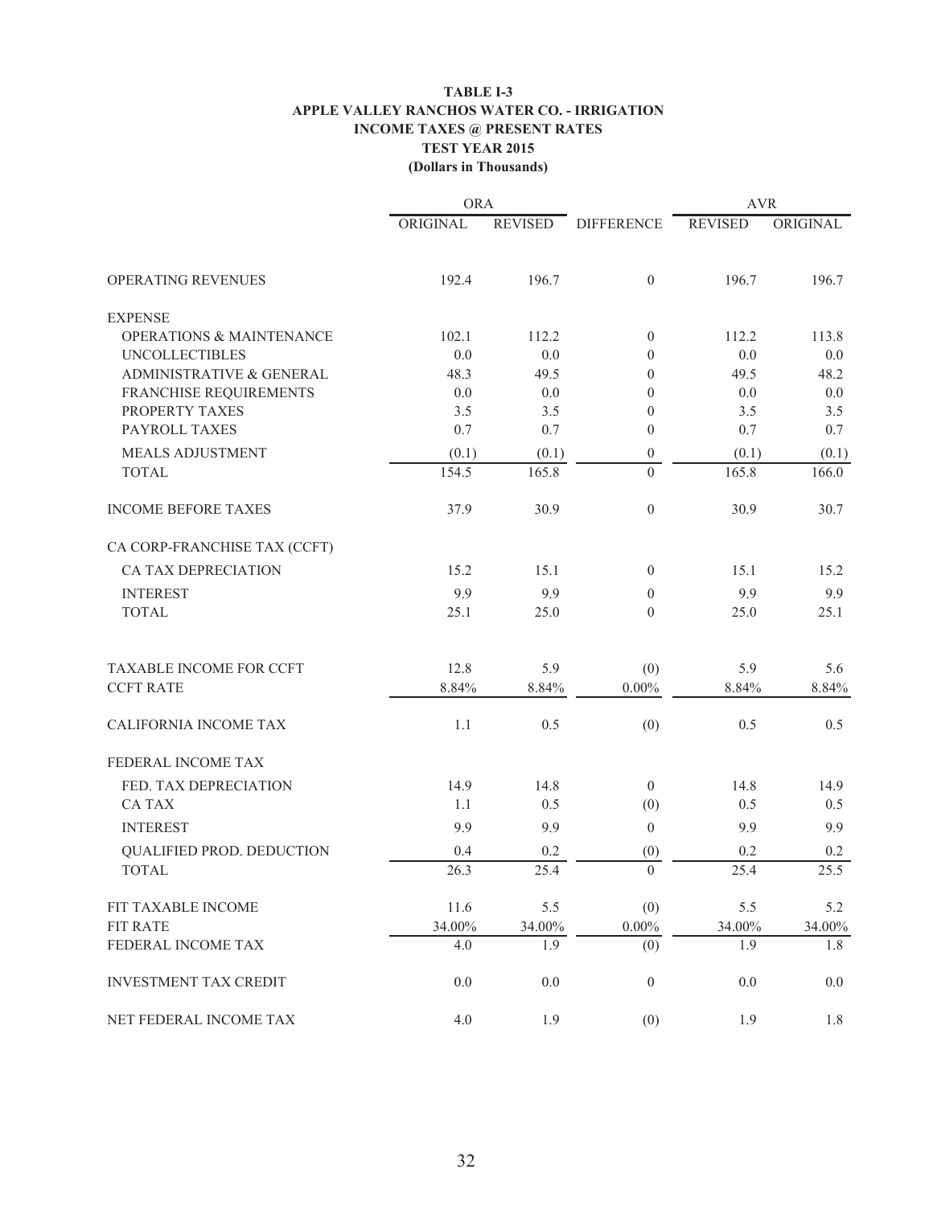**TABLE I-3**
**APPLE VALLEY RANCHOS WATER CO. - IRRIGATION**
**INCOME TAXES @ PRESENT RATES**
**TEST YEAR 2015**
**(Dollars in Thousands)**

| | ORA | | | AVR | |
|---|---|---|---|---|---|
| | ORIGINAL | REVISED | DIFFERENCE | REVISED | ORIGINAL |
| OPERATING REVENUES | 192.4 | 196.7 | 0 | 196.7 | 196.7 |
| EXPENSE | | | | | |
| OPERATIONS & MAINTENANCE | 102.1 | 112.2 | 0 | 112.2 | 113.8 |
| UNCOLLECTIBLES | 0.0 | 0.0 | 0 | 0.0 | 0.0 |
| ADMINISTRATIVE & GENERAL | 48.3 | 49.5 | 0 | 49.5 | 48.2 |
| FRANCHISE REQUIREMENTS | 0.0 | 0.0 | 0 | 0.0 | 0.0 |
| PROPERTY TAXES | 3.5 | 3.5 | 0 | 3.5 | 3.5 |
| PAYROLL TAXES | 0.7 | 0.7 | 0 | 0.7 | 0.7 |
| MEALS ADJUSTMENT | (0.1) | (0.1) | 0 | (0.1) | (0.1) |
| TOTAL | 154.5 | 165.8 | 0 | 165.8 | 166.0 |
| INCOME BEFORE TAXES | 37.9 | 30.9 | 0 | 30.9 | 30.7 |
| CA CORP-FRANCHISE TAX (CCFT) | | | | | |
| CA TAX DEPRECIATION | 15.2 | 15.1 | 0 | 15.1 | 15.2 |
| INTEREST | 9.9 | 9.9 | 0 | 9.9 | 9.9 |
| TOTAL | 25.1 | 25.0 | 0 | 25.0 | 25.1 |
| TAXABLE INCOME FOR CCFT | 12.8 | 5.9 | (0) | 5.9 | 5.6 |
| CCFT RATE | 8.84% | 8.84% | 0.00% | 8.84% | 8.84% |
| CALIFORNIA INCOME TAX | 1.1 | 0.5 | (0) | 0.5 | 0.5 |
| FEDERAL INCOME TAX | | | | | |
| FED. TAX DEPRECIATION | 14.9 | 14.8 | 0 | 14.8 | 14.9 |
| CA TAX | 1.1 | 0.5 | (0) | 0.5 | 0.5 |
| INTEREST | 9.9 | 9.9 | 0 | 9.9 | 9.9 |
| QUALIFIED PROD. DEDUCTION | 0.4 | 0.2 | (0) | 0.2 | 0.2 |
| TOTAL | 26.3 | 25.4 | 0 | 25.4 | 25.5 |
| FIT TAXABLE INCOME | 11.6 | 5.5 | (0) | 5.5 | 5.2 |
| FIT RATE | 34.00% | 34.00% | 0.00% | 34.00% | 34.00% |
| FEDERAL INCOME TAX | 4.0 | 1.9 | (0) | 1.9 | 1.8 |
| INVESTMENT TAX CREDIT | 0.0 | 0.0 | 0 | 0.0 | 0.0 |
| NET FEDERAL INCOME TAX | 4.0 | 1.9 | (0) | 1.9 | 1.8 |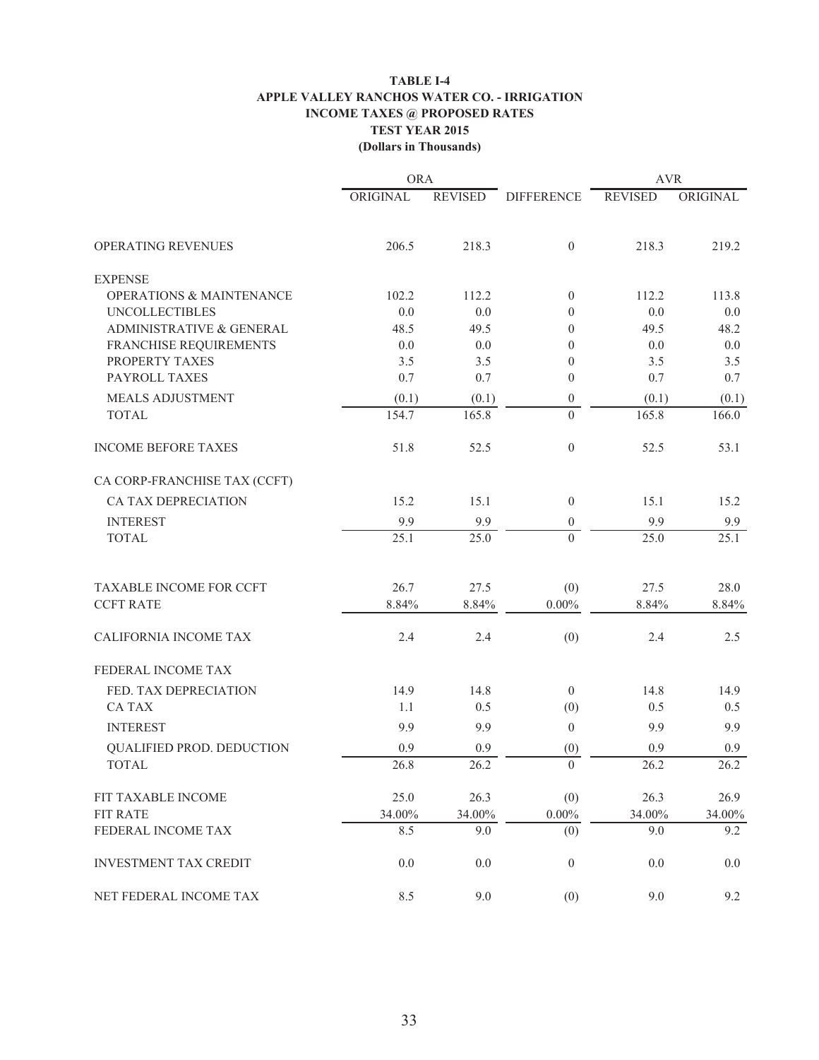**TABLE I-4**
**APPLE VALLEY RANCHOS WATER CO. - IRRIGATION**
**INCOME TAXES @ PROPOSED RATES**
**TEST YEAR 2015**
**(Dollars in Thousands)**

| | ORA | | | AVR | |
|---|---|---|---|---|---|
| | ORIGINAL | REVISED | DIFFERENCE | REVISED | ORIGINAL |
| OPERATING REVENUES | 206.5 | 218.3 | 0 | 218.3 | 219.2 |
| EXPENSE | | | | | |
| OPERATIONS & MAINTENANCE | 102.2 | 112.2 | 0 | 112.2 | 113.8 |
| UNCOLLECTIBLES | 0.0 | 0.0 | 0 | 0.0 | 0.0 |
| ADMINISTRATIVE & GENERAL | 48.5 | 49.5 | 0 | 49.5 | 48.2 |
| FRANCHISE REQUIREMENTS | 0.0 | 0.0 | 0 | 0.0 | 0.0 |
| PROPERTY TAXES | 3.5 | 3.5 | 0 | 3.5 | 3.5 |
| PAYROLL TAXES | 0.7 | 0.7 | 0 | 0.7 | 0.7 |
| MEALS ADJUSTMENT | (0.1) | (0.1) | 0 | (0.1) | (0.1) |
| TOTAL | 154.7 | 165.8 | 0 | 165.8 | 166.0 |
| INCOME BEFORE TAXES | 51.8 | 52.5 | 0 | 52.5 | 53.1 |
| CA CORP-FRANCHISE TAX (CCFT) | | | | | |
| CA TAX DEPRECIATION | 15.2 | 15.1 | 0 | 15.1 | 15.2 |
| INTEREST | 9.9 | 9.9 | 0 | 9.9 | 9.9 |
| TOTAL | 25.1 | 25.0 | 0 | 25.0 | 25.1 |
| TAXABLE INCOME FOR CCFT | 26.7 | 27.5 | (0) | 27.5 | 28.0 |
| CCFT RATE | 8.84% | 8.84% | 0.00% | 8.84% | 8.84% |
| CALIFORNIA INCOME TAX | 2.4 | 2.4 | (0) | 2.4 | 2.5 |
| FEDERAL INCOME TAX | | | | | |
| FED. TAX DEPRECIATION | 14.9 | 14.8 | 0 | 14.8 | 14.9 |
| CA TAX | 1.1 | 0.5 | (0) | 0.5 | 0.5 |
| INTEREST | 9.9 | 9.9 | 0 | 9.9 | 9.9 |
| QUALIFIED PROD. DEDUCTION | 0.9 | 0.9 | (0) | 0.9 | 0.9 |
| TOTAL | 26.8 | 26.2 | 0 | 26.2 | 26.2 |
| FIT TAXABLE INCOME | 25.0 | 26.3 | (0) | 26.3 | 26.9 |
| FIT RATE | 34.00% | 34.00% | 0.00% | 34.00% | 34.00% |
| FEDERAL INCOME TAX | 8.5 | 9.0 | (0) | 9.0 | 9.2 |
| INVESTMENT TAX CREDIT | 0.0 | 0.0 | 0 | 0.0 | 0.0 |
| NET FEDERAL INCOME TAX | 8.5 | 9.0 | (0) | 9.0 | 9.2 |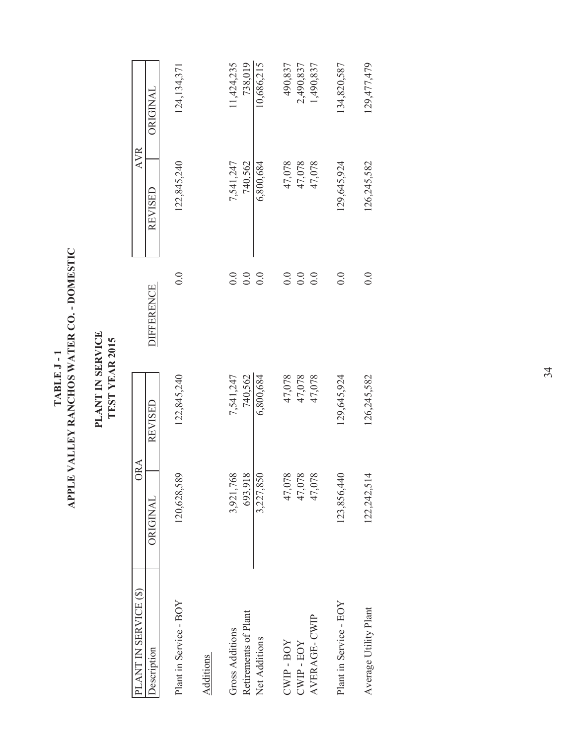**TABLE J - 1**
**APPLE VALLEY RANCHOS WATER CO. - DOMESTIC**

**PLANT IN SERVICE**
**TEST YEAR 2015**

| PLANT IN SERVICE ($) | ORA | | | AVR | |
|---|---|---|---|---|---|
| Description | ORIGINAL | REVISED | DIFFERENCE | REVISED | ORIGINAL |
| Plant in Service - BOY | 120,628,589 | 122,845,240 | 0.0 | 122,845,240 | 124,134,371 |
| Additions | | | | | |
| Gross Additions | 3,921,768 | 7,541,247 | 0.0 | 7,541,247 | 11,424,235 |
| Retirements of Plant | 693,918 | 740,562 | 0.0 | 740,562 | 738,019 |
| Net Additions | 3,227,850 | 6,800,684 | 0.0 | 6,800,684 | 10,686,215 |
| CWIP - BOY | 47,078 | 47,078 | 0.0 | 47,078 | 490,837 |
| CWIP - EOY | 47,078 | 47,078 | 0.0 | 47,078 | 2,490,837 |
| AVERAGE- CWIP | 47,078 | 47,078 | 0.0 | 47,078 | 1,490,837 |
| Plant in Service - EOY | 123,856,440 | 129,645,924 | 0.0 | 129,645,924 | 134,820,587 |
| Average Utility Plant | 122,242,514 | 126,245,582 | 0.0 | 126,245,582 | 129,477,479 |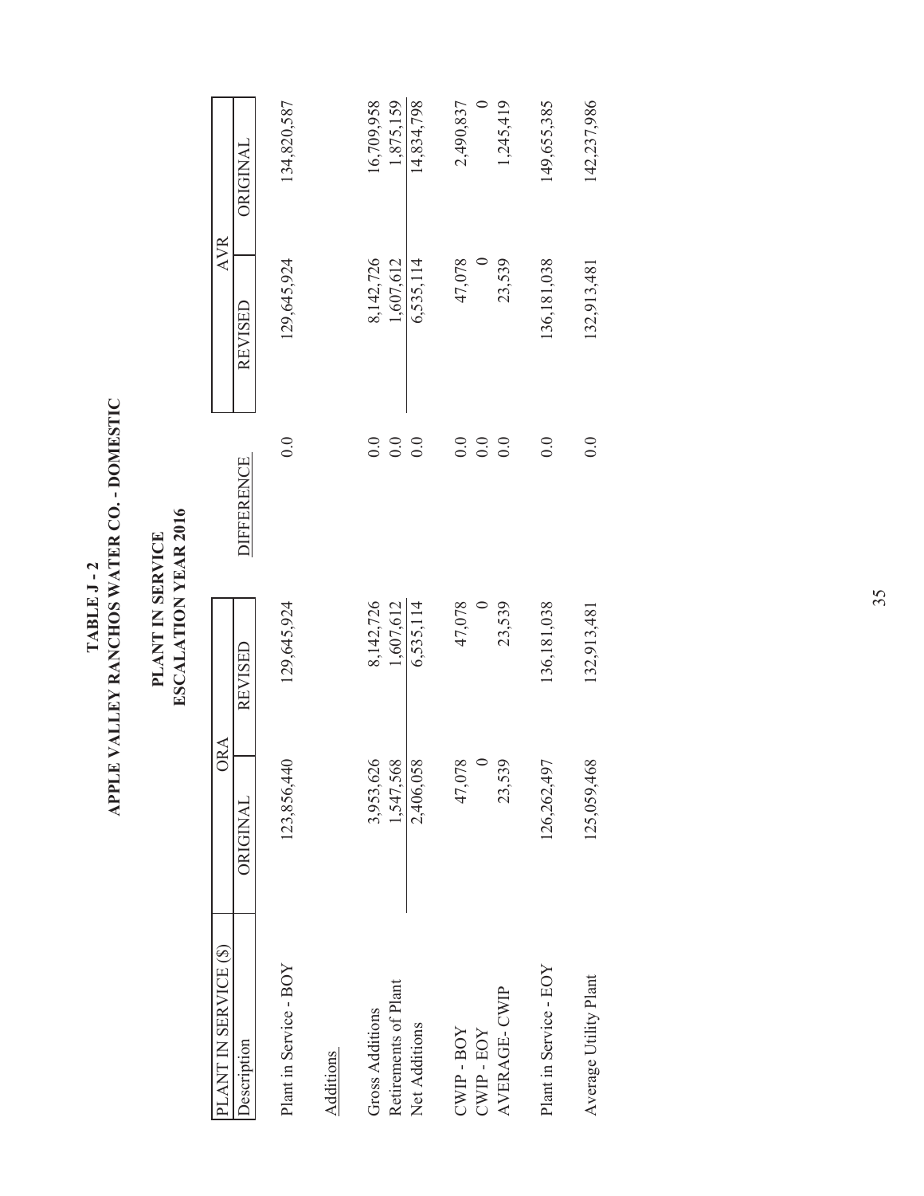**TABLE J - 2**
**APPLE VALLEY RANCHOS WATER CO. - DOMESTIC**

**PLANT IN SERVICE**
**ESCALATION YEAR 2016**

| PLANT IN SERVICE ($) | ORA | | DIFFERENCE | AVR | |
|---|---|---|---|---|---|
| Description | ORIGINAL | REVISED | | REVISED | ORIGINAL |
| Plant in Service - BOY | 123,856,440 | 129,645,924 | 0.0 | 129,645,924 | 134,820,587 |
| Additions | | | | | |
| Gross Additions | 3,953,626 | 8,142,726 | 0.0 | 8,142,726 | 16,709,958 |
| Retirements of Plant | 1,547,568 | 1,607,612 | 0.0 | 1,607,612 | 1,875,159 |
| Net Additions | 2,406,058 | 6,535,114 | 0.0 | 6,535,114 | 14,834,798 |
| CWIP - BOY | 47,078 | 47,078 | 0.0 | 47,078 | 2,490,837 |
| CWIP - EOY | 0 | 0 | 0.0 | 0 | 0 |
| AVERAGE- CWIP | 23,539 | 23,539 | 0.0 | 23,539 | 1,245,419 |
| Plant in Service - EOY | 126,262,497 | 136,181,038 | 0.0 | 136,181,038 | 149,655,385 |
| Average Utility Plant | 125,059,468 | 132,913,481 | 0.0 | 132,913,481 | 142,237,986 |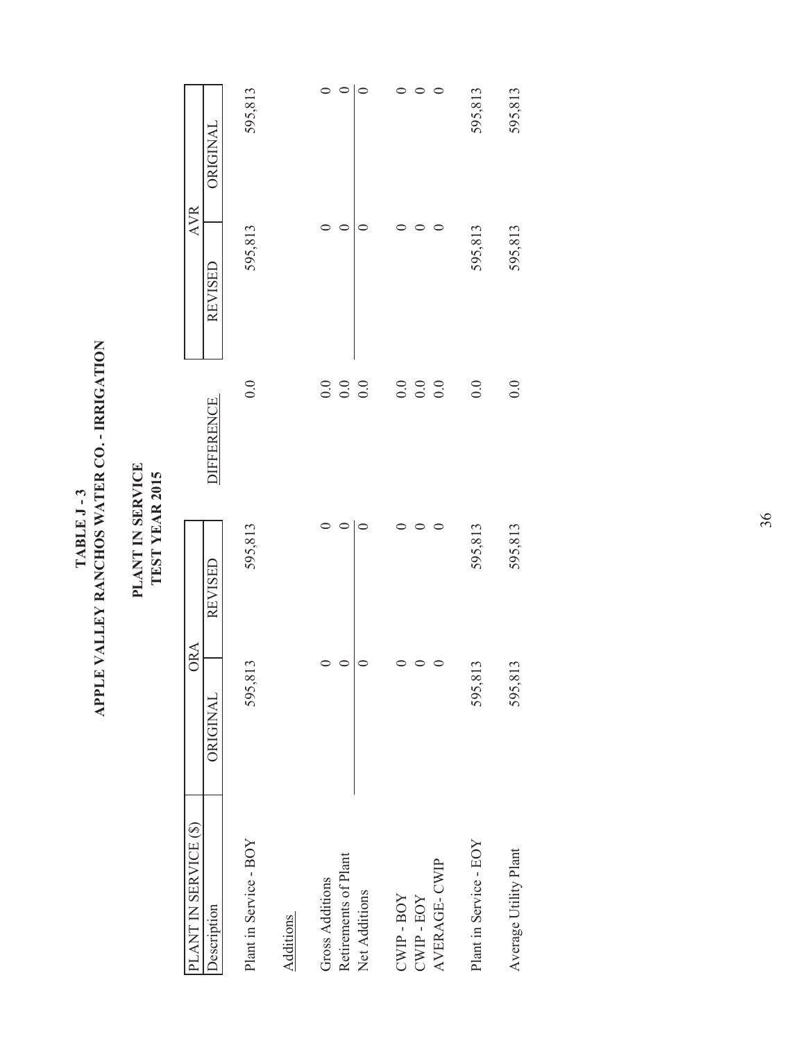**TABLE J - 3**
**APPLE VALLEY RANCHOS WATER CO. - IRRIGATION**

**PLANT IN SERVICE**
**TEST YEAR 2015**

| PLANT IN SERVICE ($) | ORA | | | AVR | |
|---|---|---|---|---|---|
| Description | ORIGINAL | REVISED | DIFFERENCE | REVISED | ORIGINAL |
| Plant in Service - BOY | 595,813 | 595,813 | 0.0 | 595,813 | 595,813 |
| Additions | | | | | |
| Gross Additions | 0 | 0 | 0.0 | 0 | 0 |
| Retirements of Plant | 0 | 0 | 0.0 | 0 | 0 |
| Net Additions | 0 | 0 | 0.0 | 0 | 0 |
| CWIP - BOY | 0 | 0 | 0.0 | 0 | 0 |
| CWIP - EOY | 0 | 0 | 0.0 | 0 | 0 |
| AVERAGE- CWIP | 0 | 0 | 0.0 | 0 | 0 |
| Plant in Service - EOY | 595,813 | 595,813 | 0.0 | 595,813 | 595,813 |
| Average Utility Plant | 595,813 | 595,813 | 0.0 | 595,813 | 595,813 |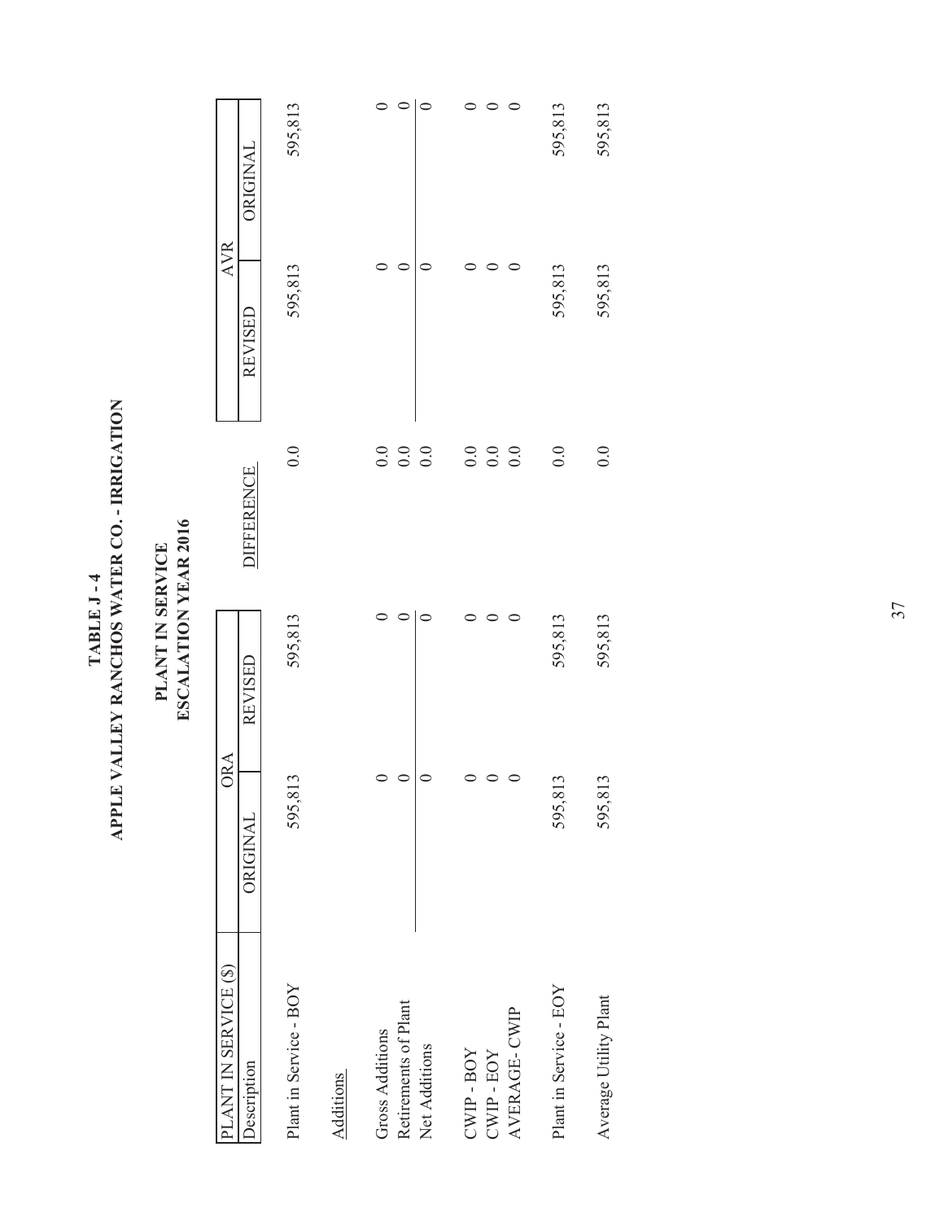# TABLE J - 4
# APPLE VALLEY RANCHOS WATER CO. - IRRIGATION

## PLANT IN SERVICE
## ESCALATION YEAR 2016

| PLANT IN SERVICE ($) | ORA | | | AVR | |
|---|---|---|---|---|---|
| Description | ORIGINAL | REVISED | DIFFERENCE | REVISED | ORIGINAL |
| Plant in Service - BOY | 595,813 | 595,813 | 0.0 | 595,813 | 595,813 |
| Additions | | | | | |
| Gross Additions | 0 | 0 | 0.0 | 0 | 0 |
| Retirements of Plant | 0 | 0 | 0.0 | 0 | 0 |
| Net Additions | 0 | 0 | 0.0 | 0 | 0 |
| CWIP - BOY | 0 | 0 | 0.0 | 0 | 0 |
| CWIP - EOY | 0 | 0 | 0.0 | 0 | 0 |
| AVERAGE- CWIP | 0 | 0 | 0.0 | 0 | 0 |
| Plant in Service - EOY | 595,813 | 595,813 | 0.0 | 595,813 | 595,813 |
| Average Utility Plant | 595,813 | 595,813 | 0.0 | 595,813 | 595,813 |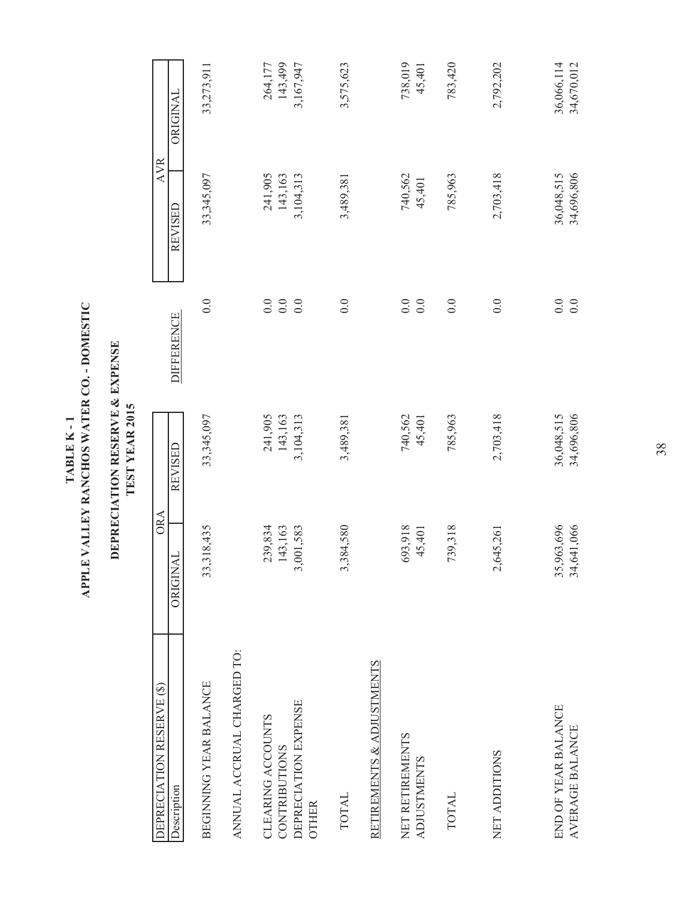# TABLE K - 1
# APPLE VALLEY RANCHOS WATER CO. - DOMESTIC

## DEPRECIATION RESERVE & EXPENSE
## TEST YEAR 2015

| DEPRECIATION RESERVE ($) | ORA | | | AVR | |
|---|---|---|---|---|---|
| Description | ORIGINAL | REVISED | DIFFERENCE | REVISED | ORIGINAL |
| BEGINNING YEAR BALANCE | 33,318,435 | 33,345,097 | 0.0 | 33,345,097 | 33,273,911 |
| ANNUAL ACCRUAL CHARGED TO: | | | | | |
| CLEARING ACCOUNTS | 239,834 | 241,905 | 0.0 | 241,905 | 264,177 |
| CONTRIBUTIONS | 143,163 | 143,163 | 0.0 | 143,163 | 143,499 |
| DEPRECIATION EXPENSE | 3,001,583 | 3,104,313 | 0.0 | 3,104,313 | 3,167,947 |
| OTHER | | | | | |
| TOTAL | 3,384,580 | 3,489,381 | 0.0 | 3,489,381 | 3,575,623 |
| RETIREMENTS & ADJUSTMENTS | | | | | |
| NET RETIREMENTS | 693,918 | 740,562 | 0.0 | 740,562 | 738,019 |
| ADJUSTMENTS | 45,401 | 45,401 | 0.0 | 45,401 | 45,401 |
| TOTAL | 739,318 | 785,963 | 0.0 | 785,963 | 783,420 |
| NET ADDITIONS | 2,645,261 | 2,703,418 | 0.0 | 2,703,418 | 2,792,202 |
| END OF YEAR BALANCE | 35,963,696 | 36,048,515 | 0.0 | 36,048,515 | 36,066,114 |
| AVERAGE BALANCE | 34,641,066 | 34,696,806 | 0.0 | 34,696,806 | 34,670,012 |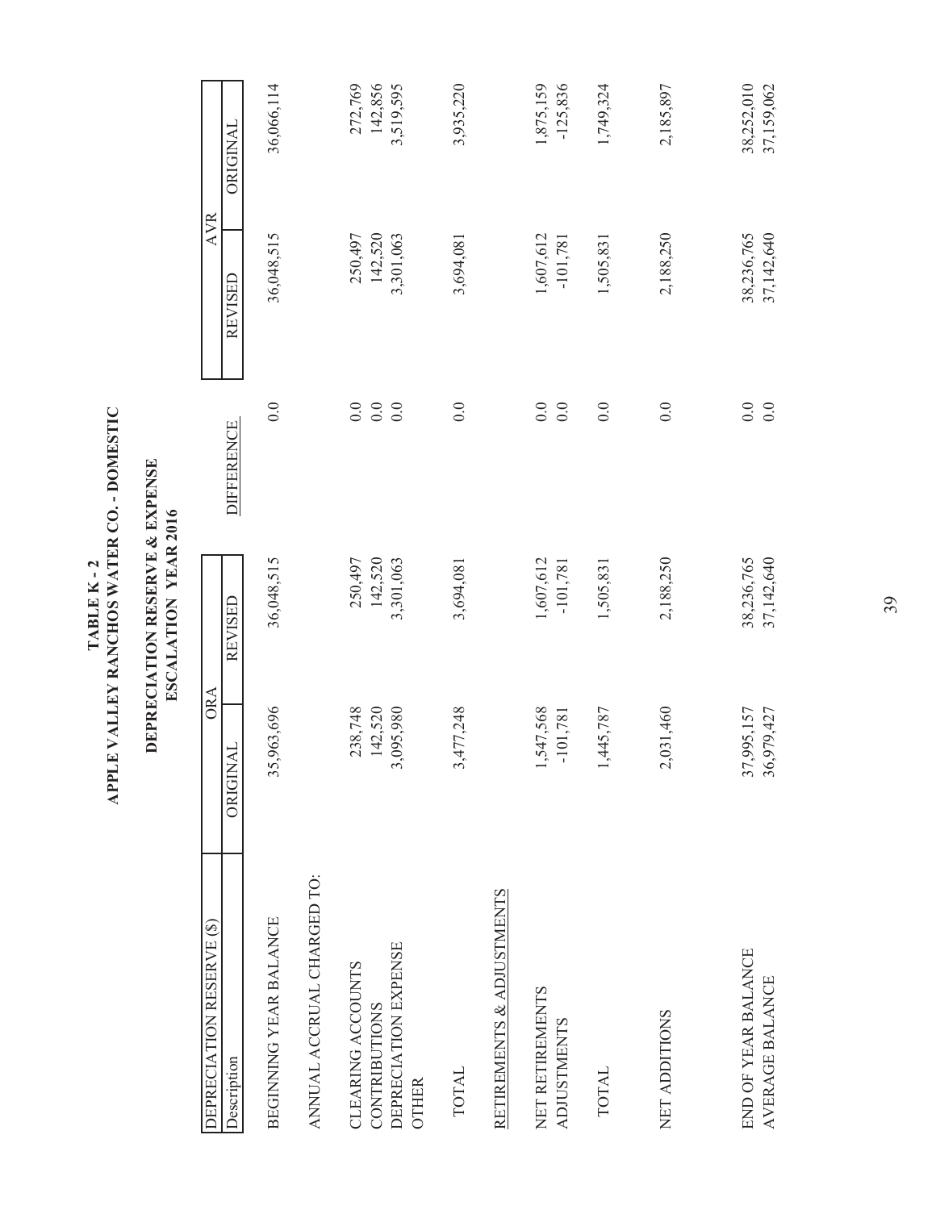# TABLE K - 2
# APPLE VALLEY RANCHOS WATER CO. - DOMESTIC

## DEPRECIATION RESERVE & EXPENSE
## ESCALATION YEAR 2016

| DEPRECIATION RESERVE ($) | ORA | | | AVR | |
|---|---|---|---|---|---|
| Description | ORIGINAL | REVISED | DIFFERENCE | REVISED | ORIGINAL |
| BEGINNING YEAR BALANCE | 35,963,696 | 36,048,515 | 0.0 | 36,048,515 | 36,066,114 |
| ANNUAL ACCRUAL CHARGED TO: | | | | | |
| CLEARING ACCOUNTS | 238,748 | 250,497 | 0.0 | 250,497 | 272,769 |
| CONTRIBUTIONS | 142,520 | 142,520 | 0.0 | 142,520 | 142,856 |
| DEPRECIATION EXPENSE | 3,095,980 | 3,301,063 | 0.0 | 3,301,063 | 3,519,595 |
| OTHER | | | | | |
| TOTAL | 3,477,248 | 3,694,081 | 0.0 | 3,694,081 | 3,935,220 |
| RETIREMENTS & ADJUSTMENTS | | | | | |
| NET RETIREMENTS | 1,547,568 | 1,607,612 | 0.0 | 1,607,612 | 1,875,159 |
| ADJUSTMENTS | -101,781 | -101,781 | 0.0 | -101,781 | -125,836 |
| TOTAL | 1,445,787 | 1,505,831 | 0.0 | 1,505,831 | 1,749,324 |
| NET ADDITIONS | 2,031,460 | 2,188,250 | 0.0 | 2,188,250 | 2,185,897 |
| END OF YEAR BALANCE | 37,995,157 | 38,236,765 | 0.0 | 38,236,765 | 38,252,010 |
| AVERAGE BALANCE | 36,979,427 | 37,142,640 | 0.0 | 37,142,640 | 37,159,062 |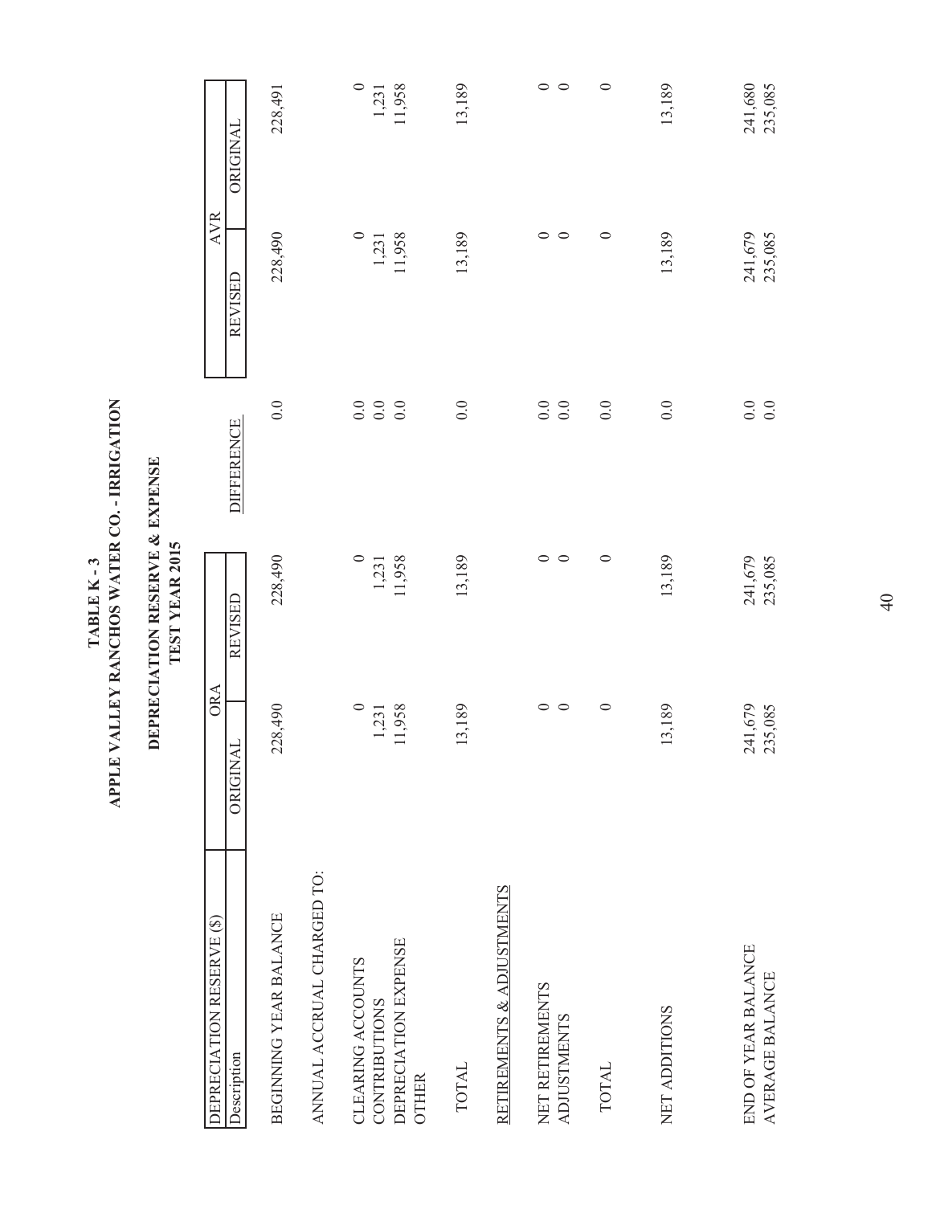**TABLE K - 3**
**APPLE VALLEY RANCHOS WATER CO. - IRRIGATION**

**DEPRECIATION RESERVE & EXPENSE**
**TEST YEAR 2015**

| DEPRECIATION RESERVE ($) | ORA | | | AVR | |
|---|---|---|---|---|---|
| Description | ORIGINAL | REVISED | DIFFERENCE | REVISED | ORIGINAL |
| BEGINNING YEAR BALANCE | 228,490 | 228,490 | 0.0 | 228,490 | 228,491 |
| ANNUAL ACCRUAL CHARGED TO: | | | | | |
| CLEARING ACCOUNTS | 0 | 0 | 0.0 | 0 | 0 |
| CONTRIBUTIONS | 1,231 | 1,231 | 0.0 | 1,231 | 1,231 |
| DEPRECIATION EXPENSE | 11,958 | 11,958 | 0.0 | 11,958 | 11,958 |
| OTHER | | | | | |
| TOTAL | 13,189 | 13,189 | 0.0 | 13,189 | 13,189 |
| RETIREMENTS & ADJUSTMENTS | | | | | |
| NET RETIREMENTS | 0 | 0 | 0.0 | 0 | 0 |
| ADJUSTMENTS | 0 | 0 | 0.0 | 0 | 0 |
| TOTAL | 0 | 0 | 0.0 | 0 | 0 |
| NET ADDITIONS | 13,189 | 13,189 | 0.0 | 13,189 | 13,189 |
| END OF YEAR BALANCE | 241,679 | 241,679 | 0.0 | 241,679 | 241,680 |
| AVERAGE BALANCE | 235,085 | 235,085 | 0.0 | 235,085 | 235,085 |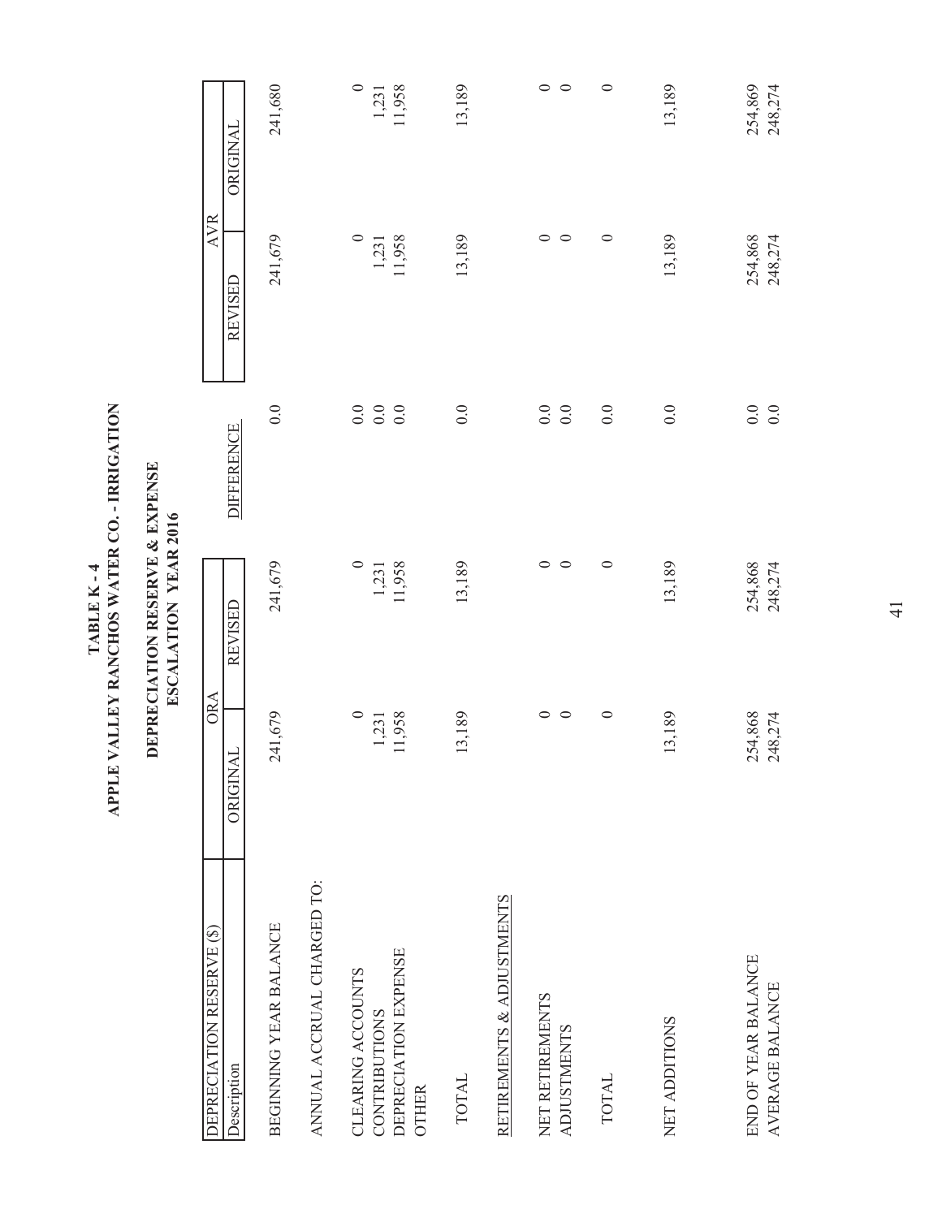**TABLE K - 4**
**APPLE VALLEY RANCHOS WATER CO. - IRRIGATION**

**DEPRECIATION RESERVE & EXPENSE**
**ESCALATION YEAR 2016**

| DEPRECIATION RESERVE ($) | ORA | | | AVR | |
|---|---|---|---|---|---|
| Description | ORIGINAL | REVISED | DIFFERENCE | REVISED | ORIGINAL |
| BEGINNING YEAR BALANCE | 241,679 | 241,679 | 0.0 | 241,679 | 241,680 |
| ANNUAL ACCRUAL CHARGED TO: | | | | | |
| CLEARING ACCOUNTS | 0 | 0 | 0.0 | 0 | 0 |
| CONTRIBUTIONS | 1,231 | 1,231 | 0.0 | 1,231 | 1,231 |
| DEPRECIATION EXPENSE | 11,958 | 11,958 | 0.0 | 11,958 | 11,958 |
| OTHER | | | | | |
| TOTAL | 13,189 | 13,189 | 0.0 | 13,189 | 13,189 |
| RETIREMENTS & ADJUSTMENTS | | | | | |
| NET RETIREMENTS | 0 | 0 | 0.0 | 0 | 0 |
| ADJUSTMENTS | 0 | 0 | 0.0 | 0 | 0 |
| TOTAL | 0 | 0 | 0.0 | 0 | 0 |
| NET ADDITIONS | 13,189 | 13,189 | 0.0 | 13,189 | 13,189 |
| END OF YEAR BALANCE | 254,868 | 254,868 | 0.0 | 254,868 | 254,869 |
| AVERAGE BALANCE | 248,274 | 248,274 | 0.0 | 248,274 | 248,274 |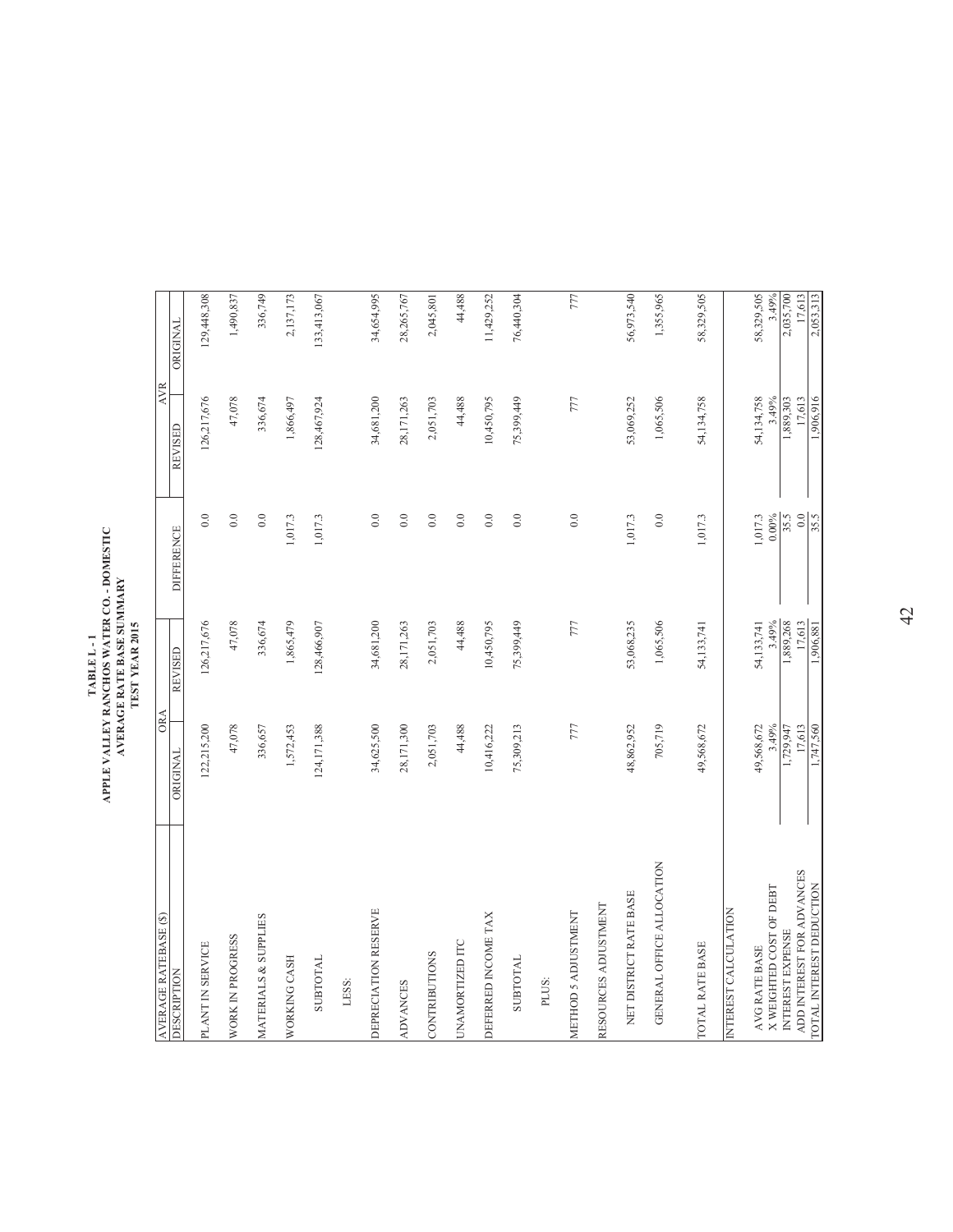**TABLE L - 1**
**APPLE VALLEY RANCHOS WATER CO. - DOMESTIC**
**AVERAGE RATE BASE SUMMARY**
**TEST YEAR 2015**

| AVERAGE RATEBASE ($) | ORA | | | AVR | |
|---|---|---|---|---|---|
| DESCRIPTION | ORIGINAL | REVISED | DIFFERENCE | REVISED | ORIGINAL |
| PLANT IN SERVICE | 122,215,200 | 126,217,676 | 0.0 | 126,217,676 | 129,448,308 |
| WORK IN PROGRESS | 47,078 | 47,078 | 0.0 | 47,078 | 1,490,837 |
| MATERIALS & SUPPLIES | 336,657 | 336,674 | 0.0 | 336,674 | 336,749 |
| WORKING CASH | 1,572,453 | 1,865,479 | 1,017.3 | 1,866,497 | 2,137,173 |
| SUBTOTAL | 124,171,388 | 128,466,907 | 1,017.3 | 128,467,924 | 133,413,067 |
| LESS: | | | | | |
| DEPRECIATION RESERVE | 34,625,500 | 34,681,200 | 0.0 | 34,681,200 | 34,654,995 |
| ADVANCES | 28,171,300 | 28,171,263 | 0.0 | 28,171,263 | 28,265,767 |
| CONTRIBUTIONS | 2,051,703 | 2,051,703 | 0.0 | 2,051,703 | 2,045,801 |
| UNAMORTIZED ITC | 44,488 | 44,488 | 0.0 | 44,488 | 44,488 |
| DEFERRED INCOME TAX | 10,416,222 | 10,450,795 | 0.0 | 10,450,795 | 11,429,252 |
| SUBTOTAL | 75,309,213 | 75,399,449 | 0.0 | 75,399,449 | 76,440,304 |
| PLUS: | | | | | |
| METHOD 5 ADJUSTMENT | 777 | 777 | 0.0 | 777 | 777 |
| RESOURCES ADJUSTMENT | | | | | |
| NET DISTRICT RATE BASE | 48,862,952 | 53,068,235 | 1,017.3 | 53,069,252 | 56,973,540 |
| GENERAL OFFICE ALLOCATION | 705,719 | 1,065,506 | 0.0 | 1,065,506 | 1,355,965 |
| TOTAL RATE BASE | 49,568,672 | 54,133,741 | 1,017.3 | 54,134,758 | 58,329,505 |
| INTEREST CALCULATION | | | | | |
| AVG RATE BASE | 49,568,672 | 54,133,741 | 1,017.3 | 54,134,758 | 58,329,505 |
| X WEIGHTED COST OF DEBT | 3.49% | 3.49% | 0.00% | 3.49% | 3.49% |
| INTEREST EXPENSE | 1,729,947 | 1,889,268 | 35.5 | 1,889,303 | 2,035,700 |
| ADD INTEREST FOR ADVANCES | 17,613 | 17,613 | 0.0 | 17,613 | 17,613 |
| TOTAL INTEREST DEDUCTION | 1,747,560 | 1,906,881 | 35.5 | 1,906,916 | 2,053,313 |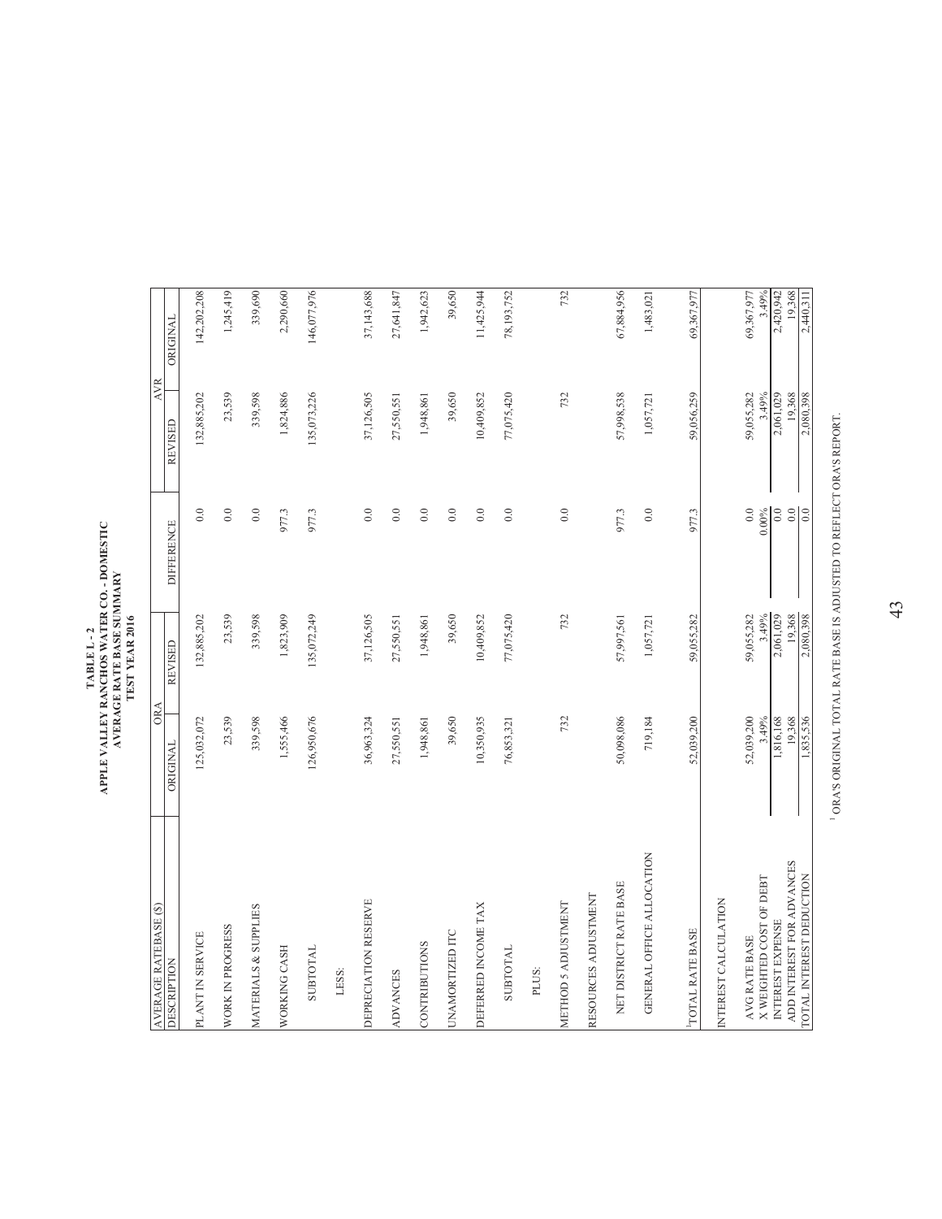**TABLE L - 2**
**APPLE VALLEY RANCHOS WATER CO. - DOMESTIC**
**AVERAGE RATE BASE SUMMARY**
**TEST YEAR 2016**

| AVERAGE RATEBASE ($) | ORA | | | AVR | |
|---|---|---|---|---|---|
| DESCRIPTION | ORIGINAL | REVISED | DIFFERENCE | REVISED | ORIGINAL |
| PLANT IN SERVICE | 125,032,072 | 132,885,202 | 0.0 | 132,885,202 | 142,202,208 |
| WORK IN PROGRESS | 23,539 | 23,539 | 0.0 | 23,539 | 1,245,419 |
| MATERIALS & SUPPLIES | 339,598 | 339,598 | 0.0 | 339,598 | 339,690 |
| WORKING CASH | 1,555,466 | 1,823,909 | 977.3 | 1,824,886 | 2,290,660 |
| SUBTOTAL | 126,950,676 | 135,072,249 | 977.3 | 135,073,226 | 146,077,976 |
| LESS: | | | | | |
| DEPRECIATION RESERVE | 36,963,324 | 37,126,505 | 0.0 | 37,126,505 | 37,143,688 |
| ADVANCES | 27,550,551 | 27,550,551 | 0.0 | 27,550,551 | 27,641,847 |
| CONTRIBUTIONS | 1,948,861 | 1,948,861 | 0.0 | 1,948,861 | 1,942,623 |
| UNAMORTIZED ITC | 39,650 | 39,650 | 0.0 | 39,650 | 39,650 |
| DEFERRED INCOME TAX | 10,350,935 | 10,409,852 | 0.0 | 10,409,852 | 11,425,944 |
| SUBTOTAL | 76,853,321 | 77,075,420 | 0.0 | 77,075,420 | 78,193,752 |
| PLUS: | | | | | |
| METHOD 5 ADJUSTMENT | 732 | 732 | 0.0 | 732 | 732 |
| RESOURCES ADJUSTMENT | | | | | |
| NET DISTRICT RATE BASE | 50,098,086 | 57,997,561 | 977.3 | 57,998,538 | 67,884,956 |
| GENERAL OFFICE ALLOCATION | 719,184 | 1,057,721 | 0.0 | 1,057,721 | 1,483,021 |
| [1]TOTAL RATE BASE | 52,039,200 | 59,055,282 | 977.3 | 59,056,259 | 69,367,977 |
| INTEREST CALCULATION | | | | | |
| AVG RATE BASE | 52,039,200 | 59,055,282 | 0.0 | 59,055,282 | 69,367,977 |
| X WEIGHTED COST OF DEBT | 3.49% | 3.49% | 0.00% | 3.49% | 3.49% |
| INTEREST EXPENSE | 1,816,168 | 2,061,029 | 0.0 | 2,061,029 | 2,420,942 |
| ADD INTEREST FOR ADVANCES | 19,368 | 19,368 | 0.0 | 19,368 | 19,368 |
| TOTAL INTEREST DEDUCTION | 1,835,536 | 2,080,398 | 0.0 | 2,080,398 | 2,440,311 |

[1] ORA'S ORIGINAL TOTAL RATE BASE IS ADJUSTED TO REFLECT ORA'S REPORT.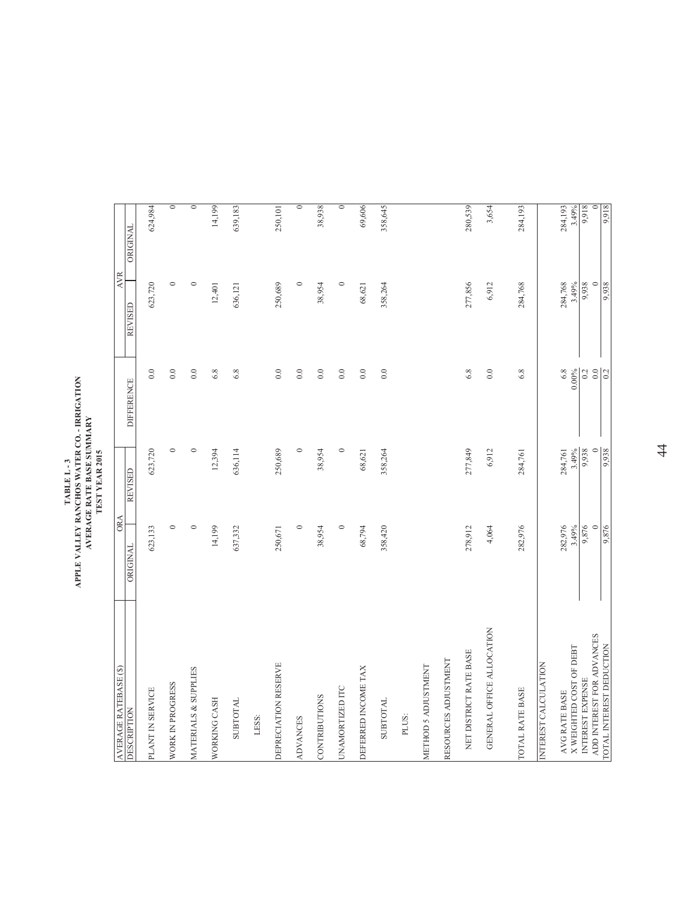**TABLE L - 3**
**APPLE VALLEY RANCHOS WATER CO. - IRRIGATION**
**AVERAGE RATE BASE SUMMARY**
**TEST YEAR 2015**

| AVERAGE RATEBASE ($) | ORA | | | AVR | |
|---|---|---|---|---|---|
| DESCRIPTION | ORIGINAL | REVISED | DIFFERENCE | REVISED | ORIGINAL |
| PLANT IN SERVICE | 623,133 | 623,720 | 0.0 | 623,720 | 624,984 |
| WORK IN PROGRESS | 0 | 0 | 0.0 | 0 | 0 |
| MATERIALS & SUPPLIES | 0 | 0 | 0.0 | 0 | 0 |
| WORKING CASH | 14,199 | 12,394 | 6.8 | 12,401 | 14,199 |
| SUBTOTAL | 637,332 | 636,114 | 6.8 | 636,121 | 639,183 |
| LESS: | | | | | |
| DEPRECIATION RESERVE | 250,671 | 250,689 | 0.0 | 250,689 | 250,101 |
| ADVANCES | 0 | 0 | 0.0 | 0 | 0 |
| CONTRIBUTIONS | 38,954 | 38,954 | 0.0 | 38,954 | 38,938 |
| UNAMORTIZED ITC | 0 | 0 | 0.0 | 0 | 0 |
| DEFERRED INCOME TAX | 68,794 | 68,621 | 0.0 | 68,621 | 69,606 |
| SUBTOTAL | 358,420 | 358,264 | 0.0 | 358,264 | 358,645 |
| PLUS: | | | | | |
| METHOD 5 ADJUSTMENT | | | | | |
| RESOURCES ADJUSTMENT | | | | | |
| NET DISTRICT RATE BASE | 278,912 | 277,849 | 6.8 | 277,856 | 280,539 |
| GENERAL OFFICE ALLOCATION | 4,064 | 6,912 | 0.0 | 6,912 | 3,654 |
| TOTAL RATE BASE | 282,976 | 284,761 | 6.8 | 284,768 | 284,193 |
| INTEREST CALCULATION | | | | | |
| AVG RATE BASE | 282,976 | 284,761 | 6.8 | 284,768 | 284,193 |
| X WEIGHTED COST OF DEBT | 3.49% | 3.49% | 0.00% | 3.49% | 3.49% |
| INTEREST EXPENSE | 9,876 | 9,938 | 0.2 | 9,938 | 9,918 |
| ADD INTEREST FOR ADVANCES | 0 | 0 | 0.0 | 0 | 0 |
| TOTAL INTEREST DEDUCTION | 9,876 | 9,938 | 0.2 | 9,938 | 9,918 |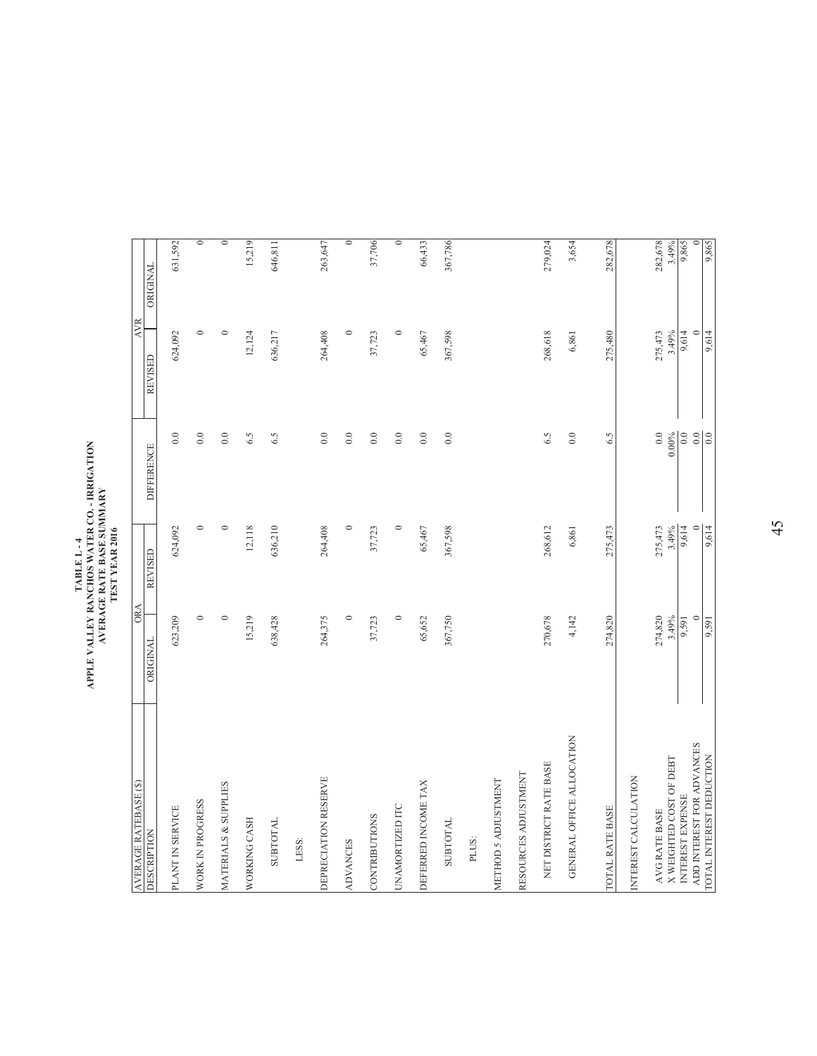**TABLE L - 4**
**APPLE VALLEY RANCHOS WATER CO. - IRRIGATION**
**AVERAGE RATE BASE SUMMARY**
**TEST YEAR 2016**

| AVERAGE RATEBASE ($) | ORA | | | AVR | |
|---|---|---|---|---|---|
| DESCRIPTION | ORIGINAL | REVISED | DIFFERENCE | REVISED | ORIGINAL |
| PLANT IN SERVICE | 623,209 | 624,092 | 0.0 | 624,092 | 631,592 |
| WORK IN PROGRESS | 0 | 0 | 0.0 | 0 | 0 |
| MATERIALS & SUPPLIES | 0 | 0 | 0.0 | 0 | 0 |
| WORKING CASH | 15,219 | 12,118 | 6.5 | 12,124 | 15,219 |
| SUBTOTAL | 638,428 | 636,210 | 6.5 | 636,217 | 646,811 |
| LESS: | | | | | |
| DEPRECIATION RESERVE | 264,375 | 264,408 | 0.0 | 264,408 | 263,647 |
| ADVANCES | 0 | 0 | 0.0 | 0 | 0 |
| CONTRIBUTIONS | 37,723 | 37,723 | 0.0 | 37,723 | 37,706 |
| UNAMORTIZED ITC | 0 | 0 | 0.0 | 0 | 0 |
| DEFERRED INCOME TAX | 65,652 | 65,467 | 0.0 | 65,467 | 66,433 |
| SUBTOTAL | 367,750 | 367,598 | 0.0 | 367,598 | 367,786 |
| PLUS: | | | | | |
| METHOD 5 ADJUSTMENT | | | | | |
| RESOURCES ADJUSTMENT | | | | | |
| NET DISTRICT RATE BASE | 270,678 | 268,612 | 6.5 | 268,618 | 279,024 |
| GENERAL OFFICE ALLOCATION | 4,142 | 6,861 | 0.0 | 6,861 | 3,654 |
| TOTAL RATE BASE | 274,820 | 275,473 | 6.5 | 275,480 | 282,678 |
| INTEREST CALCULATION | | | | | |
| AVG RATE BASE | 274,820 | 275,473 | 0.0 | 275,473 | 282,678 |
| X WEIGHTED COST OF DEBT | 3.49% | 3.49% | 0.00% | 3.49% | 3.49% |
| INTEREST EXPENSE | 9,591 | 9,614 | 0.0 | 9,614 | 9,865 |
| ADD INTEREST FOR ADVANCES | 0 | 0 | 0.0 | 0 | 0 |
| TOTAL INTEREST DEDUCTION | 9,591 | 9,614 | 0.0 | 9,614 | 9,865 |